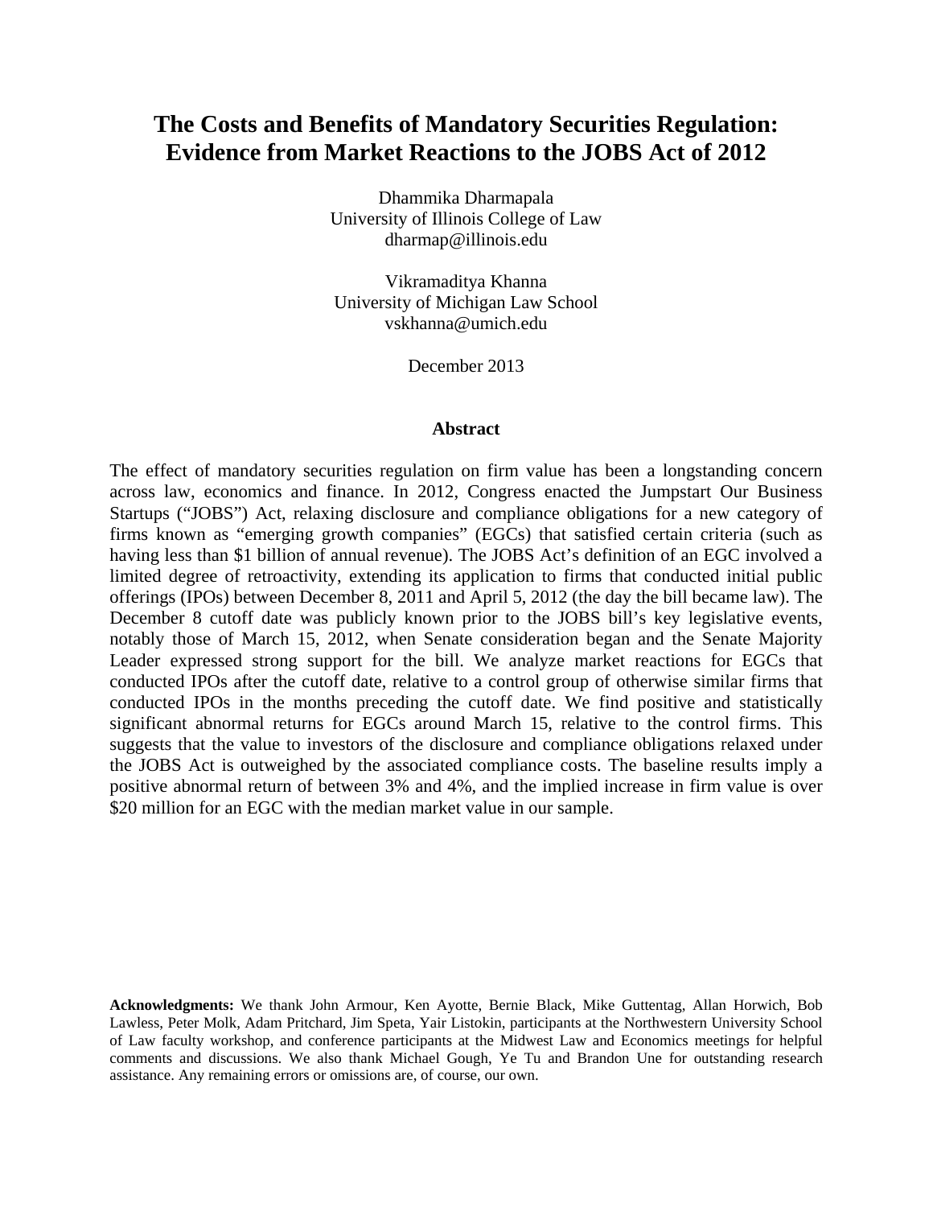# The Costs and Benefits of Mandatory Securities Regulation: Evidence from Market Reactions to the JOBS Act of 2012

Dhammika Dharmapala
University of Illinois College of Law
dharmap@illinois.edu

Vikramaditya Khanna
University of Michigan Law School
vskhanna@umich.edu

December 2013

## Abstract

The effect of mandatory securities regulation on firm value has been a longstanding concern across law, economics and finance. In 2012, Congress enacted the Jumpstart Our Business Startups ("JOBS") Act, relaxing disclosure and compliance obligations for a new category of firms known as "emerging growth companies" (EGCs) that satisfied certain criteria (such as having less than $1 billion of annual revenue). The JOBS Act's definition of an EGC involved a limited degree of retroactivity, extending its application to firms that conducted initial public offerings (IPOs) between December 8, 2011 and April 5, 2012 (the day the bill became law). The December 8 cutoff date was publicly known prior to the JOBS bill's key legislative events, notably those of March 15, 2012, when Senate consideration began and the Senate Majority Leader expressed strong support for the bill. We analyze market reactions for EGCs that conducted IPOs after the cutoff date, relative to a control group of otherwise similar firms that conducted IPOs in the months preceding the cutoff date. We find positive and statistically significant abnormal returns for EGCs around March 15, relative to the control firms. This suggests that the value to investors of the disclosure and compliance obligations relaxed under the JOBS Act is outweighed by the associated compliance costs. The baseline results imply a positive abnormal return of between 3% and 4%, and the implied increase in firm value is over $20 million for an EGC with the median market value in our sample.

**Acknowledgments:** We thank John Armour, Ken Ayotte, Bernie Black, Mike Guttentag, Allan Horwich, Bob Lawless, Peter Molk, Adam Pritchard, Jim Speta, Yair Listokin, participants at the Northwestern University School of Law faculty workshop, and conference participants at the Midwest Law and Economics meetings for helpful comments and discussions. We also thank Michael Gough, Ye Tu and Brandon Une for outstanding research assistance. Any remaining errors or omissions are, of course, our own.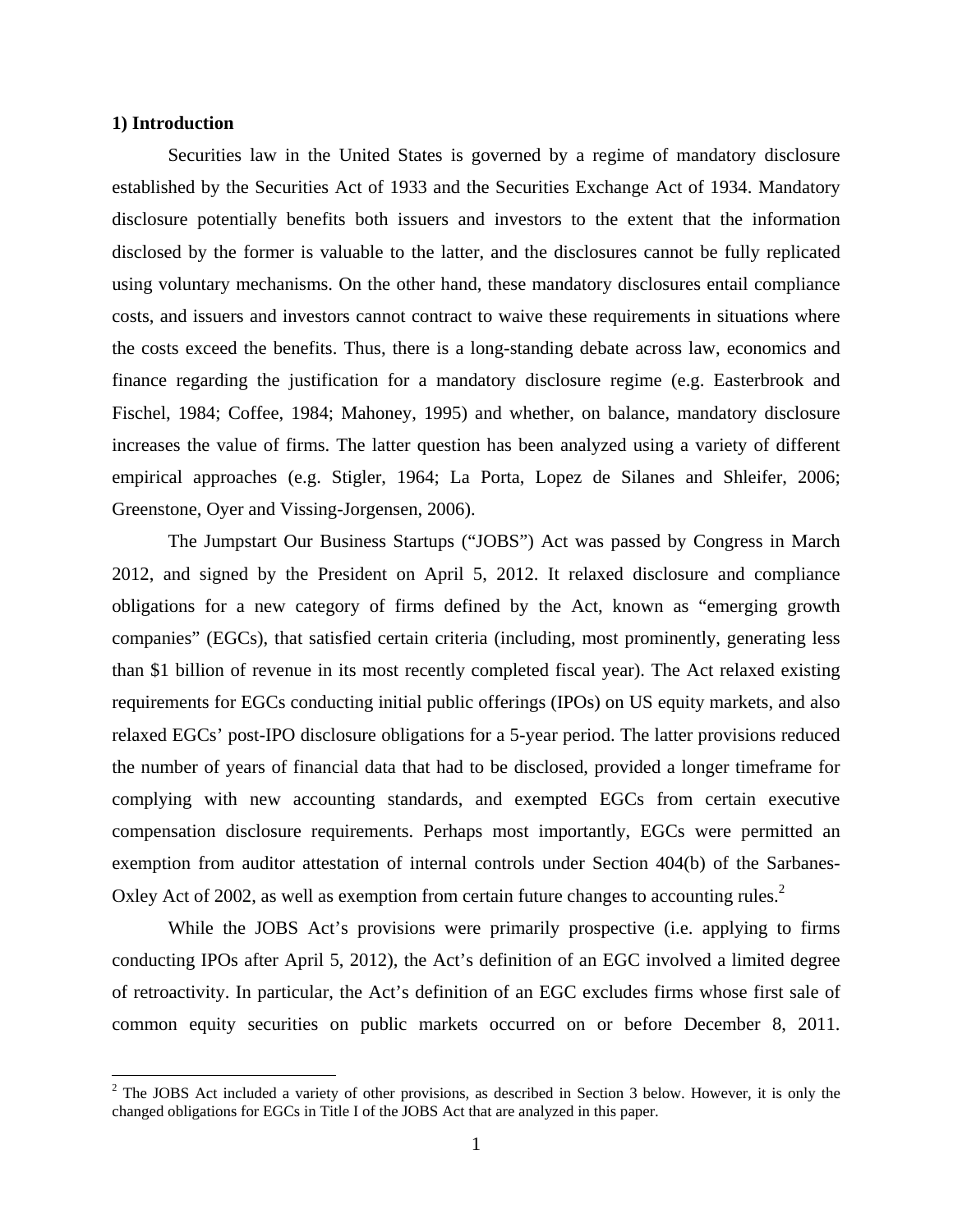## 1) Introduction

Securities law in the United States is governed by a regime of mandatory disclosure established by the Securities Act of 1933 and the Securities Exchange Act of 1934. Mandatory disclosure potentially benefits both issuers and investors to the extent that the information disclosed by the former is valuable to the latter, and the disclosures cannot be fully replicated using voluntary mechanisms. On the other hand, these mandatory disclosures entail compliance costs, and issuers and investors cannot contract to waive these requirements in situations where the costs exceed the benefits. Thus, there is a long-standing debate across law, economics and finance regarding the justification for a mandatory disclosure regime (e.g. Easterbrook and Fischel, 1984; Coffee, 1984; Mahoney, 1995) and whether, on balance, mandatory disclosure increases the value of firms. The latter question has been analyzed using a variety of different empirical approaches (e.g. Stigler, 1964; La Porta, Lopez de Silanes and Shleifer, 2006; Greenstone, Oyer and Vissing-Jorgensen, 2006).

The Jumpstart Our Business Startups ("JOBS") Act was passed by Congress in March 2012, and signed by the President on April 5, 2012. It relaxed disclosure and compliance obligations for a new category of firms defined by the Act, known as "emerging growth companies" (EGCs), that satisfied certain criteria (including, most prominently, generating less than $1 billion of revenue in its most recently completed fiscal year). The Act relaxed existing requirements for EGCs conducting initial public offerings (IPOs) on US equity markets, and also relaxed EGCs' post-IPO disclosure obligations for a 5-year period. The latter provisions reduced the number of years of financial data that had to be disclosed, provided a longer timeframe for complying with new accounting standards, and exempted EGCs from certain executive compensation disclosure requirements. Perhaps most importantly, EGCs were permitted an exemption from auditor attestation of internal controls under Section 404(b) of the Sarbanes-Oxley Act of 2002, as well as exemption from certain future changes to accounting rules.[2]

While the JOBS Act's provisions were primarily prospective (i.e. applying to firms conducting IPOs after April 5, 2012), the Act's definition of an EGC involved a limited degree of retroactivity. In particular, the Act's definition of an EGC excludes firms whose first sale of common equity securities on public markets occurred on or before December 8, 2011.

[2] The JOBS Act included a variety of other provisions, as described in Section 3 below. However, it is only the changed obligations for EGCs in Title I of the JOBS Act that are analyzed in this paper.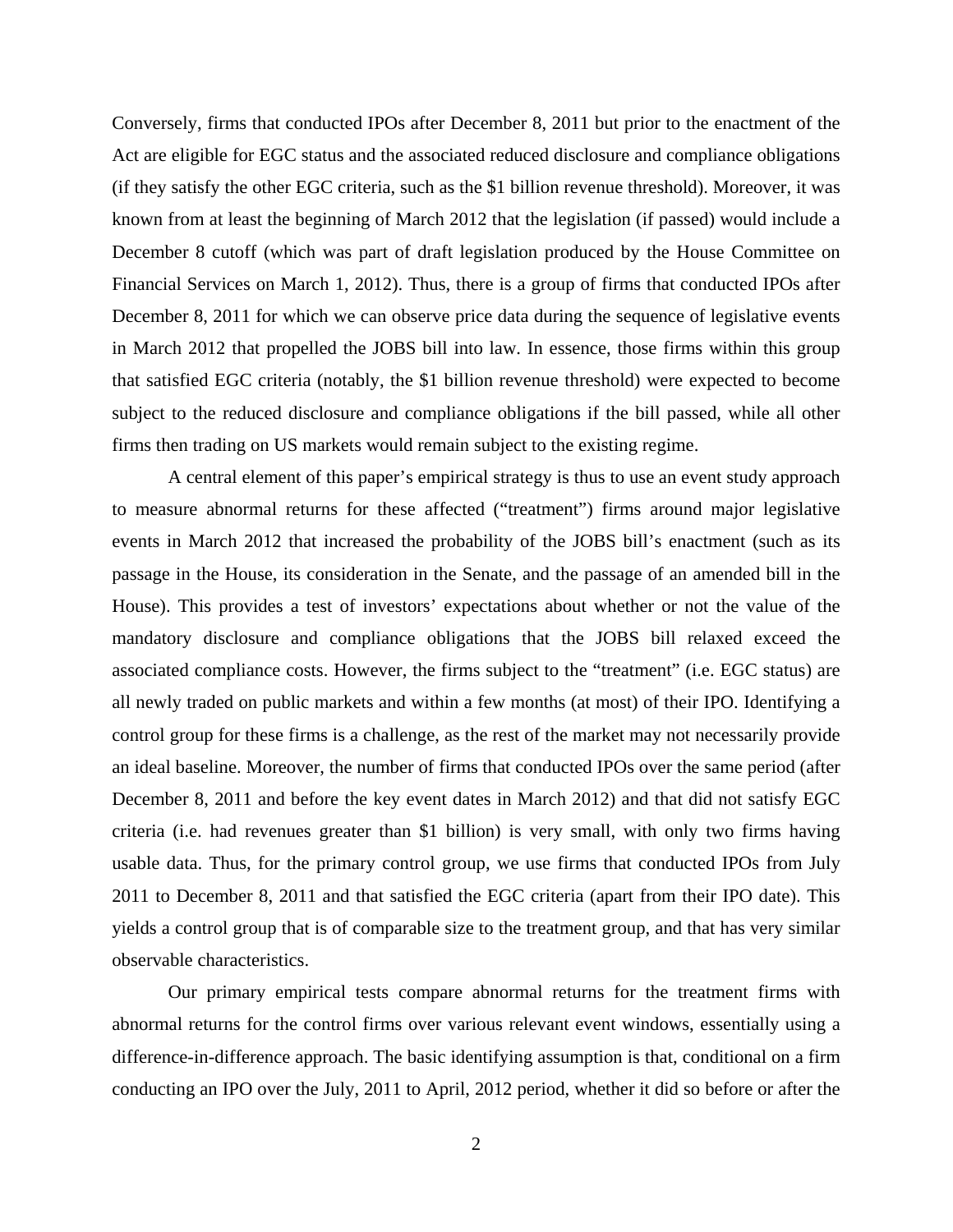Conversely, firms that conducted IPOs after December 8, 2011 but prior to the enactment of the Act are eligible for EGC status and the associated reduced disclosure and compliance obligations (if they satisfy the other EGC criteria, such as the $1 billion revenue threshold). Moreover, it was known from at least the beginning of March 2012 that the legislation (if passed) would include a December 8 cutoff (which was part of draft legislation produced by the House Committee on Financial Services on March 1, 2012). Thus, there is a group of firms that conducted IPOs after December 8, 2011 for which we can observe price data during the sequence of legislative events in March 2012 that propelled the JOBS bill into law. In essence, those firms within this group that satisfied EGC criteria (notably, the $1 billion revenue threshold) were expected to become subject to the reduced disclosure and compliance obligations if the bill passed, while all other firms then trading on US markets would remain subject to the existing regime.

A central element of this paper's empirical strategy is thus to use an event study approach to measure abnormal returns for these affected ("treatment") firms around major legislative events in March 2012 that increased the probability of the JOBS bill's enactment (such as its passage in the House, its consideration in the Senate, and the passage of an amended bill in the House). This provides a test of investors' expectations about whether or not the value of the mandatory disclosure and compliance obligations that the JOBS bill relaxed exceed the associated compliance costs. However, the firms subject to the "treatment" (i.e. EGC status) are all newly traded on public markets and within a few months (at most) of their IPO. Identifying a control group for these firms is a challenge, as the rest of the market may not necessarily provide an ideal baseline. Moreover, the number of firms that conducted IPOs over the same period (after December 8, 2011 and before the key event dates in March 2012) and that did not satisfy EGC criteria (i.e. had revenues greater than $1 billion) is very small, with only two firms having usable data. Thus, for the primary control group, we use firms that conducted IPOs from July 2011 to December 8, 2011 and that satisfied the EGC criteria (apart from their IPO date). This yields a control group that is of comparable size to the treatment group, and that has very similar observable characteristics.

Our primary empirical tests compare abnormal returns for the treatment firms with abnormal returns for the control firms over various relevant event windows, essentially using a difference-in-difference approach. The basic identifying assumption is that, conditional on a firm conducting an IPO over the July, 2011 to April, 2012 period, whether it did so before or after the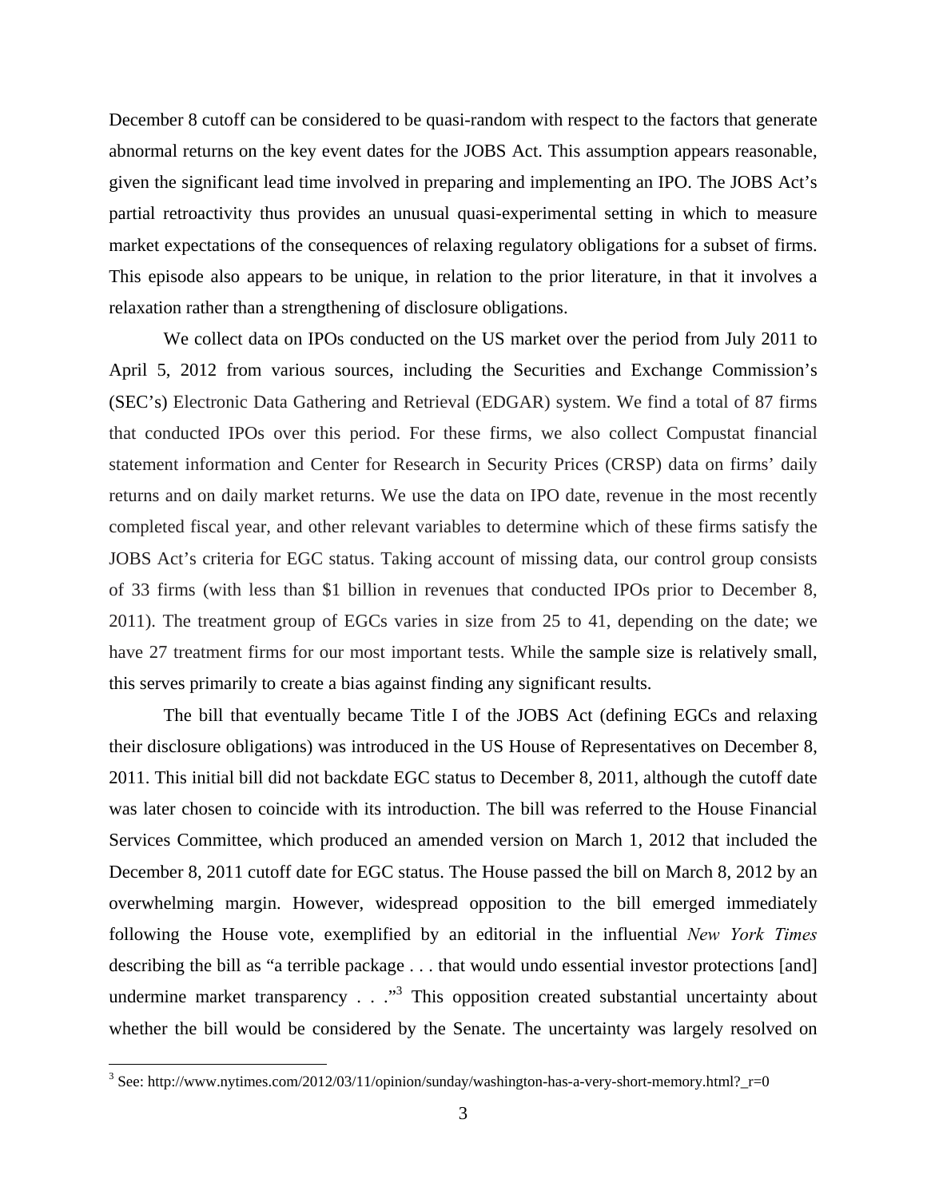December 8 cutoff can be considered to be quasi-random with respect to the factors that generate abnormal returns on the key event dates for the JOBS Act. This assumption appears reasonable, given the significant lead time involved in preparing and implementing an IPO. The JOBS Act's partial retroactivity thus provides an unusual quasi-experimental setting in which to measure market expectations of the consequences of relaxing regulatory obligations for a subset of firms. This episode also appears to be unique, in relation to the prior literature, in that it involves a relaxation rather than a strengthening of disclosure obligations.

We collect data on IPOs conducted on the US market over the period from July 2011 to April 5, 2012 from various sources, including the Securities and Exchange Commission's (SEC's) Electronic Data Gathering and Retrieval (EDGAR) system. We find a total of 87 firms that conducted IPOs over this period. For these firms, we also collect Compustat financial statement information and Center for Research in Security Prices (CRSP) data on firms' daily returns and on daily market returns. We use the data on IPO date, revenue in the most recently completed fiscal year, and other relevant variables to determine which of these firms satisfy the JOBS Act's criteria for EGC status. Taking account of missing data, our control group consists of 33 firms (with less than $1 billion in revenues that conducted IPOs prior to December 8, 2011). The treatment group of EGCs varies in size from 25 to 41, depending on the date; we have 27 treatment firms for our most important tests. While the sample size is relatively small, this serves primarily to create a bias against finding any significant results.

The bill that eventually became Title I of the JOBS Act (defining EGCs and relaxing their disclosure obligations) was introduced in the US House of Representatives on December 8, 2011. This initial bill did not backdate EGC status to December 8, 2011, although the cutoff date was later chosen to coincide with its introduction. The bill was referred to the House Financial Services Committee, which produced an amended version on March 1, 2012 that included the December 8, 2011 cutoff date for EGC status. The House passed the bill on March 8, 2012 by an overwhelming margin. However, widespread opposition to the bill emerged immediately following the House vote, exemplified by an editorial in the influential *New York Times* describing the bill as "a terrible package . . . that would undo essential investor protections [and] undermine market transparency . . ."[3] This opposition created substantial uncertainty about whether the bill would be considered by the Senate. The uncertainty was largely resolved on

[3] See: http://www.nytimes.com/2012/03/11/opinion/sunday/washington-has-a-very-short-memory.html?_r=0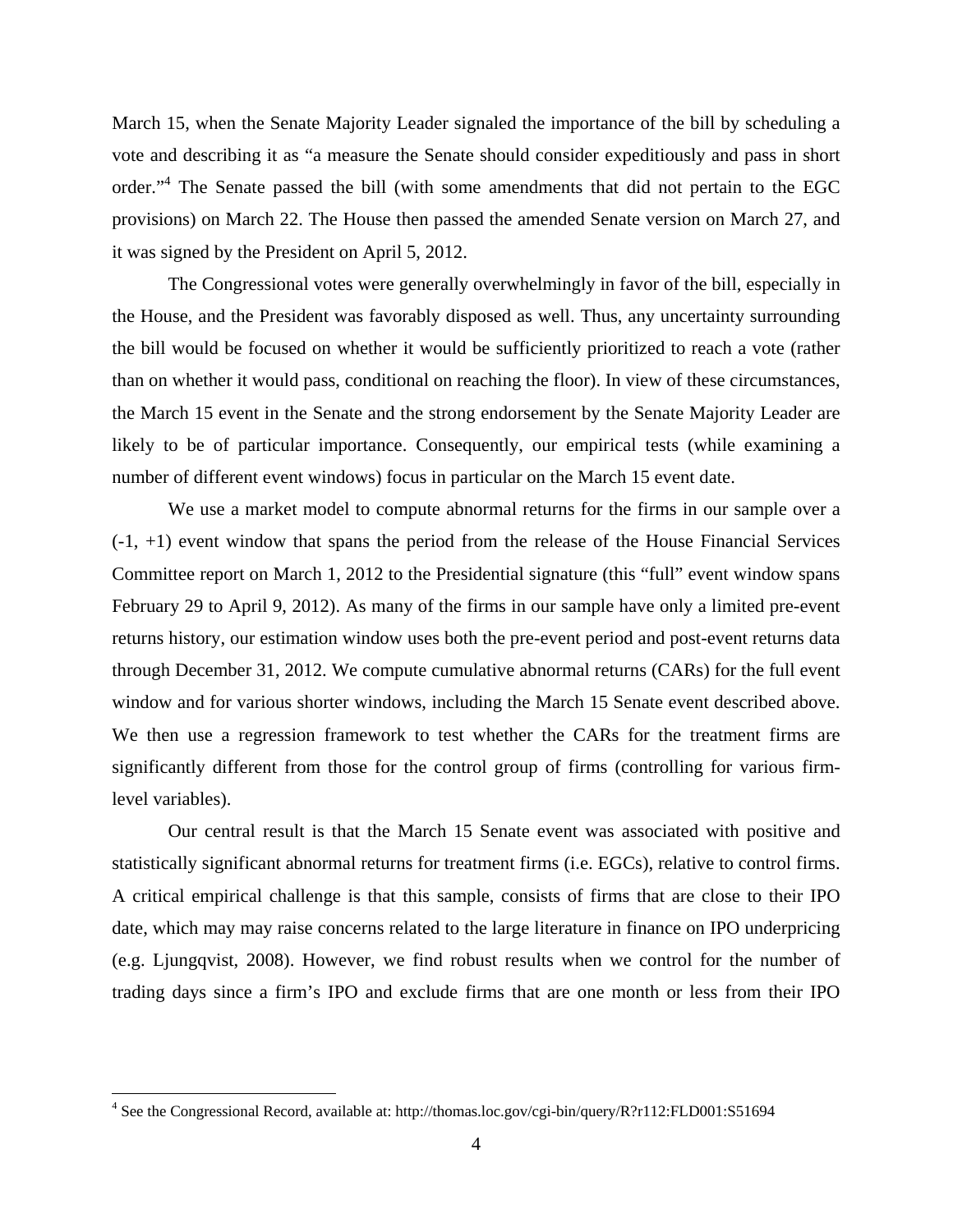March 15, when the Senate Majority Leader signaled the importance of the bill by scheduling a vote and describing it as "a measure the Senate should consider expeditiously and pass in short order."[4] The Senate passed the bill (with some amendments that did not pertain to the EGC provisions) on March 22. The House then passed the amended Senate version on March 27, and it was signed by the President on April 5, 2012.

The Congressional votes were generally overwhelmingly in favor of the bill, especially in the House, and the President was favorably disposed as well. Thus, any uncertainty surrounding the bill would be focused on whether it would be sufficiently prioritized to reach a vote (rather than on whether it would pass, conditional on reaching the floor). In view of these circumstances, the March 15 event in the Senate and the strong endorsement by the Senate Majority Leader are likely to be of particular importance. Consequently, our empirical tests (while examining a number of different event windows) focus in particular on the March 15 event date.

We use a market model to compute abnormal returns for the firms in our sample over a (-1, +1) event window that spans the period from the release of the House Financial Services Committee report on March 1, 2012 to the Presidential signature (this "full" event window spans February 29 to April 9, 2012). As many of the firms in our sample have only a limited pre-event returns history, our estimation window uses both the pre-event period and post-event returns data through December 31, 2012. We compute cumulative abnormal returns (CARs) for the full event window and for various shorter windows, including the March 15 Senate event described above. We then use a regression framework to test whether the CARs for the treatment firms are significantly different from those for the control group of firms (controlling for various firm-level variables).

Our central result is that the March 15 Senate event was associated with positive and statistically significant abnormal returns for treatment firms (i.e. EGCs), relative to control firms. A critical empirical challenge is that this sample, consists of firms that are close to their IPO date, which may may raise concerns related to the large literature in finance on IPO underpricing (e.g. Ljungqvist, 2008). However, we find robust results when we control for the number of trading days since a firm's IPO and exclude firms that are one month or less from their IPO

[4] See the Congressional Record, available at: http://thomas.loc.gov/cgi-bin/query/R?r112:FLD001:S51694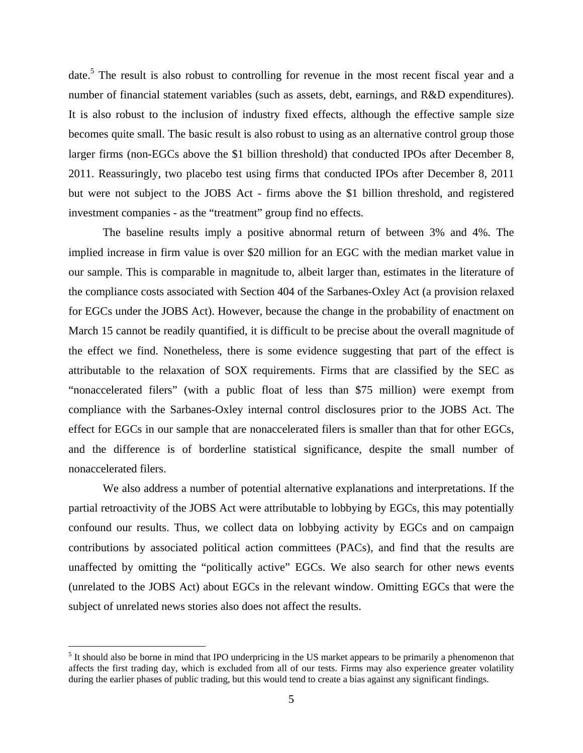date.[5] The result is also robust to controlling for revenue in the most recent fiscal year and a number of financial statement variables (such as assets, debt, earnings, and R&D expenditures). It is also robust to the inclusion of industry fixed effects, although the effective sample size becomes quite small. The basic result is also robust to using as an alternative control group those larger firms (non-EGCs above the $1 billion threshold) that conducted IPOs after December 8, 2011. Reassuringly, two placebo test using firms that conducted IPOs after December 8, 2011 but were not subject to the JOBS Act - firms above the $1 billion threshold, and registered investment companies - as the "treatment" group find no effects.

The baseline results imply a positive abnormal return of between 3% and 4%. The implied increase in firm value is over $20 million for an EGC with the median market value in our sample. This is comparable in magnitude to, albeit larger than, estimates in the literature of the compliance costs associated with Section 404 of the Sarbanes-Oxley Act (a provision relaxed for EGCs under the JOBS Act). However, because the change in the probability of enactment on March 15 cannot be readily quantified, it is difficult to be precise about the overall magnitude of the effect we find. Nonetheless, there is some evidence suggesting that part of the effect is attributable to the relaxation of SOX requirements. Firms that are classified by the SEC as "nonaccelerated filers" (with a public float of less than $75 million) were exempt from compliance with the Sarbanes-Oxley internal control disclosures prior to the JOBS Act. The effect for EGCs in our sample that are nonaccelerated filers is smaller than that for other EGCs, and the difference is of borderline statistical significance, despite the small number of nonaccelerated filers.

We also address a number of potential alternative explanations and interpretations. If the partial retroactivity of the JOBS Act were attributable to lobbying by EGCs, this may potentially confound our results. Thus, we collect data on lobbying activity by EGCs and on campaign contributions by associated political action committees (PACs), and find that the results are unaffected by omitting the "politically active" EGCs. We also search for other news events (unrelated to the JOBS Act) about EGCs in the relevant window. Omitting EGCs that were the subject of unrelated news stories also does not affect the results.

[5] It should also be borne in mind that IPO underpricing in the US market appears to be primarily a phenomenon that affects the first trading day, which is excluded from all of our tests. Firms may also experience greater volatility during the earlier phases of public trading, but this would tend to create a bias against any significant findings.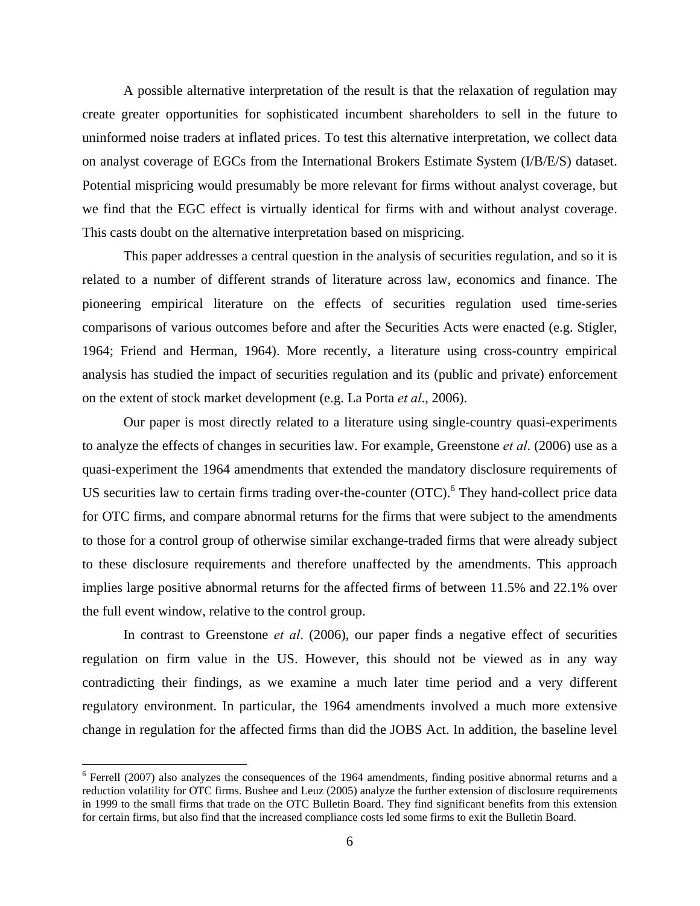A possible alternative interpretation of the result is that the relaxation of regulation may create greater opportunities for sophisticated incumbent shareholders to sell in the future to uninformed noise traders at inflated prices. To test this alternative interpretation, we collect data on analyst coverage of EGCs from the International Brokers Estimate System (I/B/E/S) dataset. Potential mispricing would presumably be more relevant for firms without analyst coverage, but we find that the EGC effect is virtually identical for firms with and without analyst coverage. This casts doubt on the alternative interpretation based on mispricing.

This paper addresses a central question in the analysis of securities regulation, and so it is related to a number of different strands of literature across law, economics and finance. The pioneering empirical literature on the effects of securities regulation used time-series comparisons of various outcomes before and after the Securities Acts were enacted (e.g. Stigler, 1964; Friend and Herman, 1964). More recently, a literature using cross-country empirical analysis has studied the impact of securities regulation and its (public and private) enforcement on the extent of stock market development (e.g. La Porta *et al*., 2006).

Our paper is most directly related to a literature using single-country quasi-experiments to analyze the effects of changes in securities law. For example, Greenstone *et al*. (2006) use as a quasi-experiment the 1964 amendments that extended the mandatory disclosure requirements of US securities law to certain firms trading over-the-counter (OTC).[6] They hand-collect price data for OTC firms, and compare abnormal returns for the firms that were subject to the amendments to those for a control group of otherwise similar exchange-traded firms that were already subject to these disclosure requirements and therefore unaffected by the amendments. This approach implies large positive abnormal returns for the affected firms of between 11.5% and 22.1% over the full event window, relative to the control group.

In contrast to Greenstone *et al*. (2006), our paper finds a negative effect of securities regulation on firm value in the US. However, this should not be viewed as in any way contradicting their findings, as we examine a much later time period and a very different regulatory environment. In particular, the 1964 amendments involved a much more extensive change in regulation for the affected firms than did the JOBS Act. In addition, the baseline level

[6] Ferrell (2007) also analyzes the consequences of the 1964 amendments, finding positive abnormal returns and a reduction volatility for OTC firms. Bushee and Leuz (2005) analyze the further extension of disclosure requirements in 1999 to the small firms that trade on the OTC Bulletin Board. They find significant benefits from this extension for certain firms, but also find that the increased compliance costs led some firms to exit the Bulletin Board.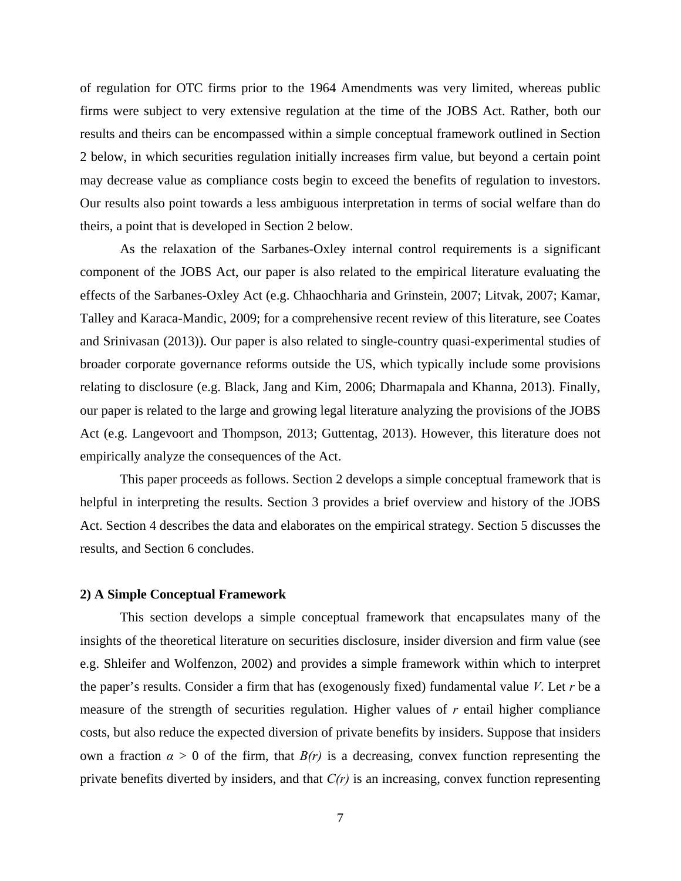of regulation for OTC firms prior to the 1964 Amendments was very limited, whereas public firms were subject to very extensive regulation at the time of the JOBS Act. Rather, both our results and theirs can be encompassed within a simple conceptual framework outlined in Section 2 below, in which securities regulation initially increases firm value, but beyond a certain point may decrease value as compliance costs begin to exceed the benefits of regulation to investors. Our results also point towards a less ambiguous interpretation in terms of social welfare than do theirs, a point that is developed in Section 2 below.

As the relaxation of the Sarbanes-Oxley internal control requirements is a significant component of the JOBS Act, our paper is also related to the empirical literature evaluating the effects of the Sarbanes-Oxley Act (e.g. Chhaochharia and Grinstein, 2007; Litvak, 2007; Kamar, Talley and Karaca-Mandic, 2009; for a comprehensive recent review of this literature, see Coates and Srinivasan (2013)). Our paper is also related to single-country quasi-experimental studies of broader corporate governance reforms outside the US, which typically include some provisions relating to disclosure (e.g. Black, Jang and Kim, 2006; Dharmapala and Khanna, 2013). Finally, our paper is related to the large and growing legal literature analyzing the provisions of the JOBS Act (e.g. Langevoort and Thompson, 2013; Guttentag, 2013). However, this literature does not empirically analyze the consequences of the Act.

This paper proceeds as follows. Section 2 develops a simple conceptual framework that is helpful in interpreting the results. Section 3 provides a brief overview and history of the JOBS Act. Section 4 describes the data and elaborates on the empirical strategy. Section 5 discusses the results, and Section 6 concludes.

## 2) A Simple Conceptual Framework

This section develops a simple conceptual framework that encapsulates many of the insights of the theoretical literature on securities disclosure, insider diversion and firm value (see e.g. Shleifer and Wolfenzon, 2002) and provides a simple framework within which to interpret the paper's results. Consider a firm that has (exogenously fixed) fundamental value $V$. Let $r$ be a measure of the strength of securities regulation. Higher values of $r$ entail higher compliance costs, but also reduce the expected diversion of private benefits by insiders. Suppose that insiders own a fraction $\alpha > 0$ of the firm, that $B(r)$ is a decreasing, convex function representing the private benefits diverted by insiders, and that $C(r)$ is an increasing, convex function representing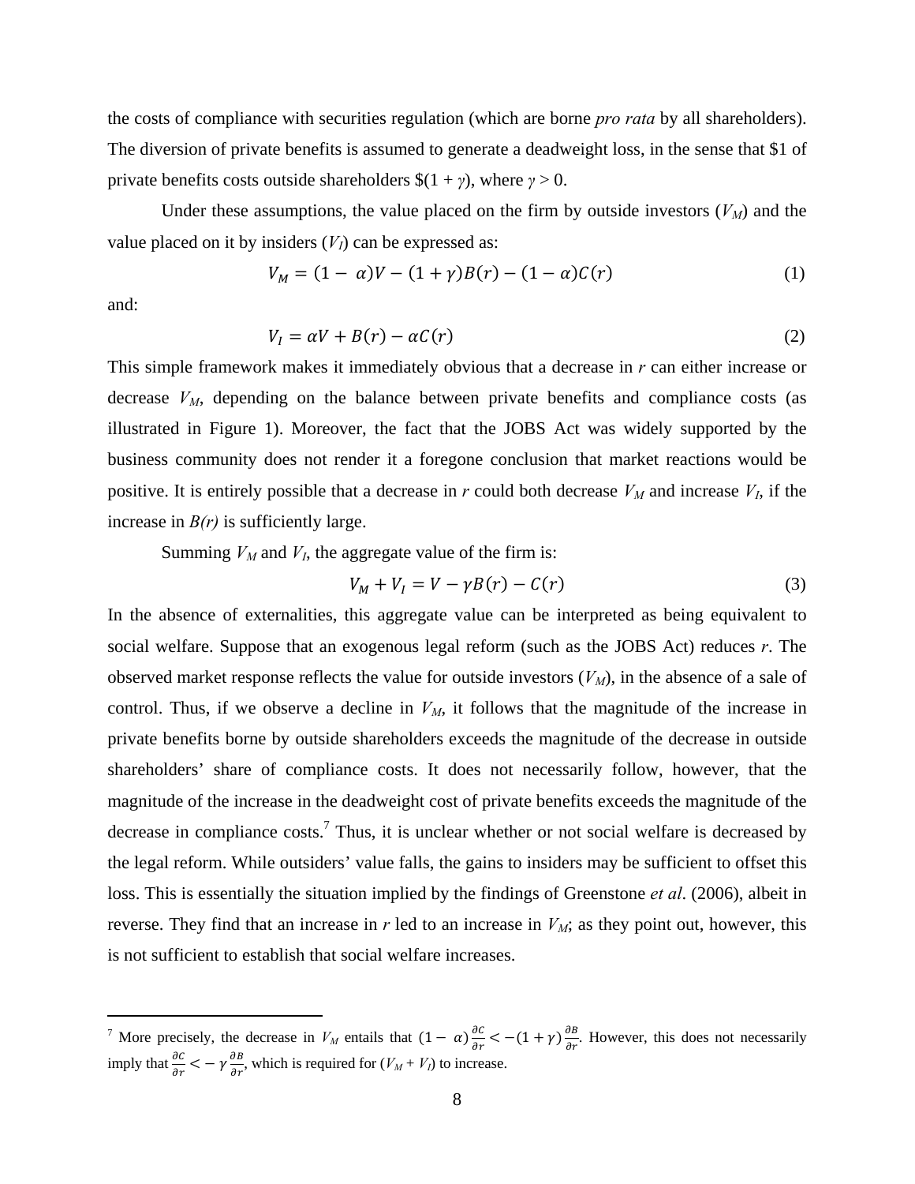the costs of compliance with securities regulation (which are borne *pro rata* by all shareholders). The diversion of private benefits is assumed to generate a deadweight loss, in the sense that \$1 of private benefits costs outside shareholders \$$(1 + \gamma)$, where $\gamma > 0$.

Under these assumptions, the value placed on the firm by outside investors ($V_M$) and the value placed on it by insiders ($V_I$) can be expressed as:

$$V_M = (1 - \alpha)V - (1 + \gamma)B(r) - (1 - \alpha)C(r) \tag{1}$$

and:

$$V_I = \alpha V + B(r) - \alpha C(r) \tag{2}$$

This simple framework makes it immediately obvious that a decrease in $r$ can either increase or decrease $V_M$, depending on the balance between private benefits and compliance costs (as illustrated in Figure 1). Moreover, the fact that the JOBS Act was widely supported by the business community does not render it a foregone conclusion that market reactions would be positive. It is entirely possible that a decrease in $r$ could both decrease $V_M$ and increase $V_I$, if the increase in $B(r)$ is sufficiently large.

Summing $V_M$ and $V_I$, the aggregate value of the firm is:

$$V_M + V_I = V - \gamma B(r) - C(r) \tag{3}$$

In the absence of externalities, this aggregate value can be interpreted as being equivalent to social welfare. Suppose that an exogenous legal reform (such as the JOBS Act) reduces $r$. The observed market response reflects the value for outside investors ($V_M$), in the absence of a sale of control. Thus, if we observe a decline in $V_M$, it follows that the magnitude of the increase in private benefits borne by outside shareholders exceeds the magnitude of the decrease in outside shareholders' share of compliance costs. It does not necessarily follow, however, that the magnitude of the increase in the deadweight cost of private benefits exceeds the magnitude of the decrease in compliance costs.[7] Thus, it is unclear whether or not social welfare is decreased by the legal reform. While outsiders' value falls, the gains to insiders may be sufficient to offset this loss. This is essentially the situation implied by the findings of Greenstone *et al*. (2006), albeit in reverse. They find that an increase in $r$ led to an increase in $V_M$; as they point out, however, this is not sufficient to establish that social welfare increases.

[7] More precisely, the decrease in $V_M$ entails that $(1 - \alpha)\frac{\partial C}{\partial r} < -(1 + \gamma)\frac{\partial B}{\partial r}$. However, this does not necessarily imply that $\frac{\partial C}{\partial r} < -\gamma\frac{\partial B}{\partial r}$, which is required for ($V_M + V_I$) to increase.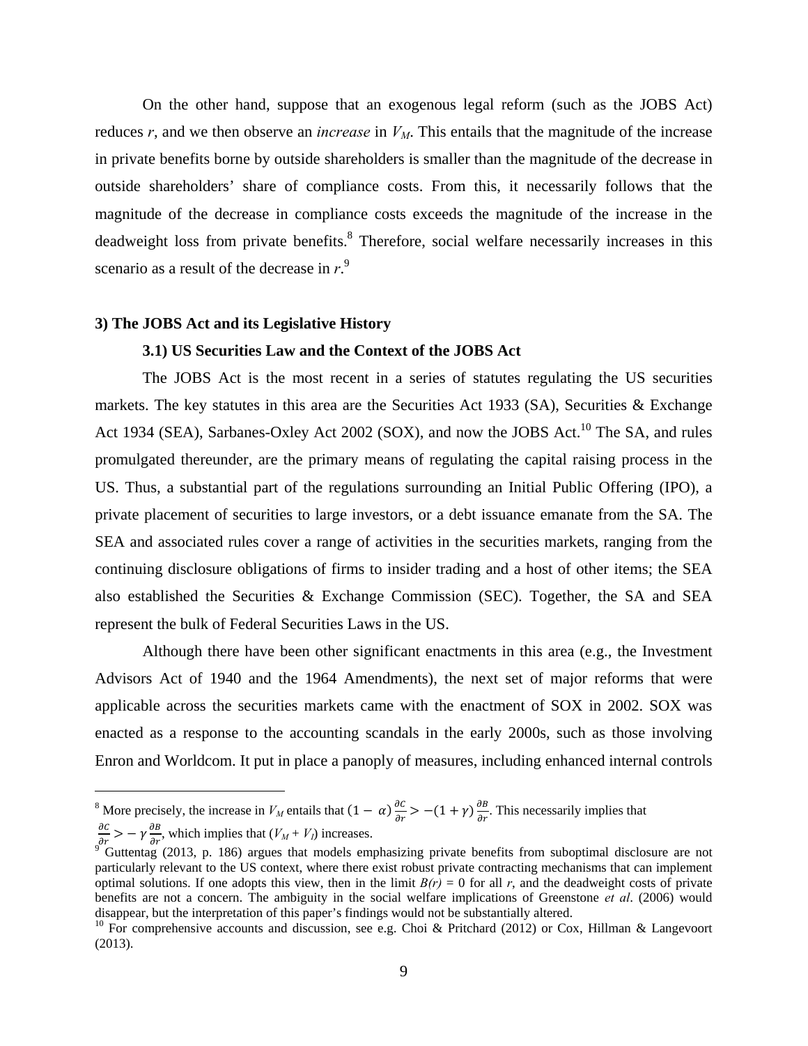On the other hand, suppose that an exogenous legal reform (such as the JOBS Act) reduces $r$, and we then observe an *increase* in $V_M$. This entails that the magnitude of the increase in private benefits borne by outside shareholders is smaller than the magnitude of the decrease in outside shareholders' share of compliance costs. From this, it necessarily follows that the magnitude of the decrease in compliance costs exceeds the magnitude of the increase in the deadweight loss from private benefits.[8] Therefore, social welfare necessarily increases in this scenario as a result of the decrease in $r$.[9]

### 3) The JOBS Act and its Legislative History

#### 3.1) US Securities Law and the Context of the JOBS Act

The JOBS Act is the most recent in a series of statutes regulating the US securities markets. The key statutes in this area are the Securities Act 1933 (SA), Securities & Exchange Act 1934 (SEA), Sarbanes-Oxley Act 2002 (SOX), and now the JOBS Act.[10] The SA, and rules promulgated thereunder, are the primary means of regulating the capital raising process in the US. Thus, a substantial part of the regulations surrounding an Initial Public Offering (IPO), a private placement of securities to large investors, or a debt issuance emanate from the SA. The SEA and associated rules cover a range of activities in the securities markets, ranging from the continuing disclosure obligations of firms to insider trading and a host of other items; the SEA also established the Securities & Exchange Commission (SEC). Together, the SA and SEA represent the bulk of Federal Securities Laws in the US.

Although there have been other significant enactments in this area (e.g., the Investment Advisors Act of 1940 and the 1964 Amendments), the next set of major reforms that were applicable across the securities markets came with the enactment of SOX in 2002. SOX was enacted as a response to the accounting scandals in the early 2000s, such as those involving Enron and Worldcom. It put in place a panoply of measures, including enhanced internal controls

---

[8] More precisely, the increase in $V_M$ entails that $(1-\alpha)\frac{\partial C}{\partial r} > -(1+\gamma)\frac{\partial B}{\partial r}$. This necessarily implies that $\frac{\partial C}{\partial r} > -\gamma\frac{\partial B}{\partial r}$, which implies that $(V_M + V_I)$ increases.

[9] Guttentag (2013, p. 186) argues that models emphasizing private benefits from suboptimal disclosure are not particularly relevant to the US context, where there exist robust private contracting mechanisms that can implement optimal solutions. If one adopts this view, then in the limit $B(r) = 0$ for all $r$, and the deadweight costs of private benefits are not a concern. The ambiguity in the social welfare implications of Greenstone *et al*. (2006) would disappear, but the interpretation of this paper's findings would not be substantially altered.

[10] For comprehensive accounts and discussion, see e.g. Choi & Pritchard (2012) or Cox, Hillman & Langevoort (2013).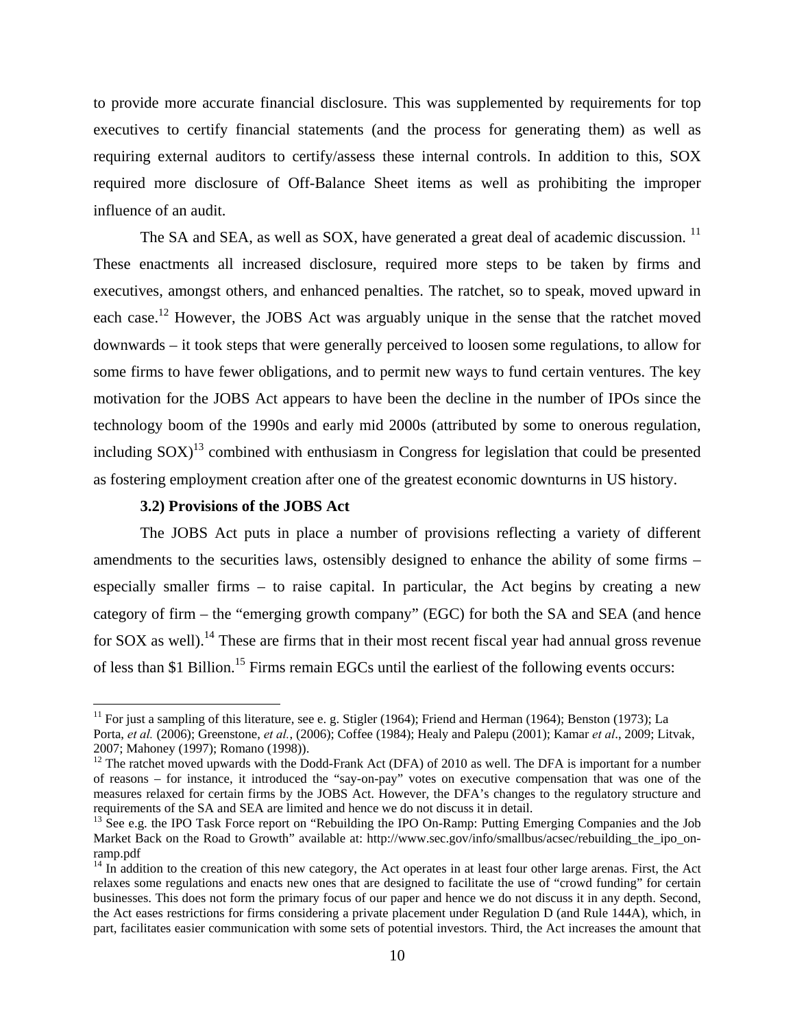to provide more accurate financial disclosure. This was supplemented by requirements for top executives to certify financial statements (and the process for generating them) as well as requiring external auditors to certify/assess these internal controls. In addition to this, SOX required more disclosure of Off-Balance Sheet items as well as prohibiting the improper influence of an audit.

The SA and SEA, as well as SOX, have generated a great deal of academic discussion. [11] These enactments all increased disclosure, required more steps to be taken by firms and executives, amongst others, and enhanced penalties. The ratchet, so to speak, moved upward in each case.[12] However, the JOBS Act was arguably unique in the sense that the ratchet moved downwards – it took steps that were generally perceived to loosen some regulations, to allow for some firms to have fewer obligations, and to permit new ways to fund certain ventures. The key motivation for the JOBS Act appears to have been the decline in the number of IPOs since the technology boom of the 1990s and early mid 2000s (attributed by some to onerous regulation, including SOX)[13] combined with enthusiasm in Congress for legislation that could be presented as fostering employment creation after one of the greatest economic downturns in US history.

### 3.2) Provisions of the JOBS Act

The JOBS Act puts in place a number of provisions reflecting a variety of different amendments to the securities laws, ostensibly designed to enhance the ability of some firms – especially smaller firms – to raise capital. In particular, the Act begins by creating a new category of firm – the "emerging growth company" (EGC) for both the SA and SEA (and hence for SOX as well).[14] These are firms that in their most recent fiscal year had annual gross revenue of less than $1 Billion.[15] Firms remain EGCs until the earliest of the following events occurs:

---

[11] For just a sampling of this literature, see e. g. Stigler (1964); Friend and Herman (1964); Benston (1973); La Porta, *et al.* (2006); Greenstone, *et al.*, (2006); Coffee (1984); Healy and Palepu (2001); Kamar *et al*., 2009; Litvak, 2007; Mahoney (1997); Romano (1998)).

[12] The ratchet moved upwards with the Dodd-Frank Act (DFA) of 2010 as well. The DFA is important for a number of reasons – for instance, it introduced the "say-on-pay" votes on executive compensation that was one of the measures relaxed for certain firms by the JOBS Act. However, the DFA's changes to the regulatory structure and requirements of the SA and SEA are limited and hence we do not discuss it in detail.

[13] See e.g. the IPO Task Force report on "Rebuilding the IPO On-Ramp: Putting Emerging Companies and the Job Market Back on the Road to Growth" available at: http://www.sec.gov/info/smallbus/acsec/rebuilding_the_ipo_on-ramp.pdf

[14] In addition to the creation of this new category, the Act operates in at least four other large arenas. First, the Act relaxes some regulations and enacts new ones that are designed to facilitate the use of "crowd funding" for certain businesses. This does not form the primary focus of our paper and hence we do not discuss it in any depth. Second, the Act eases restrictions for firms considering a private placement under Regulation D (and Rule 144A), which, in part, facilitates easier communication with some sets of potential investors. Third, the Act increases the amount that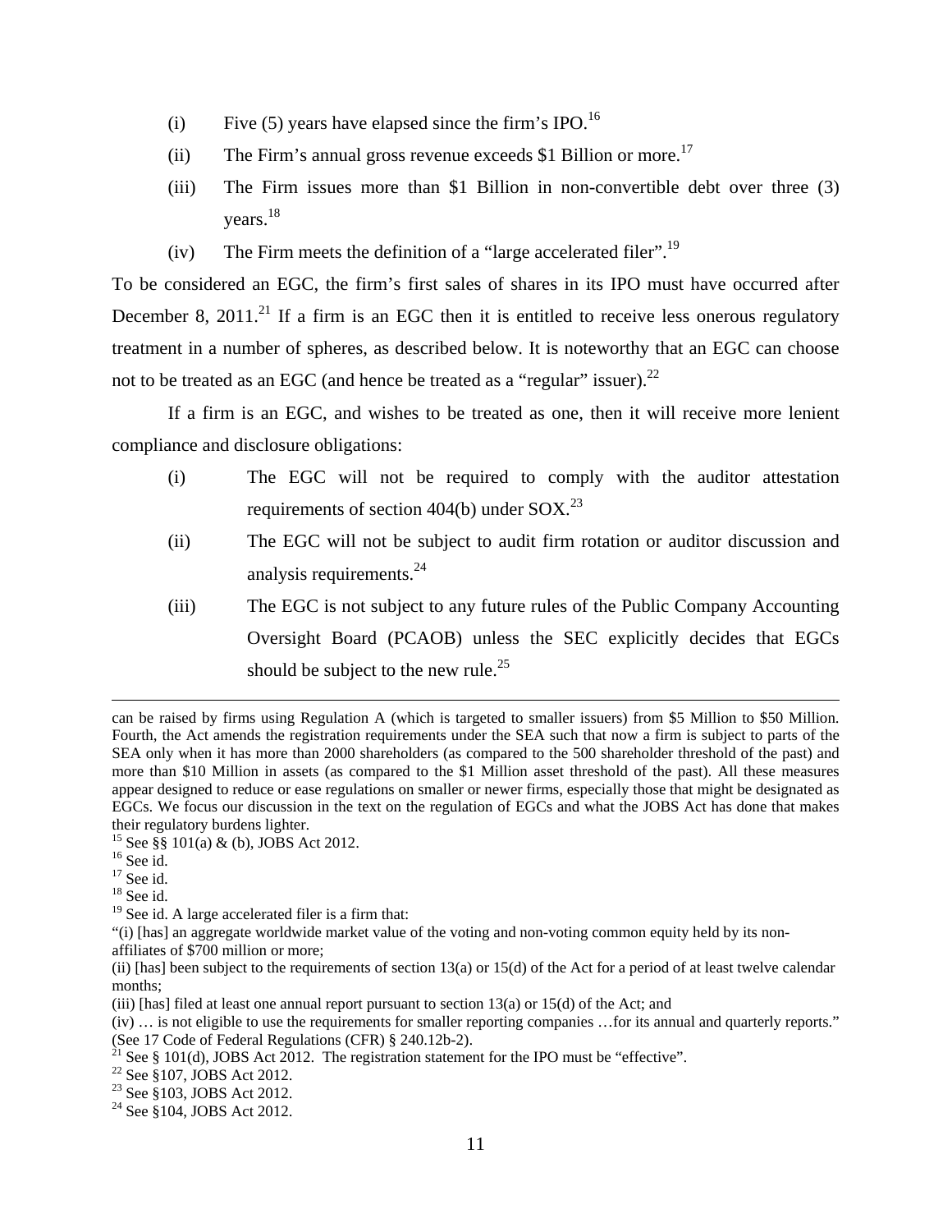(i) Five (5) years have elapsed since the firm's IPO.[16]

(ii) The Firm's annual gross revenue exceeds $1 Billion or more.[17]

(iii) The Firm issues more than $1 Billion in non-convertible debt over three (3) years.[18]

(iv) The Firm meets the definition of a "large accelerated filer".[19]

To be considered an EGC, the firm's first sales of shares in its IPO must have occurred after December 8, 2011.[21] If a firm is an EGC then it is entitled to receive less onerous regulatory treatment in a number of spheres, as described below. It is noteworthy that an EGC can choose not to be treated as an EGC (and hence be treated as a "regular" issuer).[22]

If a firm is an EGC, and wishes to be treated as one, then it will receive more lenient compliance and disclosure obligations:

(i) The EGC will not be required to comply with the auditor attestation requirements of section 404(b) under SOX.[23]

(ii) The EGC will not be subject to audit firm rotation or auditor discussion and analysis requirements.[24]

(iii) The EGC is not subject to any future rules of the Public Company Accounting Oversight Board (PCAOB) unless the SEC explicitly decides that EGCs should be subject to the new rule.[25]

---

can be raised by firms using Regulation A (which is targeted to smaller issuers) from $5 Million to $50 Million. Fourth, the Act amends the registration requirements under the SEA such that now a firm is subject to parts of the SEA only when it has more than 2000 shareholders (as compared to the 500 shareholder threshold of the past) and more than $10 Million in assets (as compared to the $1 Million asset threshold of the past). All these measures appear designed to reduce or ease regulations on smaller or newer firms, especially those that might be designated as EGCs. We focus our discussion in the text on the regulation of EGCs and what the JOBS Act has done that makes their regulatory burdens lighter.

[15] See §§ 101(a) & (b), JOBS Act 2012.

[16] See id.

[17] See id.

[18] See id.

[19] See id. A large accelerated filer is a firm that:

"(i) [has] an aggregate worldwide market value of the voting and non-voting common equity held by its non-affiliates of $700 million or more;

(ii) [has] been subject to the requirements of section 13(a) or 15(d) of the Act for a period of at least twelve calendar months;

(iii) [has] filed at least one annual report pursuant to section 13(a) or 15(d) of the Act; and

(iv) … is not eligible to use the requirements for smaller reporting companies …for its annual and quarterly reports." (See 17 Code of Federal Regulations (CFR) § 240.12b-2).

[21] See § 101(d), JOBS Act 2012. The registration statement for the IPO must be "effective".

[22] See §107, JOBS Act 2012.

[23] See §103, JOBS Act 2012.

[24] See §104, JOBS Act 2012.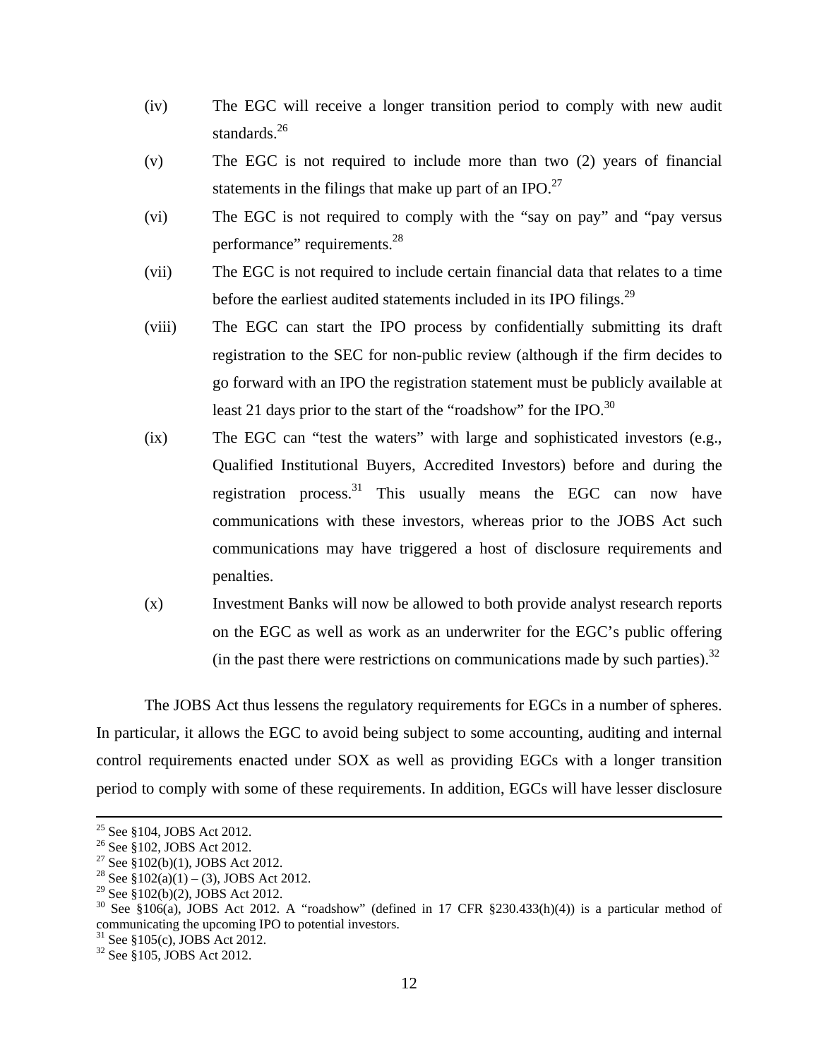(iv) The EGC will receive a longer transition period to comply with new audit standards.[26]

(v) The EGC is not required to include more than two (2) years of financial statements in the filings that make up part of an IPO.[27]

(vi) The EGC is not required to comply with the "say on pay" and "pay versus performance" requirements.[28]

(vii) The EGC is not required to include certain financial data that relates to a time before the earliest audited statements included in its IPO filings.[29]

(viii) The EGC can start the IPO process by confidentially submitting its draft registration to the SEC for non-public review (although if the firm decides to go forward with an IPO the registration statement must be publicly available at least 21 days prior to the start of the "roadshow" for the IPO.[30]

(ix) The EGC can "test the waters" with large and sophisticated investors (e.g., Qualified Institutional Buyers, Accredited Investors) before and during the registration process.[31] This usually means the EGC can now have communications with these investors, whereas prior to the JOBS Act such communications may have triggered a host of disclosure requirements and penalties.

(x) Investment Banks will now be allowed to both provide analyst research reports on the EGC as well as work as an underwriter for the EGC's public offering (in the past there were restrictions on communications made by such parties).[32]

The JOBS Act thus lessens the regulatory requirements for EGCs in a number of spheres. In particular, it allows the EGC to avoid being subject to some accounting, auditing and internal control requirements enacted under SOX as well as providing EGCs with a longer transition period to comply with some of these requirements. In addition, EGCs will have lesser disclosure

---

[25] See §104, JOBS Act 2012.

[26] See §102, JOBS Act 2012.

[27] See §102(b)(1), JOBS Act 2012.

[28] See §102(a)(1) – (3), JOBS Act 2012.

[29] See §102(b)(2), JOBS Act 2012.

[30] See §106(a), JOBS Act 2012. A "roadshow" (defined in 17 CFR §230.433(h)(4)) is a particular method of communicating the upcoming IPO to potential investors.

[31] See §105(c), JOBS Act 2012.

[32] See §105, JOBS Act 2012.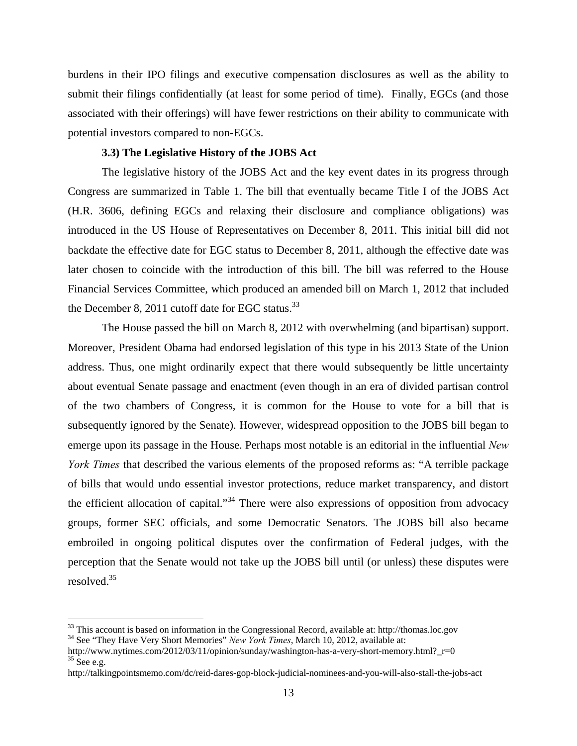burdens in their IPO filings and executive compensation disclosures as well as the ability to submit their filings confidentially (at least for some period of time). Finally, EGCs (and those associated with their offerings) will have fewer restrictions on their ability to communicate with potential investors compared to non-EGCs.

### 3.3) The Legislative History of the JOBS Act

The legislative history of the JOBS Act and the key event dates in its progress through Congress are summarized in Table 1. The bill that eventually became Title I of the JOBS Act (H.R. 3606, defining EGCs and relaxing their disclosure and compliance obligations) was introduced in the US House of Representatives on December 8, 2011. This initial bill did not backdate the effective date for EGC status to December 8, 2011, although the effective date was later chosen to coincide with the introduction of this bill. The bill was referred to the House Financial Services Committee, which produced an amended bill on March 1, 2012 that included the December 8, 2011 cutoff date for EGC status.[33]

The House passed the bill on March 8, 2012 with overwhelming (and bipartisan) support. Moreover, President Obama had endorsed legislation of this type in his 2013 State of the Union address. Thus, one might ordinarily expect that there would subsequently be little uncertainty about eventual Senate passage and enactment (even though in an era of divided partisan control of the two chambers of Congress, it is common for the House to vote for a bill that is subsequently ignored by the Senate). However, widespread opposition to the JOBS bill began to emerge upon its passage in the House. Perhaps most notable is an editorial in the influential *New York Times* that described the various elements of the proposed reforms as: "A terrible package of bills that would undo essential investor protections, reduce market transparency, and distort the efficient allocation of capital."[34] There were also expressions of opposition from advocacy groups, former SEC officials, and some Democratic Senators. The JOBS bill also became embroiled in ongoing political disputes over the confirmation of Federal judges, with the perception that the Senate would not take up the JOBS bill until (or unless) these disputes were resolved.[35]

---

[33] This account is based on information in the Congressional Record, available at: http://thomas.loc.gov

[34] See "They Have Very Short Memories" *New York Times*, March 10, 2012, available at: http://www.nytimes.com/2012/03/11/opinion/sunday/washington-has-a-very-short-memory.html?_r=0

[35] See e.g. http://talkingpointsmemo.com/dc/reid-dares-gop-block-judicial-nominees-and-you-will-also-stall-the-jobs-act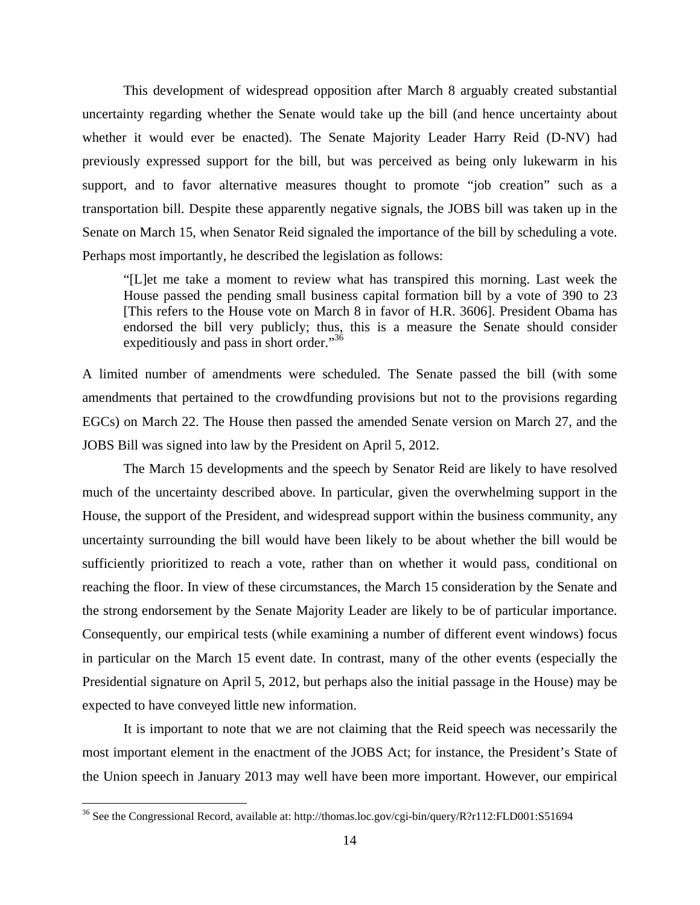This development of widespread opposition after March 8 arguably created substantial uncertainty regarding whether the Senate would take up the bill (and hence uncertainty about whether it would ever be enacted). The Senate Majority Leader Harry Reid (D-NV) had previously expressed support for the bill, but was perceived as being only lukewarm in his support, and to favor alternative measures thought to promote "job creation" such as a transportation bill. Despite these apparently negative signals, the JOBS bill was taken up in the Senate on March 15, when Senator Reid signaled the importance of the bill by scheduling a vote. Perhaps most importantly, he described the legislation as follows:

> "[L]et me take a moment to review what has transpired this morning. Last week the House passed the pending small business capital formation bill by a vote of 390 to 23 [This refers to the House vote on March 8 in favor of H.R. 3606]. President Obama has endorsed the bill very publicly; thus, this is a measure the Senate should consider expeditiously and pass in short order."[36]

A limited number of amendments were scheduled. The Senate passed the bill (with some amendments that pertained to the crowdfunding provisions but not to the provisions regarding EGCs) on March 22. The House then passed the amended Senate version on March 27, and the JOBS Bill was signed into law by the President on April 5, 2012.

The March 15 developments and the speech by Senator Reid are likely to have resolved much of the uncertainty described above. In particular, given the overwhelming support in the House, the support of the President, and widespread support within the business community, any uncertainty surrounding the bill would have been likely to be about whether the bill would be sufficiently prioritized to reach a vote, rather than on whether it would pass, conditional on reaching the floor. In view of these circumstances, the March 15 consideration by the Senate and the strong endorsement by the Senate Majority Leader are likely to be of particular importance. Consequently, our empirical tests (while examining a number of different event windows) focus in particular on the March 15 event date. In contrast, many of the other events (especially the Presidential signature on April 5, 2012, but perhaps also the initial passage in the House) may be expected to have conveyed little new information.

It is important to note that we are not claiming that the Reid speech was necessarily the most important element in the enactment of the JOBS Act; for instance, the President's State of the Union speech in January 2013 may well have been more important. However, our empirical

[36] See the Congressional Record, available at: http://thomas.loc.gov/cgi-bin/query/R?r112:FLD001:S51694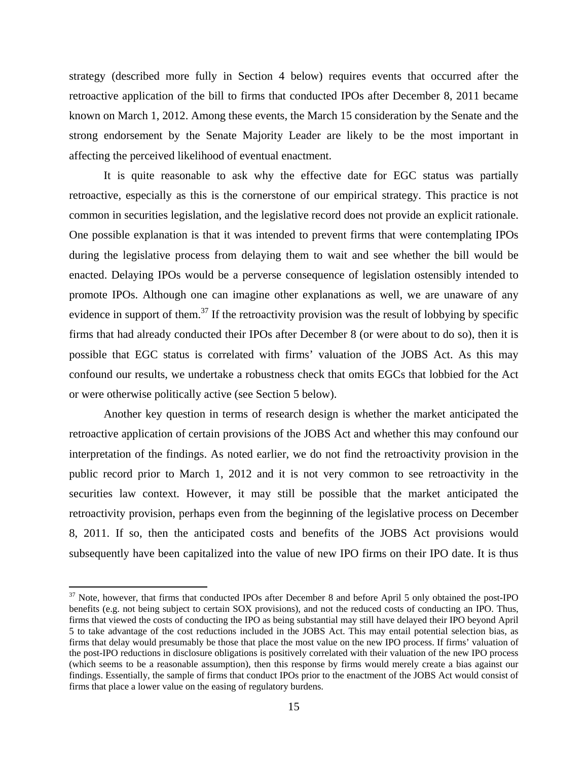strategy (described more fully in Section 4 below) requires events that occurred after the retroactive application of the bill to firms that conducted IPOs after December 8, 2011 became known on March 1, 2012. Among these events, the March 15 consideration by the Senate and the strong endorsement by the Senate Majority Leader are likely to be the most important in affecting the perceived likelihood of eventual enactment.

It is quite reasonable to ask why the effective date for EGC status was partially retroactive, especially as this is the cornerstone of our empirical strategy. This practice is not common in securities legislation, and the legislative record does not provide an explicit rationale. One possible explanation is that it was intended to prevent firms that were contemplating IPOs during the legislative process from delaying them to wait and see whether the bill would be enacted. Delaying IPOs would be a perverse consequence of legislation ostensibly intended to promote IPOs. Although one can imagine other explanations as well, we are unaware of any evidence in support of them.[37] If the retroactivity provision was the result of lobbying by specific firms that had already conducted their IPOs after December 8 (or were about to do so), then it is possible that EGC status is correlated with firms' valuation of the JOBS Act. As this may confound our results, we undertake a robustness check that omits EGCs that lobbied for the Act or were otherwise politically active (see Section 5 below).

Another key question in terms of research design is whether the market anticipated the retroactive application of certain provisions of the JOBS Act and whether this may confound our interpretation of the findings. As noted earlier, we do not find the retroactivity provision in the public record prior to March 1, 2012 and it is not very common to see retroactivity in the securities law context. However, it may still be possible that the market anticipated the retroactivity provision, perhaps even from the beginning of the legislative process on December 8, 2011. If so, then the anticipated costs and benefits of the JOBS Act provisions would subsequently have been capitalized into the value of new IPO firms on their IPO date. It is thus

[37] Note, however, that firms that conducted IPOs after December 8 and before April 5 only obtained the post-IPO benefits (e.g. not being subject to certain SOX provisions), and not the reduced costs of conducting an IPO. Thus, firms that viewed the costs of conducting the IPO as being substantial may still have delayed their IPO beyond April 5 to take advantage of the cost reductions included in the JOBS Act. This may entail potential selection bias, as firms that delay would presumably be those that place the most value on the new IPO process. If firms' valuation of the post-IPO reductions in disclosure obligations is positively correlated with their valuation of the new IPO process (which seems to be a reasonable assumption), then this response by firms would merely create a bias against our findings. Essentially, the sample of firms that conduct IPOs prior to the enactment of the JOBS Act would consist of firms that place a lower value on the easing of regulatory burdens.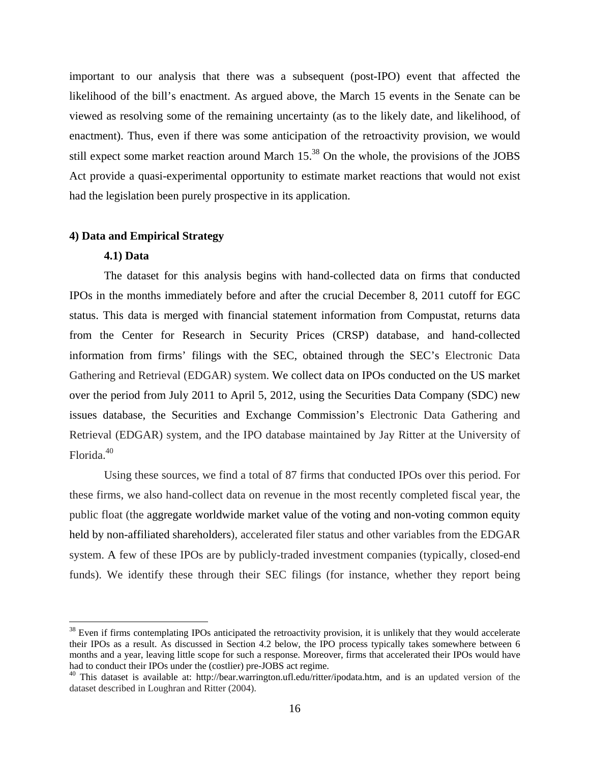important to our analysis that there was a subsequent (post-IPO) event that affected the likelihood of the bill's enactment. As argued above, the March 15 events in the Senate can be viewed as resolving some of the remaining uncertainty (as to the likely date, and likelihood, of enactment). Thus, even if there was some anticipation of the retroactivity provision, we would still expect some market reaction around March 15.[38] On the whole, the provisions of the JOBS Act provide a quasi-experimental opportunity to estimate market reactions that would not exist had the legislation been purely prospective in its application.

## 4) Data and Empirical Strategy

### 4.1) Data

The dataset for this analysis begins with hand-collected data on firms that conducted IPOs in the months immediately before and after the crucial December 8, 2011 cutoff for EGC status. This data is merged with financial statement information from Compustat, returns data from the Center for Research in Security Prices (CRSP) database, and hand-collected information from firms' filings with the SEC, obtained through the SEC's Electronic Data Gathering and Retrieval (EDGAR) system. We collect data on IPOs conducted on the US market over the period from July 2011 to April 5, 2012, using the Securities Data Company (SDC) new issues database, the Securities and Exchange Commission's Electronic Data Gathering and Retrieval (EDGAR) system, and the IPO database maintained by Jay Ritter at the University of Florida.[40]

Using these sources, we find a total of 87 firms that conducted IPOs over this period. For these firms, we also hand-collect data on revenue in the most recently completed fiscal year, the public float (the aggregate worldwide market value of the voting and non-voting common equity held by non-affiliated shareholders), accelerated filer status and other variables from the EDGAR system. A few of these IPOs are by publicly-traded investment companies (typically, closed-end funds). We identify these through their SEC filings (for instance, whether they report being

---

[38] Even if firms contemplating IPOs anticipated the retroactivity provision, it is unlikely that they would accelerate their IPOs as a result. As discussed in Section 4.2 below, the IPO process typically takes somewhere between 6 months and a year, leaving little scope for such a response. Moreover, firms that accelerated their IPOs would have had to conduct their IPOs under the (costlier) pre-JOBS act regime.

[40] This dataset is available at: http://bear.warrington.ufl.edu/ritter/ipodata.htm, and is an updated version of the dataset described in Loughran and Ritter (2004).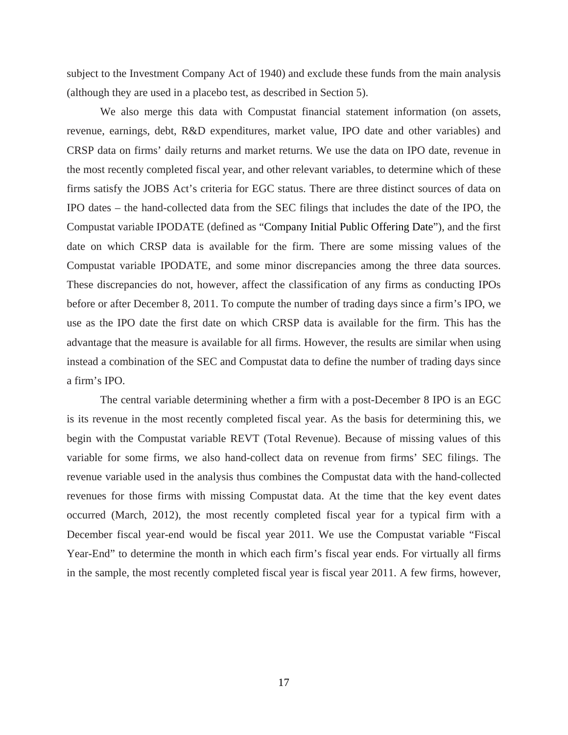subject to the Investment Company Act of 1940) and exclude these funds from the main analysis (although they are used in a placebo test, as described in Section 5).

We also merge this data with Compustat financial statement information (on assets, revenue, earnings, debt, R&D expenditures, market value, IPO date and other variables) and CRSP data on firms' daily returns and market returns. We use the data on IPO date, revenue in the most recently completed fiscal year, and other relevant variables, to determine which of these firms satisfy the JOBS Act's criteria for EGC status. There are three distinct sources of data on IPO dates – the hand-collected data from the SEC filings that includes the date of the IPO, the Compustat variable IPODATE (defined as "Company Initial Public Offering Date"), and the first date on which CRSP data is available for the firm. There are some missing values of the Compustat variable IPODATE, and some minor discrepancies among the three data sources. These discrepancies do not, however, affect the classification of any firms as conducting IPOs before or after December 8, 2011. To compute the number of trading days since a firm's IPO, we use as the IPO date the first date on which CRSP data is available for the firm. This has the advantage that the measure is available for all firms. However, the results are similar when using instead a combination of the SEC and Compustat data to define the number of trading days since a firm's IPO.

The central variable determining whether a firm with a post-December 8 IPO is an EGC is its revenue in the most recently completed fiscal year. As the basis for determining this, we begin with the Compustat variable REVT (Total Revenue). Because of missing values of this variable for some firms, we also hand-collect data on revenue from firms' SEC filings. The revenue variable used in the analysis thus combines the Compustat data with the hand-collected revenues for those firms with missing Compustat data. At the time that the key event dates occurred (March, 2012), the most recently completed fiscal year for a typical firm with a December fiscal year-end would be fiscal year 2011. We use the Compustat variable "Fiscal Year-End" to determine the month in which each firm's fiscal year ends. For virtually all firms in the sample, the most recently completed fiscal year is fiscal year 2011. A few firms, however,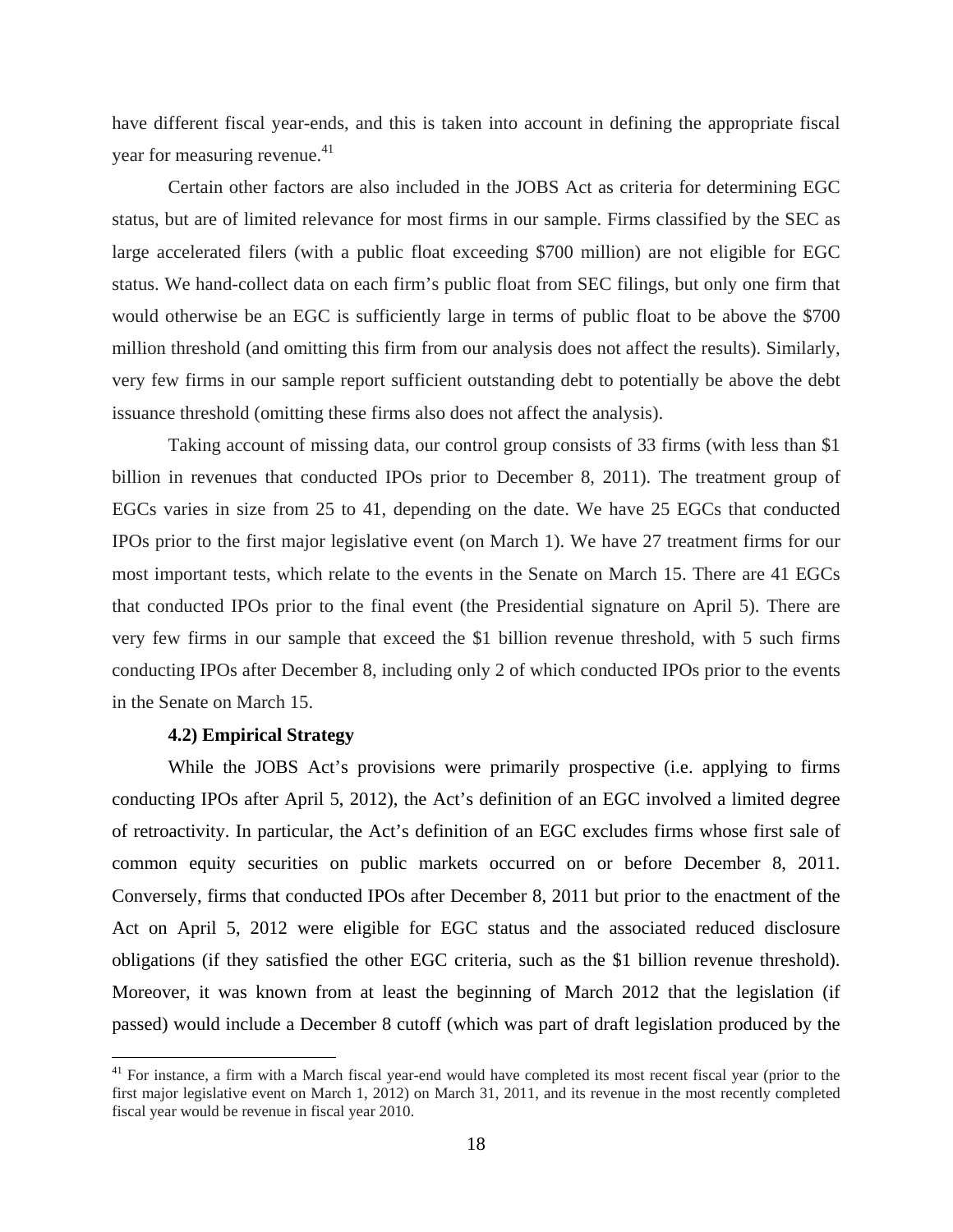have different fiscal year-ends, and this is taken into account in defining the appropriate fiscal year for measuring revenue.[41]

Certain other factors are also included in the JOBS Act as criteria for determining EGC status, but are of limited relevance for most firms in our sample. Firms classified by the SEC as large accelerated filers (with a public float exceeding $700 million) are not eligible for EGC status. We hand-collect data on each firm's public float from SEC filings, but only one firm that would otherwise be an EGC is sufficiently large in terms of public float to be above the $700 million threshold (and omitting this firm from our analysis does not affect the results). Similarly, very few firms in our sample report sufficient outstanding debt to potentially be above the debt issuance threshold (omitting these firms also does not affect the analysis).

Taking account of missing data, our control group consists of 33 firms (with less than $1 billion in revenues that conducted IPOs prior to December 8, 2011). The treatment group of EGCs varies in size from 25 to 41, depending on the date. We have 25 EGCs that conducted IPOs prior to the first major legislative event (on March 1). We have 27 treatment firms for our most important tests, which relate to the events in the Senate on March 15. There are 41 EGCs that conducted IPOs prior to the final event (the Presidential signature on April 5). There are very few firms in our sample that exceed the $1 billion revenue threshold, with 5 such firms conducting IPOs after December 8, including only 2 of which conducted IPOs prior to the events in the Senate on March 15.

### 4.2) Empirical Strategy

While the JOBS Act's provisions were primarily prospective (i.e. applying to firms conducting IPOs after April 5, 2012), the Act's definition of an EGC involved a limited degree of retroactivity. In particular, the Act's definition of an EGC excludes firms whose first sale of common equity securities on public markets occurred on or before December 8, 2011. Conversely, firms that conducted IPOs after December 8, 2011 but prior to the enactment of the Act on April 5, 2012 were eligible for EGC status and the associated reduced disclosure obligations (if they satisfied the other EGC criteria, such as the $1 billion revenue threshold). Moreover, it was known from at least the beginning of March 2012 that the legislation (if passed) would include a December 8 cutoff (which was part of draft legislation produced by the

[41] For instance, a firm with a March fiscal year-end would have completed its most recent fiscal year (prior to the first major legislative event on March 1, 2012) on March 31, 2011, and its revenue in the most recently completed fiscal year would be revenue in fiscal year 2010.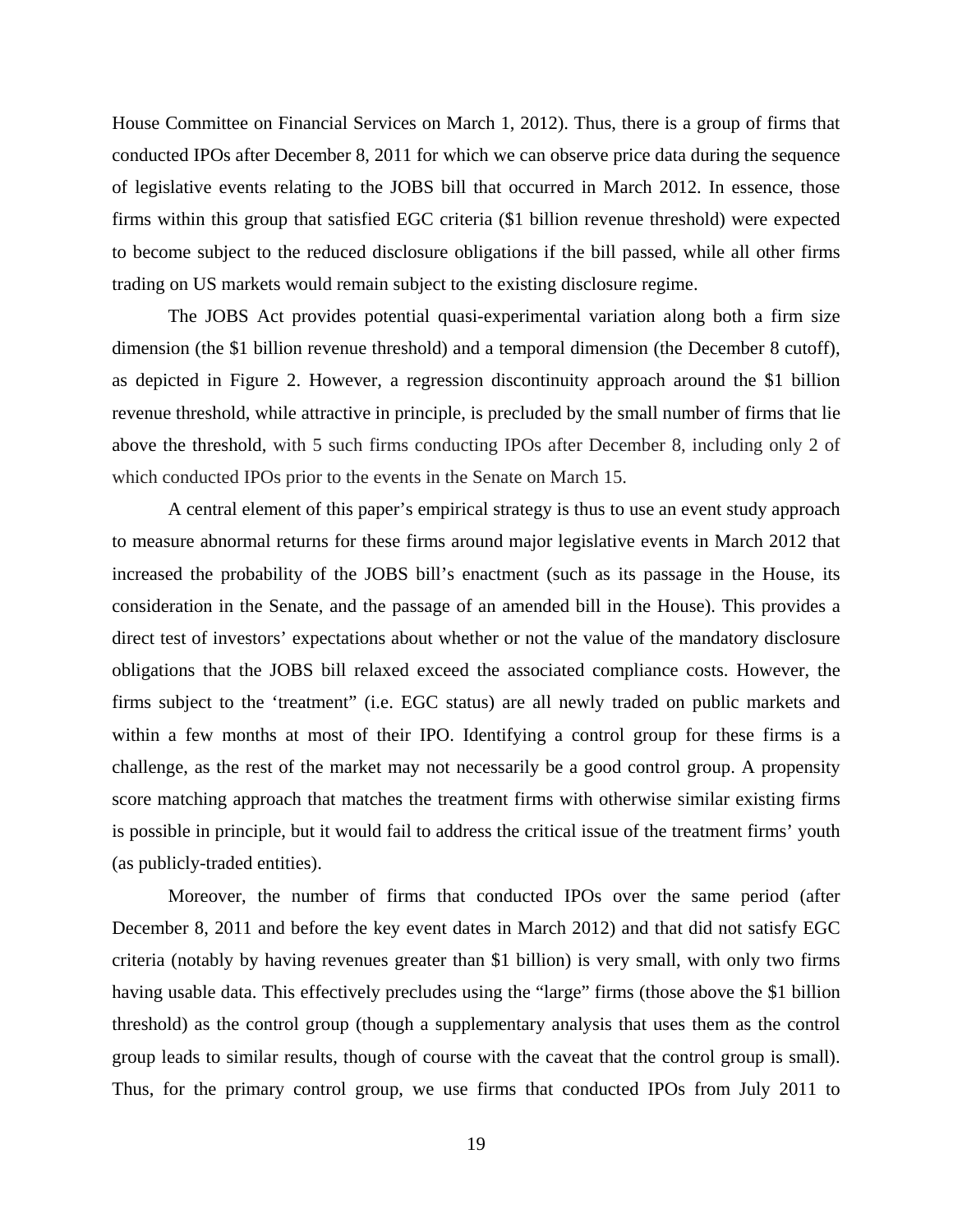House Committee on Financial Services on March 1, 2012). Thus, there is a group of firms that conducted IPOs after December 8, 2011 for which we can observe price data during the sequence of legislative events relating to the JOBS bill that occurred in March 2012. In essence, those firms within this group that satisfied EGC criteria ($1 billion revenue threshold) were expected to become subject to the reduced disclosure obligations if the bill passed, while all other firms trading on US markets would remain subject to the existing disclosure regime.

The JOBS Act provides potential quasi-experimental variation along both a firm size dimension (the $1 billion revenue threshold) and a temporal dimension (the December 8 cutoff), as depicted in Figure 2. However, a regression discontinuity approach around the $1 billion revenue threshold, while attractive in principle, is precluded by the small number of firms that lie above the threshold, with 5 such firms conducting IPOs after December 8, including only 2 of which conducted IPOs prior to the events in the Senate on March 15.

A central element of this paper's empirical strategy is thus to use an event study approach to measure abnormal returns for these firms around major legislative events in March 2012 that increased the probability of the JOBS bill's enactment (such as its passage in the House, its consideration in the Senate, and the passage of an amended bill in the House). This provides a direct test of investors' expectations about whether or not the value of the mandatory disclosure obligations that the JOBS bill relaxed exceed the associated compliance costs. However, the firms subject to the 'treatment" (i.e. EGC status) are all newly traded on public markets and within a few months at most of their IPO. Identifying a control group for these firms is a challenge, as the rest of the market may not necessarily be a good control group. A propensity score matching approach that matches the treatment firms with otherwise similar existing firms is possible in principle, but it would fail to address the critical issue of the treatment firms' youth (as publicly-traded entities).

Moreover, the number of firms that conducted IPOs over the same period (after December 8, 2011 and before the key event dates in March 2012) and that did not satisfy EGC criteria (notably by having revenues greater than $1 billion) is very small, with only two firms having usable data. This effectively precludes using the "large" firms (those above the $1 billion threshold) as the control group (though a supplementary analysis that uses them as the control group leads to similar results, though of course with the caveat that the control group is small). Thus, for the primary control group, we use firms that conducted IPOs from July 2011 to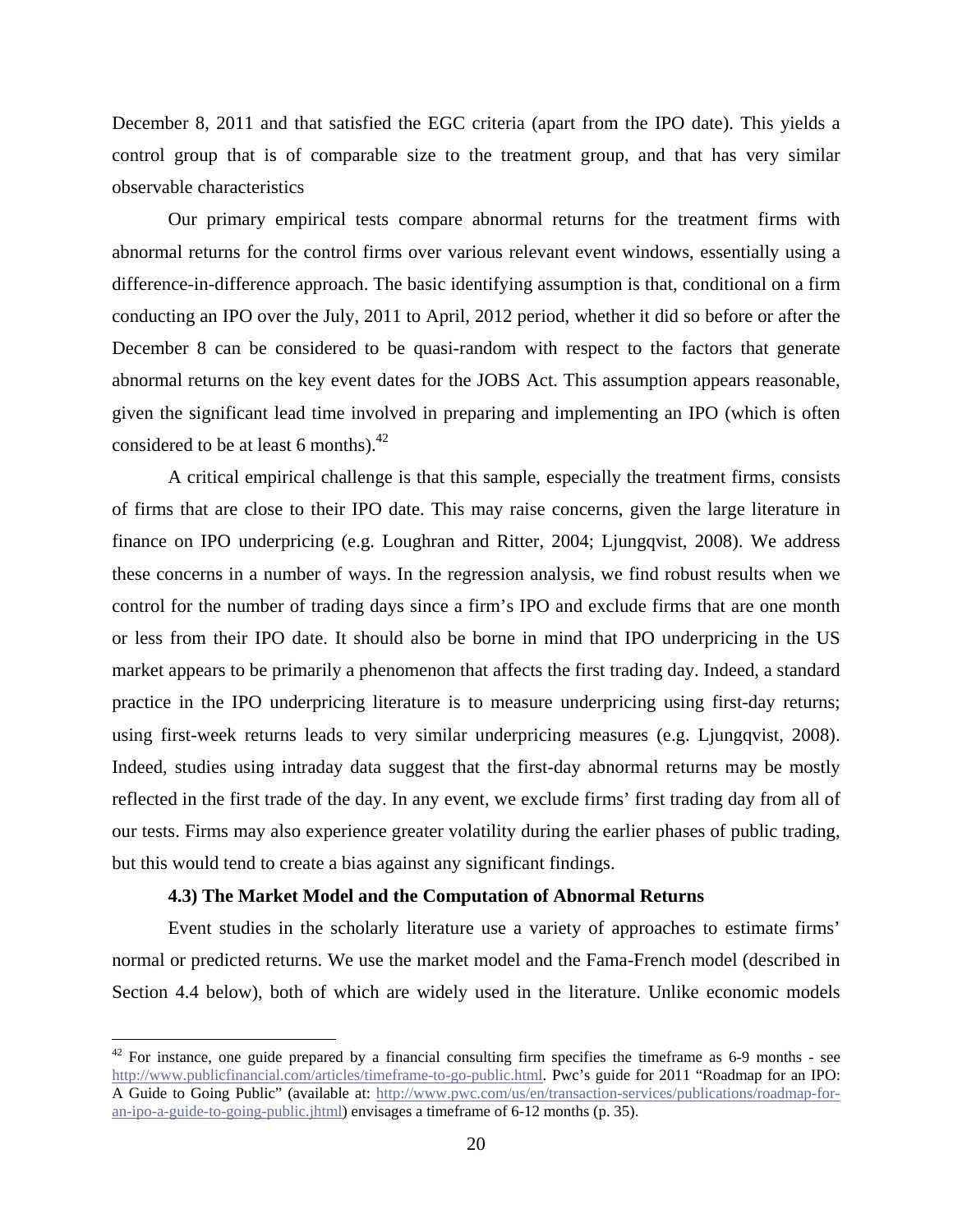December 8, 2011 and that satisfied the EGC criteria (apart from the IPO date). This yields a control group that is of comparable size to the treatment group, and that has very similar observable characteristics

Our primary empirical tests compare abnormal returns for the treatment firms with abnormal returns for the control firms over various relevant event windows, essentially using a difference-in-difference approach. The basic identifying assumption is that, conditional on a firm conducting an IPO over the July, 2011 to April, 2012 period, whether it did so before or after the December 8 can be considered to be quasi-random with respect to the factors that generate abnormal returns on the key event dates for the JOBS Act. This assumption appears reasonable, given the significant lead time involved in preparing and implementing an IPO (which is often considered to be at least 6 months).[42]

A critical empirical challenge is that this sample, especially the treatment firms, consists of firms that are close to their IPO date. This may raise concerns, given the large literature in finance on IPO underpricing (e.g. Loughran and Ritter, 2004; Ljungqvist, 2008). We address these concerns in a number of ways. In the regression analysis, we find robust results when we control for the number of trading days since a firm's IPO and exclude firms that are one month or less from their IPO date. It should also be borne in mind that IPO underpricing in the US market appears to be primarily a phenomenon that affects the first trading day. Indeed, a standard practice in the IPO underpricing literature is to measure underpricing using first-day returns; using first-week returns leads to very similar underpricing measures (e.g. Ljungqvist, 2008). Indeed, studies using intraday data suggest that the first-day abnormal returns may be mostly reflected in the first trade of the day. In any event, we exclude firms' first trading day from all of our tests. Firms may also experience greater volatility during the earlier phases of public trading, but this would tend to create a bias against any significant findings.

### 4.3) The Market Model and the Computation of Abnormal Returns

Event studies in the scholarly literature use a variety of approaches to estimate firms' normal or predicted returns. We use the market model and the Fama-French model (described in Section 4.4 below), both of which are widely used in the literature. Unlike economic models

---

[42] For instance, one guide prepared by a financial consulting firm specifies the timeframe as 6-9 months - see http://www.publicfinancial.com/articles/timeframe-to-go-public.html. Pwc's guide for 2011 "Roadmap for an IPO: A Guide to Going Public" (available at: http://www.pwc.com/us/en/transaction-services/publications/roadmap-for-an-ipo-a-guide-to-going-public.jhtml) envisages a timeframe of 6-12 months (p. 35).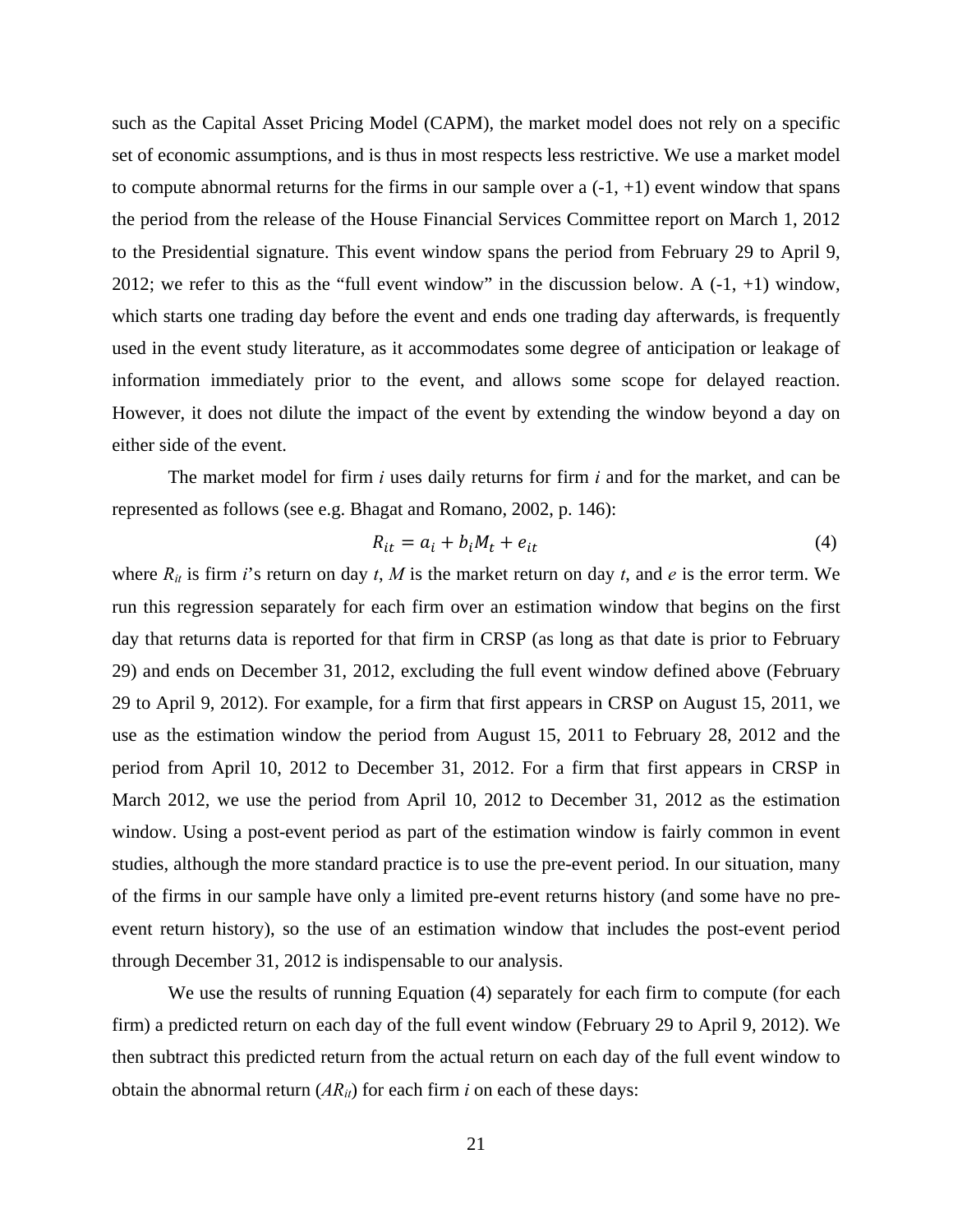such as the Capital Asset Pricing Model (CAPM), the market model does not rely on a specific set of economic assumptions, and is thus in most respects less restrictive. We use a market model to compute abnormal returns for the firms in our sample over a (-1, +1) event window that spans the period from the release of the House Financial Services Committee report on March 1, 2012 to the Presidential signature. This event window spans the period from February 29 to April 9, 2012; we refer to this as the "full event window" in the discussion below. A (-1, +1) window, which starts one trading day before the event and ends one trading day afterwards, is frequently used in the event study literature, as it accommodates some degree of anticipation or leakage of information immediately prior to the event, and allows some scope for delayed reaction. However, it does not dilute the impact of the event by extending the window beyond a day on either side of the event.

The market model for firm *i* uses daily returns for firm *i* and for the market, and can be represented as follows (see e.g. Bhagat and Romano, 2002, p. 146):

$$R_{it} = a_i + b_i M_t + e_{it} \tag{4}$$

where $R_{it}$ is firm *i*'s return on day *t*, *M* is the market return on day *t*, and *e* is the error term. We run this regression separately for each firm over an estimation window that begins on the first day that returns data is reported for that firm in CRSP (as long as that date is prior to February 29) and ends on December 31, 2012, excluding the full event window defined above (February 29 to April 9, 2012). For example, for a firm that first appears in CRSP on August 15, 2011, we use as the estimation window the period from August 15, 2011 to February 28, 2012 and the period from April 10, 2012 to December 31, 2012. For a firm that first appears in CRSP in March 2012, we use the period from April 10, 2012 to December 31, 2012 as the estimation window. Using a post-event period as part of the estimation window is fairly common in event studies, although the more standard practice is to use the pre-event period. In our situation, many of the firms in our sample have only a limited pre-event returns history (and some have no pre-event return history), so the use of an estimation window that includes the post-event period through December 31, 2012 is indispensable to our analysis.

We use the results of running Equation (4) separately for each firm to compute (for each firm) a predicted return on each day of the full event window (February 29 to April 9, 2012). We then subtract this predicted return from the actual return on each day of the full event window to obtain the abnormal return ($AR_{it}$) for each firm *i* on each of these days: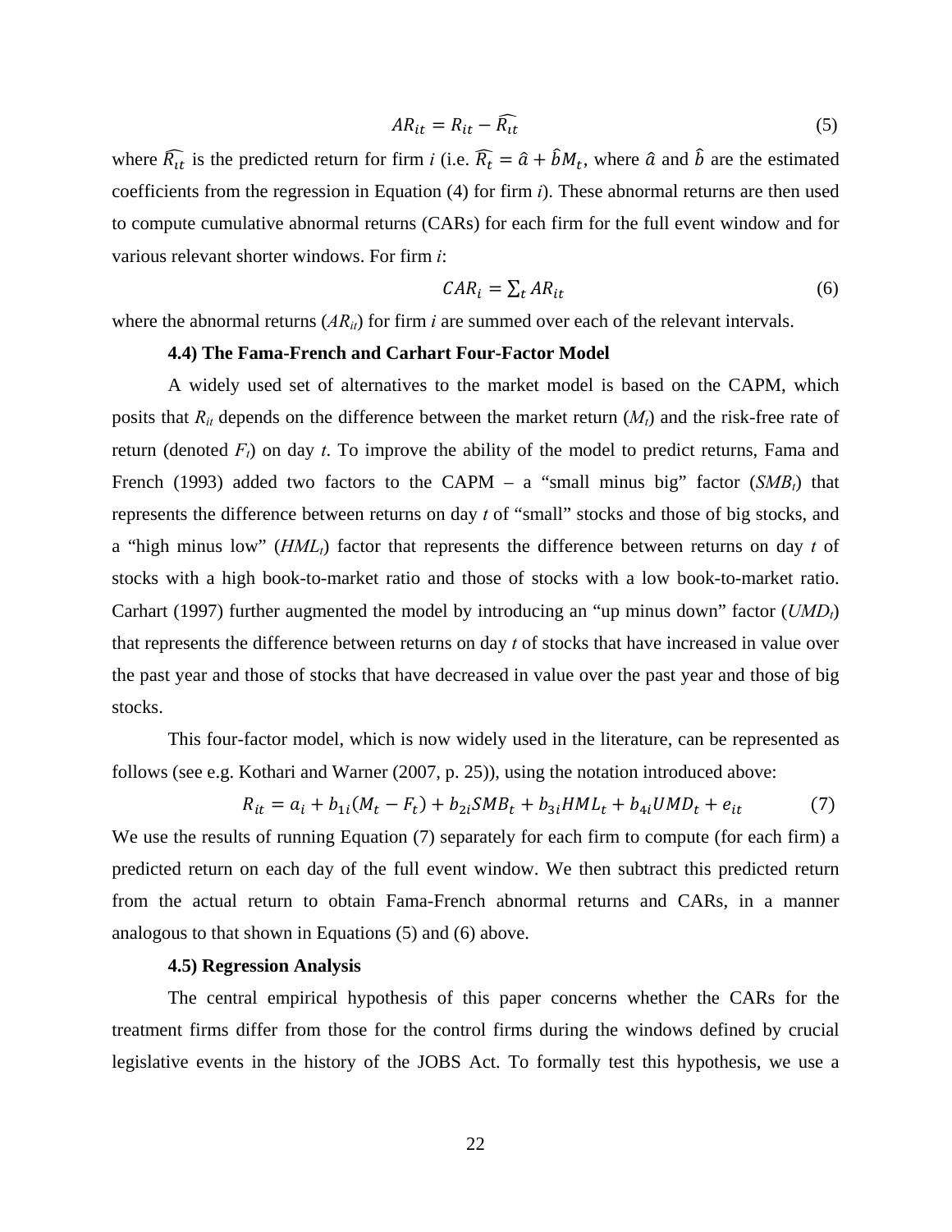$$AR_{it} = R_{it} - \widehat{R_{it}} \tag{5}$$

where $\widehat{R_{it}}$ is the predicted return for firm *i* (i.e. $\widehat{R_t} = \hat{a} + \hat{b}M_t$, where $\hat{a}$ and $\hat{b}$ are the estimated coefficients from the regression in Equation (4) for firm *i*). These abnormal returns are then used to compute cumulative abnormal returns (CARs) for each firm for the full event window and for various relevant shorter windows. For firm *i*:

$$CAR_i = \sum_t AR_{it} \tag{6}$$

where the abnormal returns ($AR_{it}$) for firm *i* are summed over each of the relevant intervals.

### 4.4) The Fama-French and Carhart Four-Factor Model

A widely used set of alternatives to the market model is based on the CAPM, which posits that $R_{it}$ depends on the difference between the market return ($M_t$) and the risk-free rate of return (denoted $F_t$) on day *t*. To improve the ability of the model to predict returns, Fama and French (1993) added two factors to the CAPM – a "small minus big" factor ($SMB_t$) that represents the difference between returns on day *t* of "small" stocks and those of big stocks, and a "high minus low" ($HML_t$) factor that represents the difference between returns on day *t* of stocks with a high book-to-market ratio and those of stocks with a low book-to-market ratio. Carhart (1997) further augmented the model by introducing an "up minus down" factor ($UMD_t$) that represents the difference between returns on day *t* of stocks that have increased in value over the past year and those of stocks that have decreased in value over the past year and those of big stocks.

This four-factor model, which is now widely used in the literature, can be represented as follows (see e.g. Kothari and Warner (2007, p. 25)), using the notation introduced above:

$$R_{it} = a_i + b_{1i}(M_t - F_t) + b_{2i}SMB_t + b_{3i}HML_t + b_{4i}UMD_t + e_{it} \tag{7}$$

We use the results of running Equation (7) separately for each firm to compute (for each firm) a predicted return on each day of the full event window. We then subtract this predicted return from the actual return to obtain Fama-French abnormal returns and CARs, in a manner analogous to that shown in Equations (5) and (6) above.

### 4.5) Regression Analysis

The central empirical hypothesis of this paper concerns whether the CARs for the treatment firms differ from those for the control firms during the windows defined by crucial legislative events in the history of the JOBS Act. To formally test this hypothesis, we use a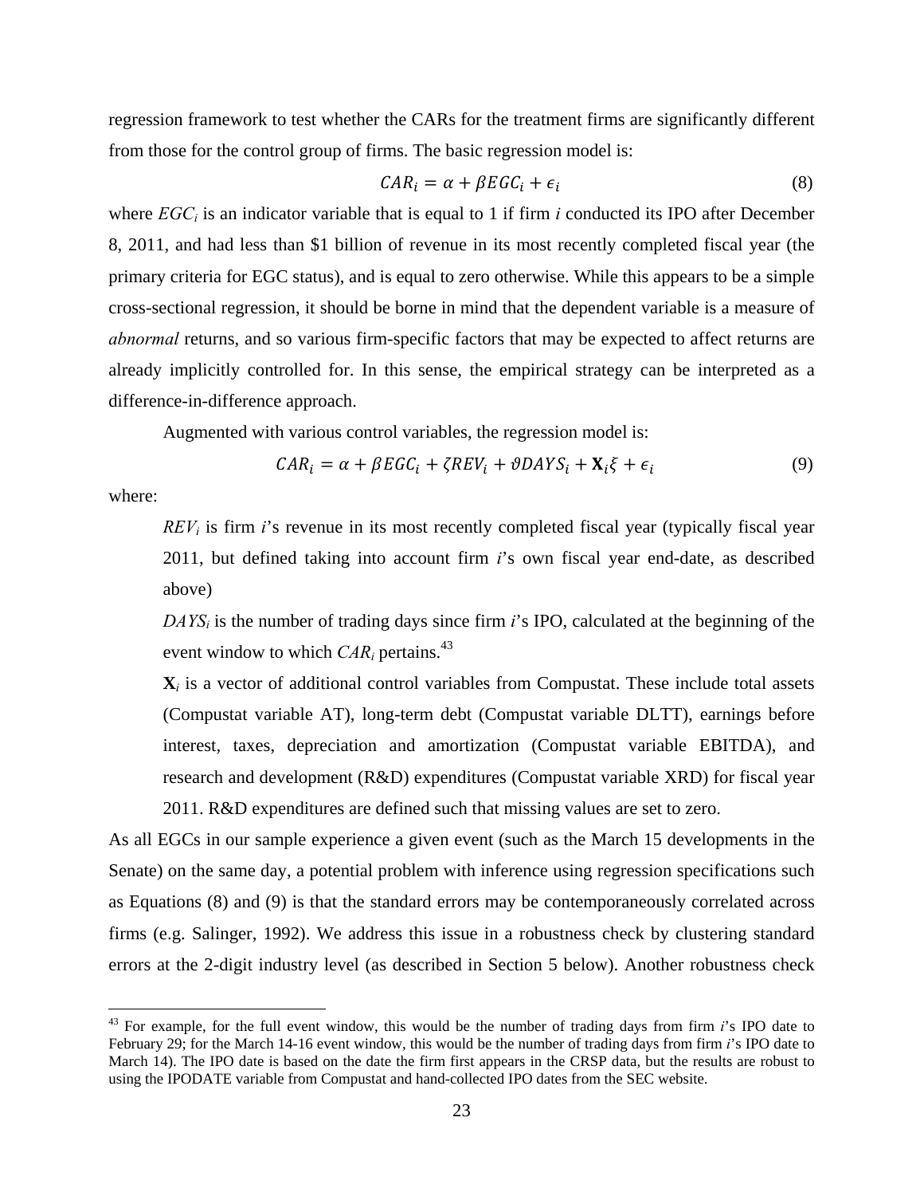regression framework to test whether the CARs for the treatment firms are significantly different from those for the control group of firms. The basic regression model is:

$$CAR_i = \alpha + \beta EGC_i + \epsilon_i \tag{8}$$

where $EGC_i$ is an indicator variable that is equal to 1 if firm *i* conducted its IPO after December 8, 2011, and had less than \$1 billion of revenue in its most recently completed fiscal year (the primary criteria for EGC status), and is equal to zero otherwise. While this appears to be a simple cross-sectional regression, it should be borne in mind that the dependent variable is a measure of *abnormal* returns, and so various firm-specific factors that may be expected to affect returns are already implicitly controlled for. In this sense, the empirical strategy can be interpreted as a difference-in-difference approach.

Augmented with various control variables, the regression model is:

$$CAR_i = \alpha + \beta EGC_i + \zeta REV_i + \vartheta DAYS_i + \mathbf{X}_i \xi + \epsilon_i \tag{9}$$

where:

> $REV_i$ is firm *i*'s revenue in its most recently completed fiscal year (typically fiscal year 2011, but defined taking into account firm *i*'s own fiscal year end-date, as described above)
>
> $DAYS_i$ is the number of trading days since firm *i*'s IPO, calculated at the beginning of the event window to which $CAR_i$ pertains.[43]
>
> $\mathbf{X}_i$ is a vector of additional control variables from Compustat. These include total assets (Compustat variable AT), long-term debt (Compustat variable DLTT), earnings before interest, taxes, depreciation and amortization (Compustat variable EBITDA), and research and development (R&D) expenditures (Compustat variable XRD) for fiscal year 2011. R&D expenditures are defined such that missing values are set to zero.

As all EGCs in our sample experience a given event (such as the March 15 developments in the Senate) on the same day, a potential problem with inference using regression specifications such as Equations (8) and (9) is that the standard errors may be contemporaneously correlated across firms (e.g. Salinger, 1992). We address this issue in a robustness check by clustering standard errors at the 2-digit industry level (as described in Section 5 below). Another robustness check

[43] For example, for the full event window, this would be the number of trading days from firm *i*'s IPO date to February 29; for the March 14-16 event window, this would be the number of trading days from firm *i*'s IPO date to March 14). The IPO date is based on the date the firm first appears in the CRSP data, but the results are robust to using the IPODATE variable from Compustat and hand-collected IPO dates from the SEC website.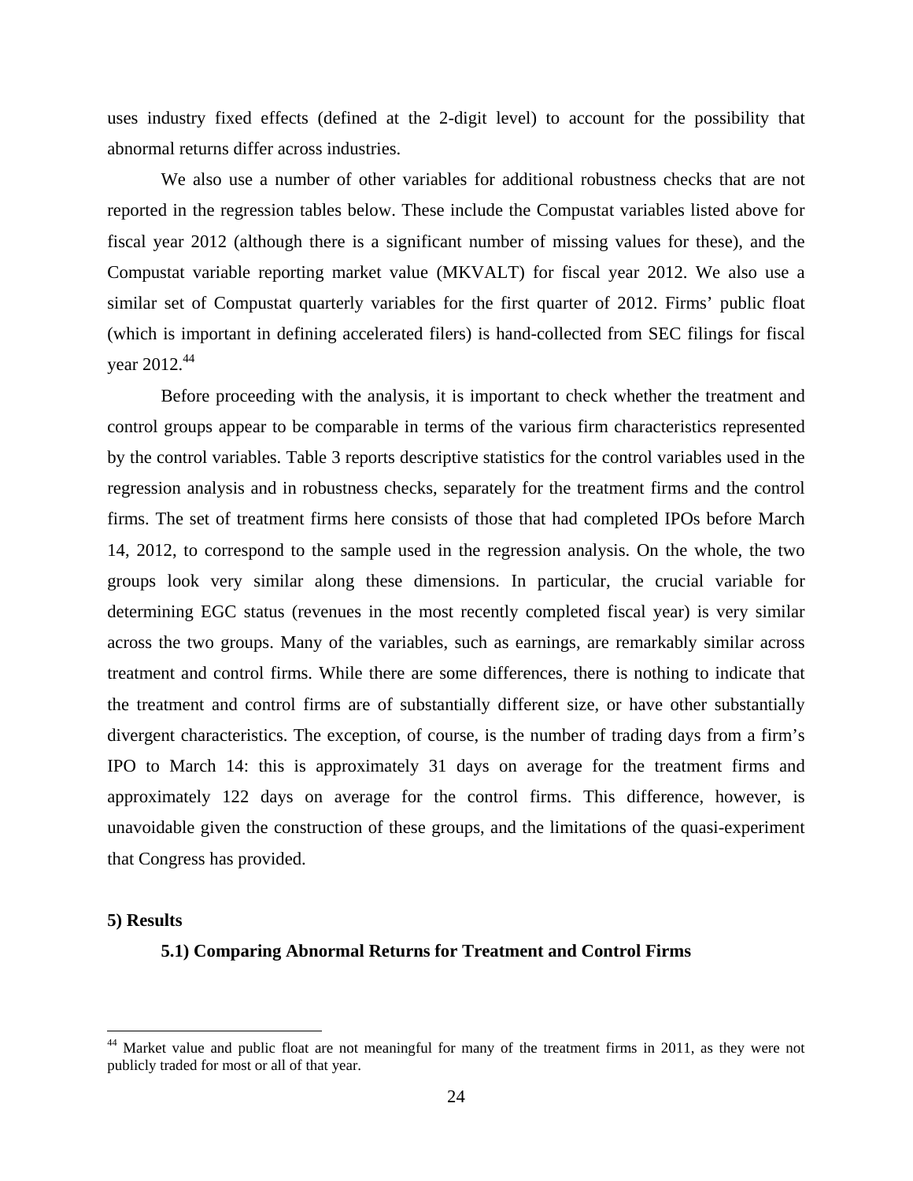uses industry fixed effects (defined at the 2-digit level) to account for the possibility that abnormal returns differ across industries.

We also use a number of other variables for additional robustness checks that are not reported in the regression tables below. These include the Compustat variables listed above for fiscal year 2012 (although there is a significant number of missing values for these), and the Compustat variable reporting market value (MKVALT) for fiscal year 2012. We also use a similar set of Compustat quarterly variables for the first quarter of 2012. Firms' public float (which is important in defining accelerated filers) is hand-collected from SEC filings for fiscal year 2012.[44]

Before proceeding with the analysis, it is important to check whether the treatment and control groups appear to be comparable in terms of the various firm characteristics represented by the control variables. Table 3 reports descriptive statistics for the control variables used in the regression analysis and in robustness checks, separately for the treatment firms and the control firms. The set of treatment firms here consists of those that had completed IPOs before March 14, 2012, to correspond to the sample used in the regression analysis. On the whole, the two groups look very similar along these dimensions. In particular, the crucial variable for determining EGC status (revenues in the most recently completed fiscal year) is very similar across the two groups. Many of the variables, such as earnings, are remarkably similar across treatment and control firms. While there are some differences, there is nothing to indicate that the treatment and control firms are of substantially different size, or have other substantially divergent characteristics. The exception, of course, is the number of trading days from a firm's IPO to March 14: this is approximately 31 days on average for the treatment firms and approximately 122 days on average for the control firms. This difference, however, is unavoidable given the construction of these groups, and the limitations of the quasi-experiment that Congress has provided.

## 5) Results

### 5.1) Comparing Abnormal Returns for Treatment and Control Firms

[44] Market value and public float are not meaningful for many of the treatment firms in 2011, as they were not publicly traded for most or all of that year.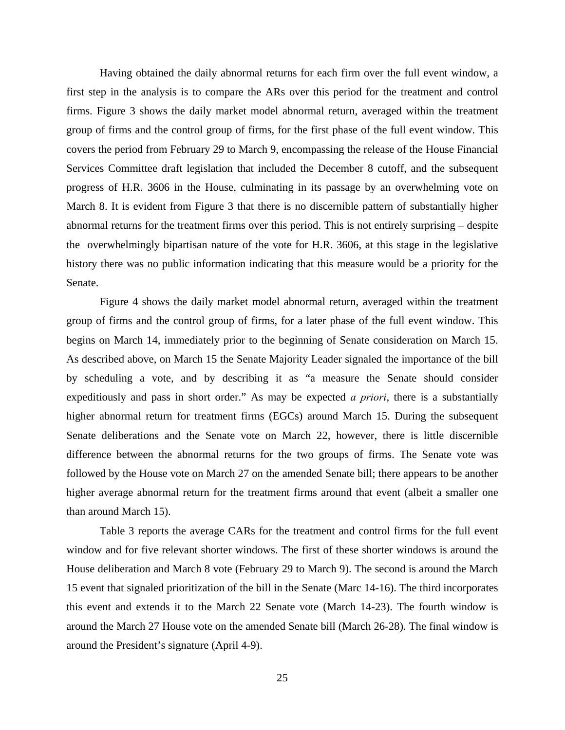Having obtained the daily abnormal returns for each firm over the full event window, a first step in the analysis is to compare the ARs over this period for the treatment and control firms. Figure 3 shows the daily market model abnormal return, averaged within the treatment group of firms and the control group of firms, for the first phase of the full event window. This covers the period from February 29 to March 9, encompassing the release of the House Financial Services Committee draft legislation that included the December 8 cutoff, and the subsequent progress of H.R. 3606 in the House, culminating in its passage by an overwhelming vote on March 8. It is evident from Figure 3 that there is no discernible pattern of substantially higher abnormal returns for the treatment firms over this period. This is not entirely surprising – despite the overwhelmingly bipartisan nature of the vote for H.R. 3606, at this stage in the legislative history there was no public information indicating that this measure would be a priority for the Senate.

Figure 4 shows the daily market model abnormal return, averaged within the treatment group of firms and the control group of firms, for a later phase of the full event window. This begins on March 14, immediately prior to the beginning of Senate consideration on March 15. As described above, on March 15 the Senate Majority Leader signaled the importance of the bill by scheduling a vote, and by describing it as "a measure the Senate should consider expeditiously and pass in short order." As may be expected *a priori*, there is a substantially higher abnormal return for treatment firms (EGCs) around March 15. During the subsequent Senate deliberations and the Senate vote on March 22, however, there is little discernible difference between the abnormal returns for the two groups of firms. The Senate vote was followed by the House vote on March 27 on the amended Senate bill; there appears to be another higher average abnormal return for the treatment firms around that event (albeit a smaller one than around March 15).

Table 3 reports the average CARs for the treatment and control firms for the full event window and for five relevant shorter windows. The first of these shorter windows is around the House deliberation and March 8 vote (February 29 to March 9). The second is around the March 15 event that signaled prioritization of the bill in the Senate (Marc 14-16). The third incorporates this event and extends it to the March 22 Senate vote (March 14-23). The fourth window is around the March 27 House vote on the amended Senate bill (March 26-28). The final window is around the President's signature (April 4-9).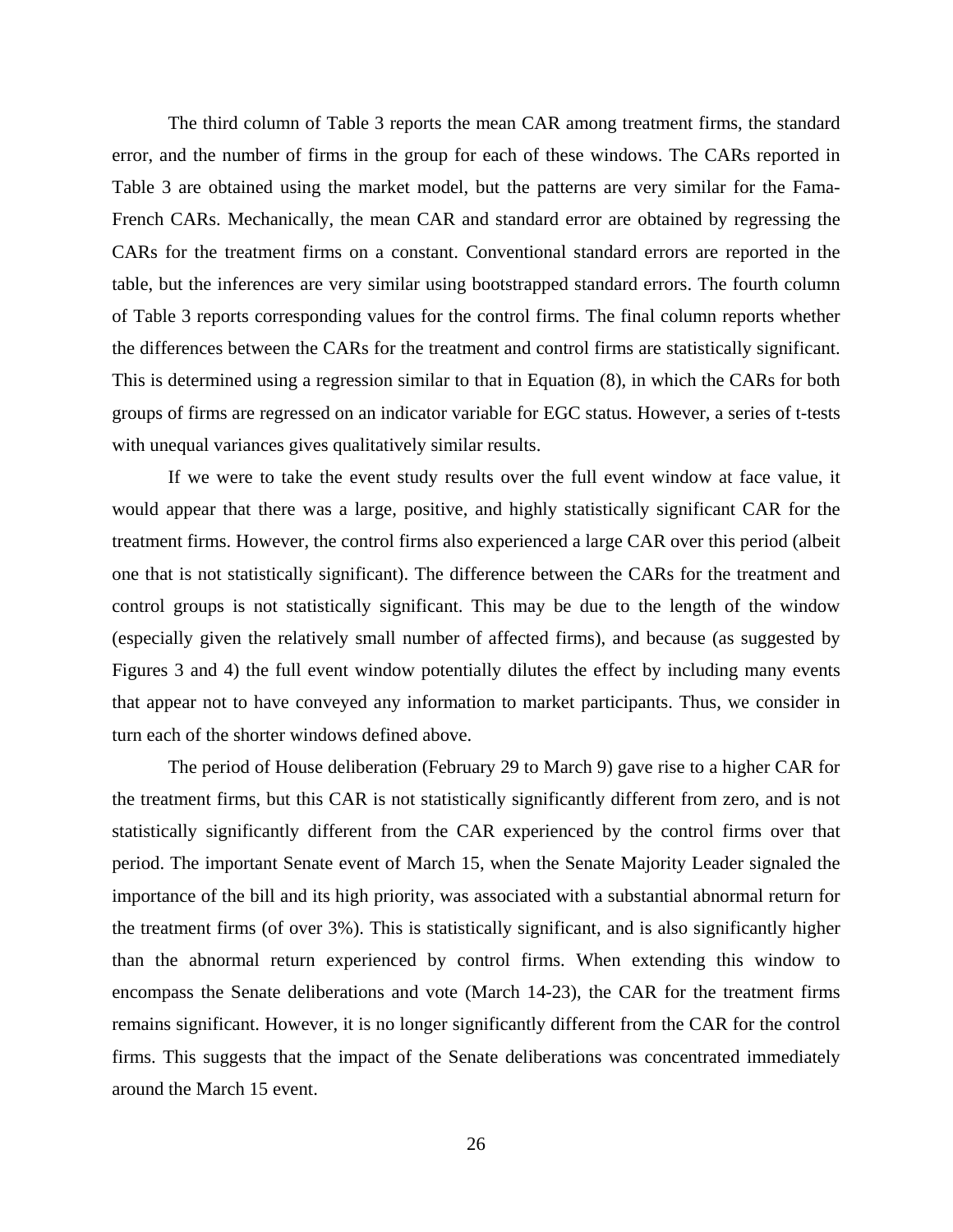The third column of Table 3 reports the mean CAR among treatment firms, the standard error, and the number of firms in the group for each of these windows. The CARs reported in Table 3 are obtained using the market model, but the patterns are very similar for the Fama-French CARs. Mechanically, the mean CAR and standard error are obtained by regressing the CARs for the treatment firms on a constant. Conventional standard errors are reported in the table, but the inferences are very similar using bootstrapped standard errors. The fourth column of Table 3 reports corresponding values for the control firms. The final column reports whether the differences between the CARs for the treatment and control firms are statistically significant. This is determined using a regression similar to that in Equation (8), in which the CARs for both groups of firms are regressed on an indicator variable for EGC status. However, a series of t-tests with unequal variances gives qualitatively similar results.

If we were to take the event study results over the full event window at face value, it would appear that there was a large, positive, and highly statistically significant CAR for the treatment firms. However, the control firms also experienced a large CAR over this period (albeit one that is not statistically significant). The difference between the CARs for the treatment and control groups is not statistically significant. This may be due to the length of the window (especially given the relatively small number of affected firms), and because (as suggested by Figures 3 and 4) the full event window potentially dilutes the effect by including many events that appear not to have conveyed any information to market participants. Thus, we consider in turn each of the shorter windows defined above.

The period of House deliberation (February 29 to March 9) gave rise to a higher CAR for the treatment firms, but this CAR is not statistically significantly different from zero, and is not statistically significantly different from the CAR experienced by the control firms over that period. The important Senate event of March 15, when the Senate Majority Leader signaled the importance of the bill and its high priority, was associated with a substantial abnormal return for the treatment firms (of over 3%). This is statistically significant, and is also significantly higher than the abnormal return experienced by control firms. When extending this window to encompass the Senate deliberations and vote (March 14-23), the CAR for the treatment firms remains significant. However, it is no longer significantly different from the CAR for the control firms. This suggests that the impact of the Senate deliberations was concentrated immediately around the March 15 event.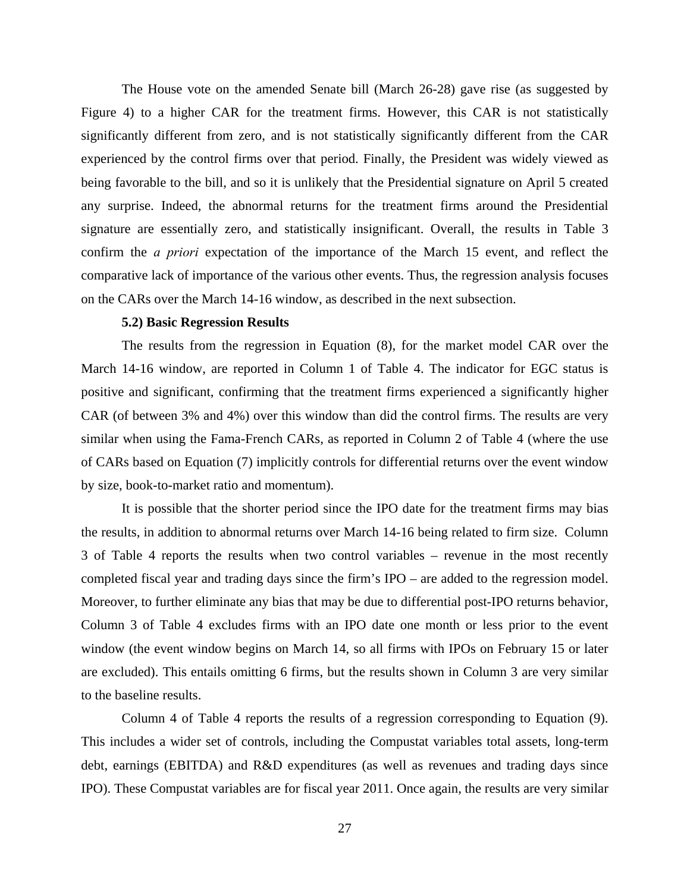The House vote on the amended Senate bill (March 26-28) gave rise (as suggested by Figure 4) to a higher CAR for the treatment firms. However, this CAR is not statistically significantly different from zero, and is not statistically significantly different from the CAR experienced by the control firms over that period. Finally, the President was widely viewed as being favorable to the bill, and so it is unlikely that the Presidential signature on April 5 created any surprise. Indeed, the abnormal returns for the treatment firms around the Presidential signature are essentially zero, and statistically insignificant. Overall, the results in Table 3 confirm the *a priori* expectation of the importance of the March 15 event, and reflect the comparative lack of importance of the various other events. Thus, the regression analysis focuses on the CARs over the March 14-16 window, as described in the next subsection.

### 5.2) Basic Regression Results

The results from the regression in Equation (8), for the market model CAR over the March 14-16 window, are reported in Column 1 of Table 4. The indicator for EGC status is positive and significant, confirming that the treatment firms experienced a significantly higher CAR (of between 3% and 4%) over this window than did the control firms. The results are very similar when using the Fama-French CARs, as reported in Column 2 of Table 4 (where the use of CARs based on Equation (7) implicitly controls for differential returns over the event window by size, book-to-market ratio and momentum).

It is possible that the shorter period since the IPO date for the treatment firms may bias the results, in addition to abnormal returns over March 14-16 being related to firm size. Column 3 of Table 4 reports the results when two control variables – revenue in the most recently completed fiscal year and trading days since the firm's IPO – are added to the regression model. Moreover, to further eliminate any bias that may be due to differential post-IPO returns behavior, Column 3 of Table 4 excludes firms with an IPO date one month or less prior to the event window (the event window begins on March 14, so all firms with IPOs on February 15 or later are excluded). This entails omitting 6 firms, but the results shown in Column 3 are very similar to the baseline results.

Column 4 of Table 4 reports the results of a regression corresponding to Equation (9). This includes a wider set of controls, including the Compustat variables total assets, long-term debt, earnings (EBITDA) and R&D expenditures (as well as revenues and trading days since IPO). These Compustat variables are for fiscal year 2011. Once again, the results are very similar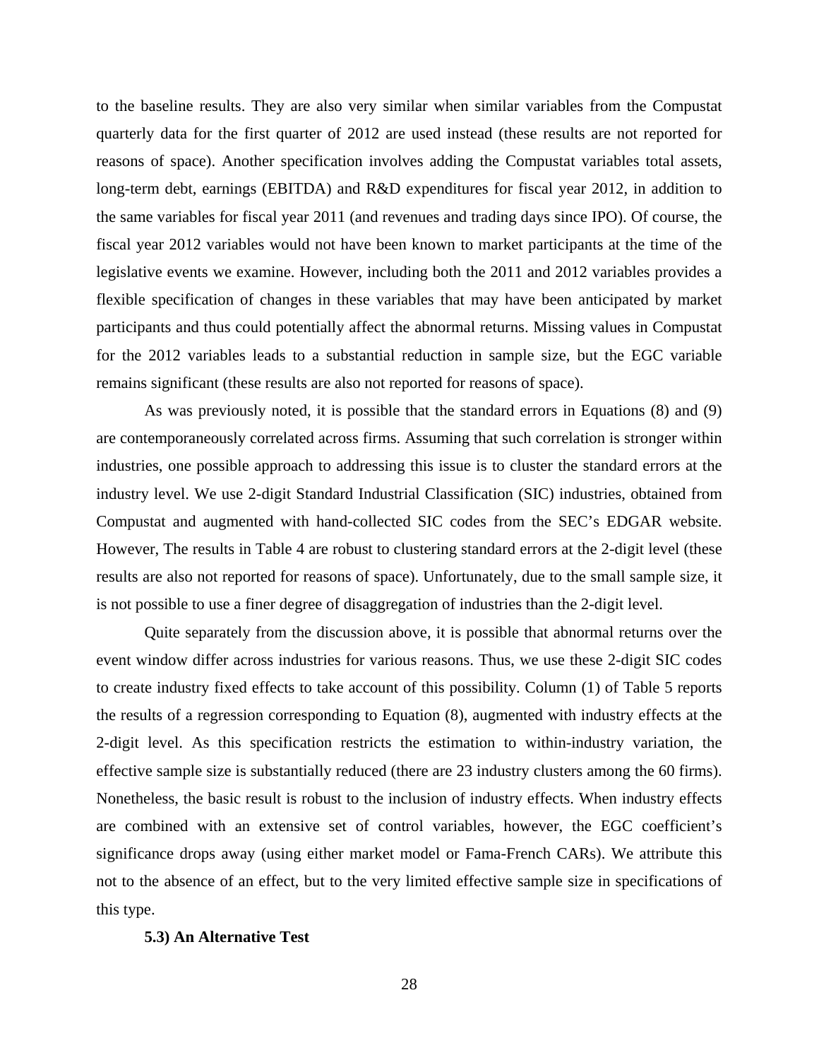to the baseline results. They are also very similar when similar variables from the Compustat quarterly data for the first quarter of 2012 are used instead (these results are not reported for reasons of space). Another specification involves adding the Compustat variables total assets, long-term debt, earnings (EBITDA) and R&D expenditures for fiscal year 2012, in addition to the same variables for fiscal year 2011 (and revenues and trading days since IPO). Of course, the fiscal year 2012 variables would not have been known to market participants at the time of the legislative events we examine. However, including both the 2011 and 2012 variables provides a flexible specification of changes in these variables that may have been anticipated by market participants and thus could potentially affect the abnormal returns. Missing values in Compustat for the 2012 variables leads to a substantial reduction in sample size, but the EGC variable remains significant (these results are also not reported for reasons of space).

As was previously noted, it is possible that the standard errors in Equations (8) and (9) are contemporaneously correlated across firms. Assuming that such correlation is stronger within industries, one possible approach to addressing this issue is to cluster the standard errors at the industry level. We use 2-digit Standard Industrial Classification (SIC) industries, obtained from Compustat and augmented with hand-collected SIC codes from the SEC's EDGAR website. However, The results in Table 4 are robust to clustering standard errors at the 2-digit level (these results are also not reported for reasons of space). Unfortunately, due to the small sample size, it is not possible to use a finer degree of disaggregation of industries than the 2-digit level.

Quite separately from the discussion above, it is possible that abnormal returns over the event window differ across industries for various reasons. Thus, we use these 2-digit SIC codes to create industry fixed effects to take account of this possibility. Column (1) of Table 5 reports the results of a regression corresponding to Equation (8), augmented with industry effects at the 2-digit level. As this specification restricts the estimation to within-industry variation, the effective sample size is substantially reduced (there are 23 industry clusters among the 60 firms). Nonetheless, the basic result is robust to the inclusion of industry effects. When industry effects are combined with an extensive set of control variables, however, the EGC coefficient's significance drops away (using either market model or Fama-French CARs). We attribute this not to the absence of an effect, but to the very limited effective sample size in specifications of this type.

### 5.3) An Alternative Test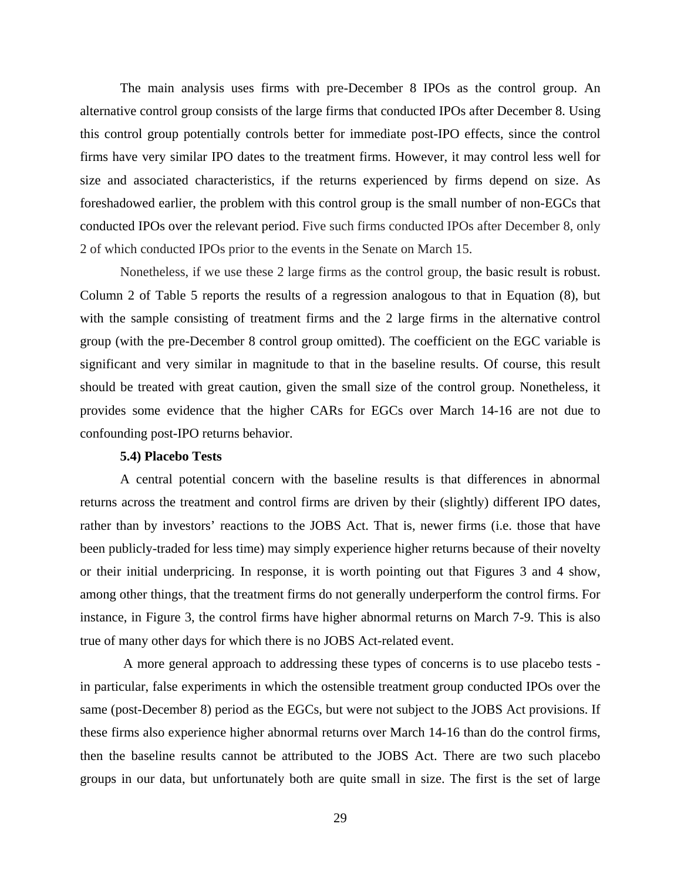The main analysis uses firms with pre-December 8 IPOs as the control group. An alternative control group consists of the large firms that conducted IPOs after December 8. Using this control group potentially controls better for immediate post-IPO effects, since the control firms have very similar IPO dates to the treatment firms. However, it may control less well for size and associated characteristics, if the returns experienced by firms depend on size. As foreshadowed earlier, the problem with this control group is the small number of non-EGCs that conducted IPOs over the relevant period. Five such firms conducted IPOs after December 8, only 2 of which conducted IPOs prior to the events in the Senate on March 15.

Nonetheless, if we use these 2 large firms as the control group, the basic result is robust. Column 2 of Table 5 reports the results of a regression analogous to that in Equation (8), but with the sample consisting of treatment firms and the 2 large firms in the alternative control group (with the pre-December 8 control group omitted). The coefficient on the EGC variable is significant and very similar in magnitude to that in the baseline results. Of course, this result should be treated with great caution, given the small size of the control group. Nonetheless, it provides some evidence that the higher CARs for EGCs over March 14-16 are not due to confounding post-IPO returns behavior.

### 5.4) Placebo Tests

A central potential concern with the baseline results is that differences in abnormal returns across the treatment and control firms are driven by their (slightly) different IPO dates, rather than by investors' reactions to the JOBS Act. That is, newer firms (i.e. those that have been publicly-traded for less time) may simply experience higher returns because of their novelty or their initial underpricing. In response, it is worth pointing out that Figures 3 and 4 show, among other things, that the treatment firms do not generally underperform the control firms. For instance, in Figure 3, the control firms have higher abnormal returns on March 7-9. This is also true of many other days for which there is no JOBS Act-related event.

A more general approach to addressing these types of concerns is to use placebo tests - in particular, false experiments in which the ostensible treatment group conducted IPOs over the same (post-December 8) period as the EGCs, but were not subject to the JOBS Act provisions. If these firms also experience higher abnormal returns over March 14-16 than do the control firms, then the baseline results cannot be attributed to the JOBS Act. There are two such placebo groups in our data, but unfortunately both are quite small in size. The first is the set of large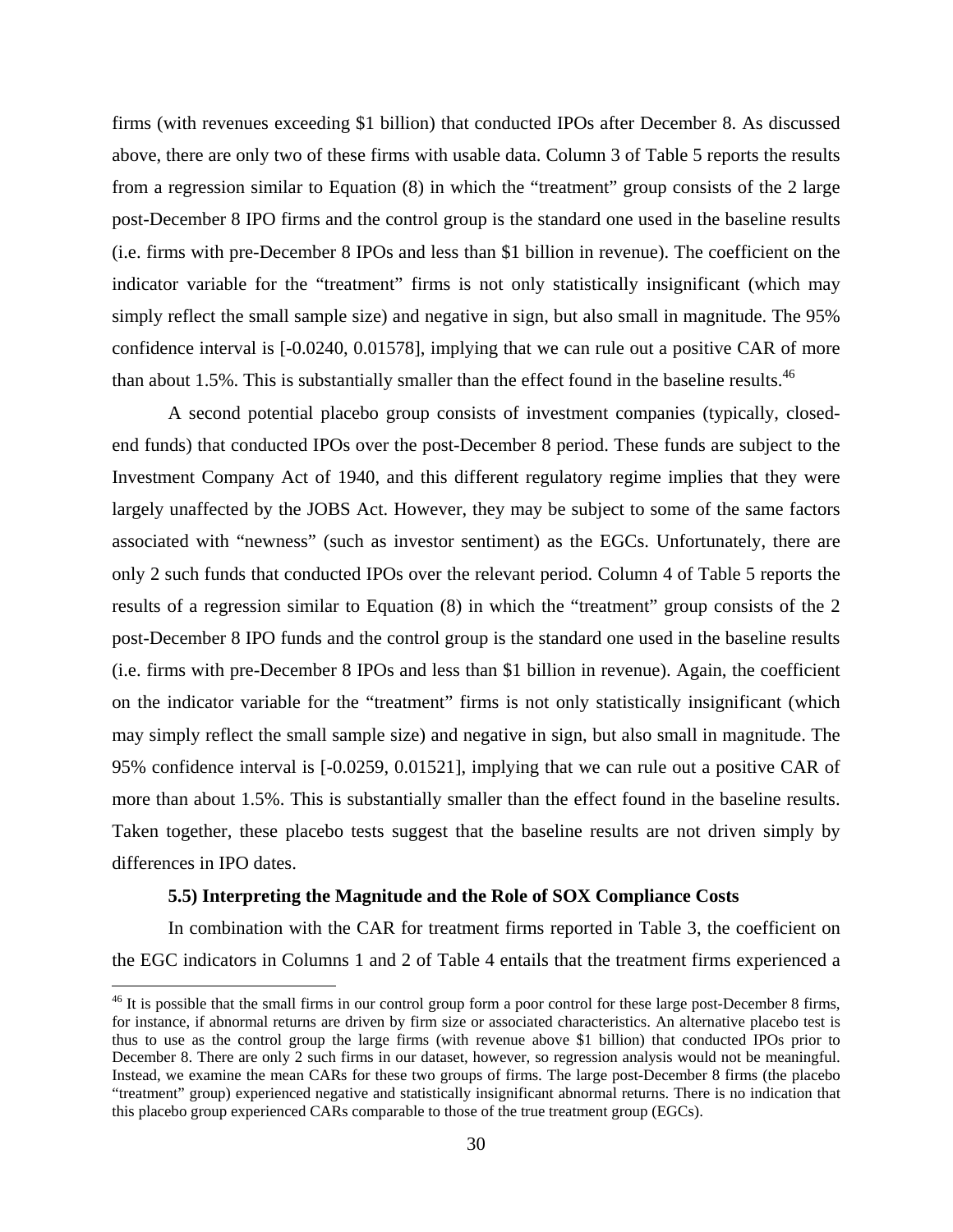firms (with revenues exceeding $1 billion) that conducted IPOs after December 8. As discussed above, there are only two of these firms with usable data. Column 3 of Table 5 reports the results from a regression similar to Equation (8) in which the "treatment" group consists of the 2 large post-December 8 IPO firms and the control group is the standard one used in the baseline results (i.e. firms with pre-December 8 IPOs and less than $1 billion in revenue). The coefficient on the indicator variable for the "treatment" firms is not only statistically insignificant (which may simply reflect the small sample size) and negative in sign, but also small in magnitude. The 95% confidence interval is [-0.0240, 0.01578], implying that we can rule out a positive CAR of more than about 1.5%. This is substantially smaller than the effect found in the baseline results.[46]

A second potential placebo group consists of investment companies (typically, closed-end funds) that conducted IPOs over the post-December 8 period. These funds are subject to the Investment Company Act of 1940, and this different regulatory regime implies that they were largely unaffected by the JOBS Act. However, they may be subject to some of the same factors associated with "newness" (such as investor sentiment) as the EGCs. Unfortunately, there are only 2 such funds that conducted IPOs over the relevant period. Column 4 of Table 5 reports the results of a regression similar to Equation (8) in which the "treatment" group consists of the 2 post-December 8 IPO funds and the control group is the standard one used in the baseline results (i.e. firms with pre-December 8 IPOs and less than $1 billion in revenue). Again, the coefficient on the indicator variable for the "treatment" firms is not only statistically insignificant (which may simply reflect the small sample size) and negative in sign, but also small in magnitude. The 95% confidence interval is [-0.0259, 0.01521], implying that we can rule out a positive CAR of more than about 1.5%. This is substantially smaller than the effect found in the baseline results. Taken together, these placebo tests suggest that the baseline results are not driven simply by differences in IPO dates.

### 5.5) Interpreting the Magnitude and the Role of SOX Compliance Costs

In combination with the CAR for treatment firms reported in Table 3, the coefficient on the EGC indicators in Columns 1 and 2 of Table 4 entails that the treatment firms experienced a

[46] It is possible that the small firms in our control group form a poor control for these large post-December 8 firms, for instance, if abnormal returns are driven by firm size or associated characteristics. An alternative placebo test is thus to use as the control group the large firms (with revenue above $1 billion) that conducted IPOs prior to December 8. There are only 2 such firms in our dataset, however, so regression analysis would not be meaningful. Instead, we examine the mean CARs for these two groups of firms. The large post-December 8 firms (the placebo "treatment" group) experienced negative and statistically insignificant abnormal returns. There is no indication that this placebo group experienced CARs comparable to those of the true treatment group (EGCs).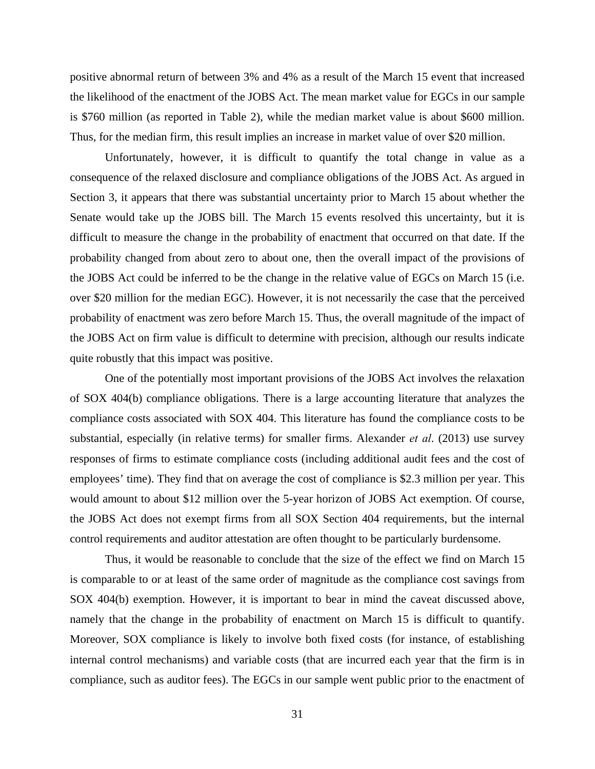positive abnormal return of between 3% and 4% as a result of the March 15 event that increased the likelihood of the enactment of the JOBS Act. The mean market value for EGCs in our sample is $760 million (as reported in Table 2), while the median market value is about $600 million. Thus, for the median firm, this result implies an increase in market value of over $20 million.

Unfortunately, however, it is difficult to quantify the total change in value as a consequence of the relaxed disclosure and compliance obligations of the JOBS Act. As argued in Section 3, it appears that there was substantial uncertainty prior to March 15 about whether the Senate would take up the JOBS bill. The March 15 events resolved this uncertainty, but it is difficult to measure the change in the probability of enactment that occurred on that date. If the probability changed from about zero to about one, then the overall impact of the provisions of the JOBS Act could be inferred to be the change in the relative value of EGCs on March 15 (i.e. over $20 million for the median EGC). However, it is not necessarily the case that the perceived probability of enactment was zero before March 15. Thus, the overall magnitude of the impact of the JOBS Act on firm value is difficult to determine with precision, although our results indicate quite robustly that this impact was positive.

One of the potentially most important provisions of the JOBS Act involves the relaxation of SOX 404(b) compliance obligations. There is a large accounting literature that analyzes the compliance costs associated with SOX 404. This literature has found the compliance costs to be substantial, especially (in relative terms) for smaller firms. Alexander *et al*. (2013) use survey responses of firms to estimate compliance costs (including additional audit fees and the cost of employees' time). They find that on average the cost of compliance is $2.3 million per year. This would amount to about $12 million over the 5-year horizon of JOBS Act exemption. Of course, the JOBS Act does not exempt firms from all SOX Section 404 requirements, but the internal control requirements and auditor attestation are often thought to be particularly burdensome.

Thus, it would be reasonable to conclude that the size of the effect we find on March 15 is comparable to or at least of the same order of magnitude as the compliance cost savings from SOX 404(b) exemption. However, it is important to bear in mind the caveat discussed above, namely that the change in the probability of enactment on March 15 is difficult to quantify. Moreover, SOX compliance is likely to involve both fixed costs (for instance, of establishing internal control mechanisms) and variable costs (that are incurred each year that the firm is in compliance, such as auditor fees). The EGCs in our sample went public prior to the enactment of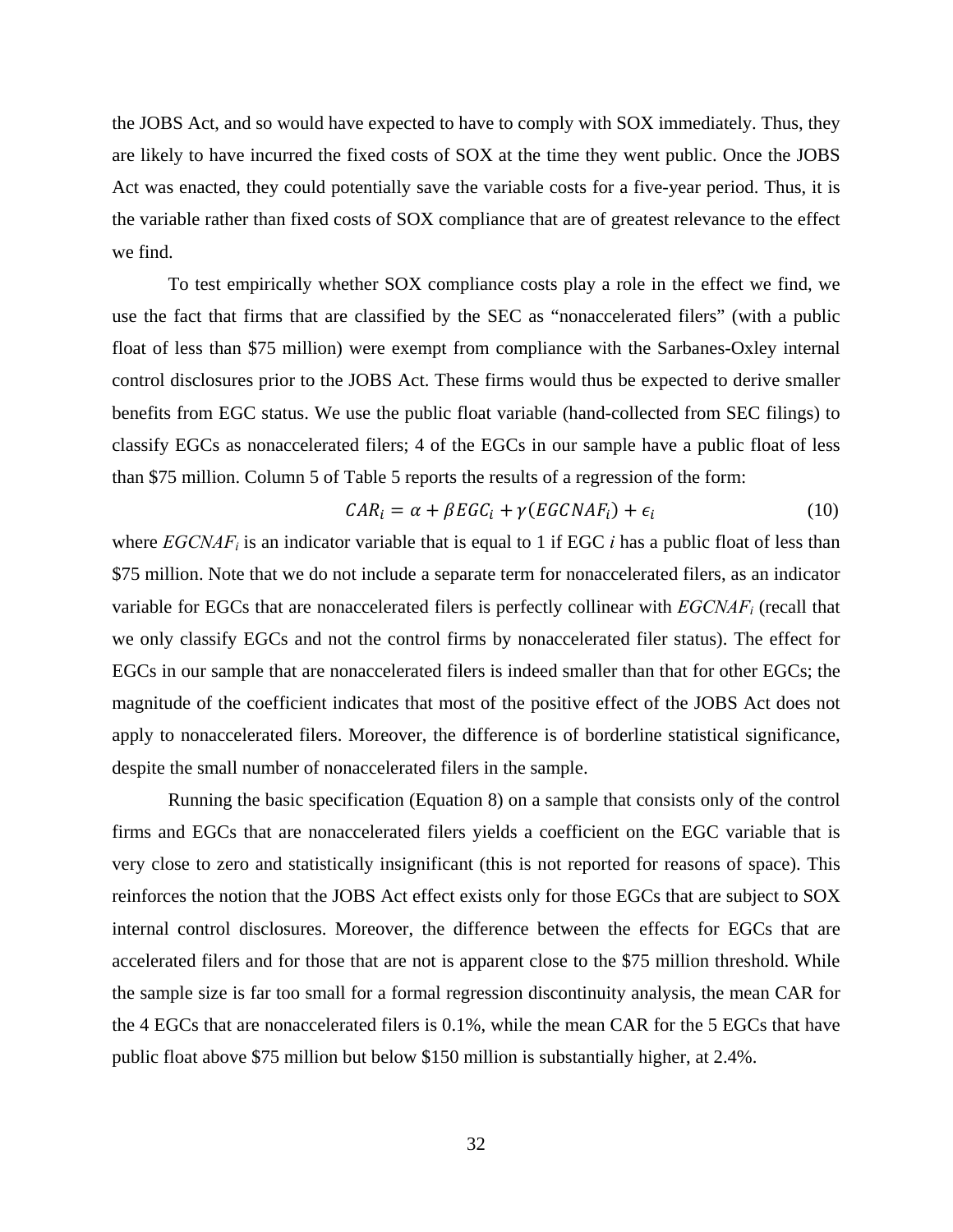the JOBS Act, and so would have expected to have to comply with SOX immediately. Thus, they are likely to have incurred the fixed costs of SOX at the time they went public. Once the JOBS Act was enacted, they could potentially save the variable costs for a five-year period. Thus, it is the variable rather than fixed costs of SOX compliance that are of greatest relevance to the effect we find.

To test empirically whether SOX compliance costs play a role in the effect we find, we use the fact that firms that are classified by the SEC as "nonaccelerated filers" (with a public float of less than $75 million) were exempt from compliance with the Sarbanes-Oxley internal control disclosures prior to the JOBS Act. These firms would thus be expected to derive smaller benefits from EGC status. We use the public float variable (hand-collected from SEC filings) to classify EGCs as nonaccelerated filers; 4 of the EGCs in our sample have a public float of less than $75 million. Column 5 of Table 5 reports the results of a regression of the form:

$$CAR_i = \alpha + \beta EGC_i + \gamma(EGCNAF_i) + \epsilon_i \tag{10}$$

where $EGCNAF_i$ is an indicator variable that is equal to 1 if EGC $i$ has a public float of less than $75 million. Note that we do not include a separate term for nonaccelerated filers, as an indicator variable for EGCs that are nonaccelerated filers is perfectly collinear with $EGCNAF_i$ (recall that we only classify EGCs and not the control firms by nonaccelerated filer status). The effect for EGCs in our sample that are nonaccelerated filers is indeed smaller than that for other EGCs; the magnitude of the coefficient indicates that most of the positive effect of the JOBS Act does not apply to nonaccelerated filers. Moreover, the difference is of borderline statistical significance, despite the small number of nonaccelerated filers in the sample.

Running the basic specification (Equation 8) on a sample that consists only of the control firms and EGCs that are nonaccelerated filers yields a coefficient on the EGC variable that is very close to zero and statistically insignificant (this is not reported for reasons of space). This reinforces the notion that the JOBS Act effect exists only for those EGCs that are subject to SOX internal control disclosures. Moreover, the difference between the effects for EGCs that are accelerated filers and for those that are not is apparent close to the $75 million threshold. While the sample size is far too small for a formal regression discontinuity analysis, the mean CAR for the 4 EGCs that are nonaccelerated filers is 0.1%, while the mean CAR for the 5 EGCs that have public float above $75 million but below $150 million is substantially higher, at 2.4%.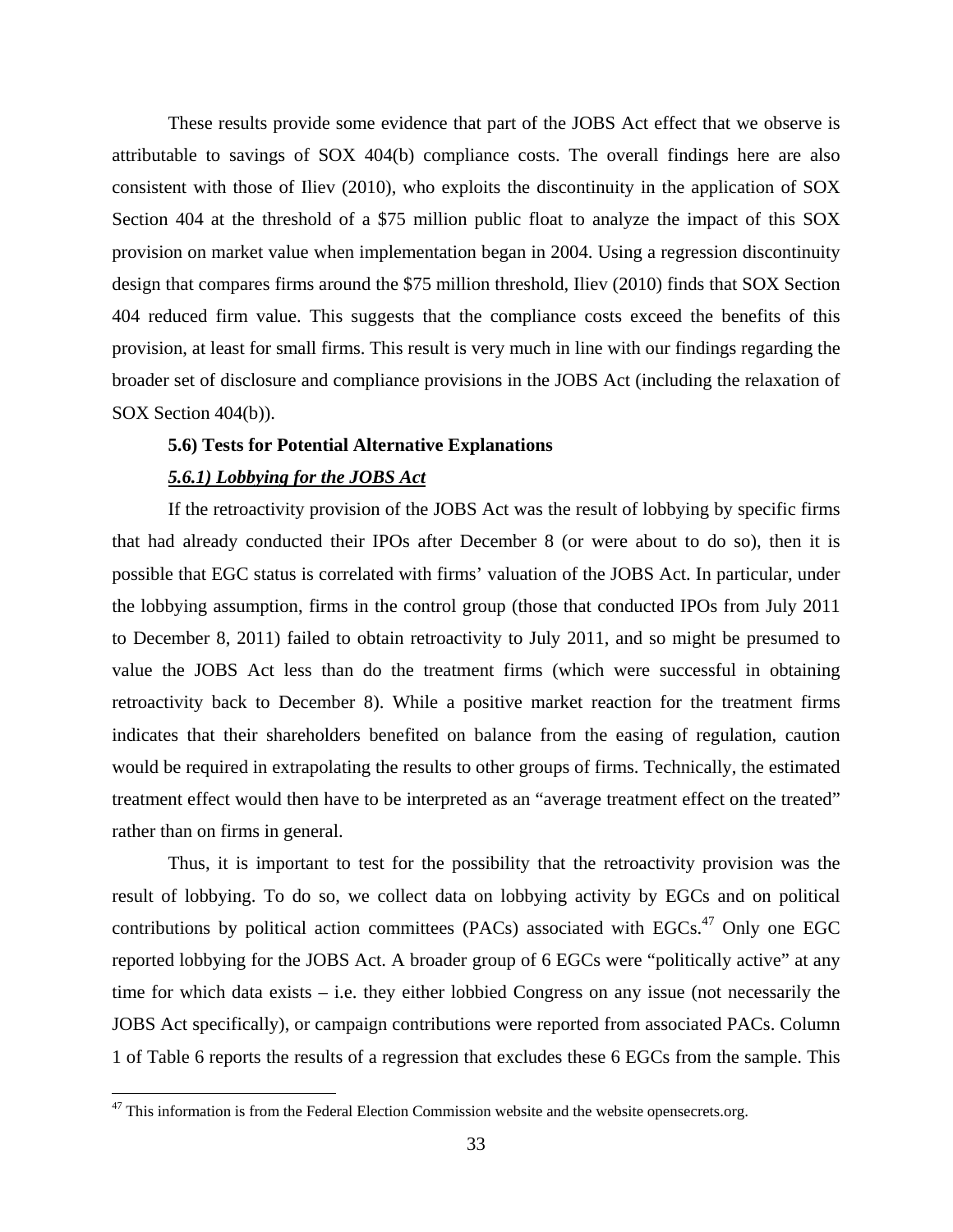These results provide some evidence that part of the JOBS Act effect that we observe is attributable to savings of SOX 404(b) compliance costs. The overall findings here are also consistent with those of Iliev (2010), who exploits the discontinuity in the application of SOX Section 404 at the threshold of a \$75 million public float to analyze the impact of this SOX provision on market value when implementation began in 2004. Using a regression discontinuity design that compares firms around the \$75 million threshold, Iliev (2010) finds that SOX Section 404 reduced firm value. This suggests that the compliance costs exceed the benefits of this provision, at least for small firms. This result is very much in line with our findings regarding the broader set of disclosure and compliance provisions in the JOBS Act (including the relaxation of SOX Section 404(b)).

### 5.6) Tests for Potential Alternative Explanations

#### *5.6.1) Lobbying for the JOBS Act*

If the retroactivity provision of the JOBS Act was the result of lobbying by specific firms that had already conducted their IPOs after December 8 (or were about to do so), then it is possible that EGC status is correlated with firms' valuation of the JOBS Act. In particular, under the lobbying assumption, firms in the control group (those that conducted IPOs from July 2011 to December 8, 2011) failed to obtain retroactivity to July 2011, and so might be presumed to value the JOBS Act less than do the treatment firms (which were successful in obtaining retroactivity back to December 8). While a positive market reaction for the treatment firms indicates that their shareholders benefited on balance from the easing of regulation, caution would be required in extrapolating the results to other groups of firms. Technically, the estimated treatment effect would then have to be interpreted as an "average treatment effect on the treated" rather than on firms in general.

Thus, it is important to test for the possibility that the retroactivity provision was the result of lobbying. To do so, we collect data on lobbying activity by EGCs and on political contributions by political action committees (PACs) associated with EGCs.[47] Only one EGC reported lobbying for the JOBS Act. A broader group of 6 EGCs were "politically active" at any time for which data exists – i.e. they either lobbied Congress on any issue (not necessarily the JOBS Act specifically), or campaign contributions were reported from associated PACs. Column 1 of Table 6 reports the results of a regression that excludes these 6 EGCs from the sample. This

[47] This information is from the Federal Election Commission website and the website opensecrets.org.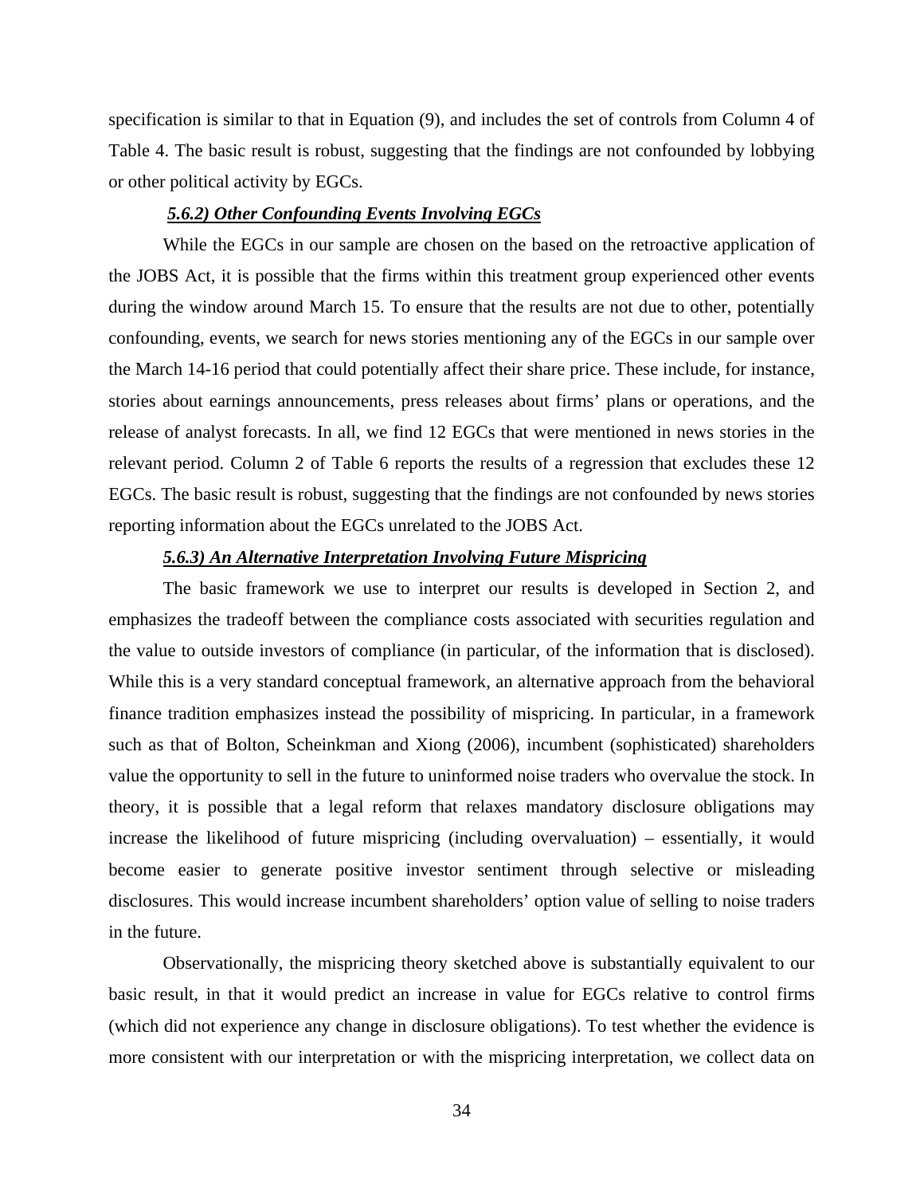specification is similar to that in Equation (9), and includes the set of controls from Column 4 of Table 4. The basic result is robust, suggesting that the findings are not confounded by lobbying or other political activity by EGCs.

#### *5.6.2) Other Confounding Events Involving EGCs*

While the EGCs in our sample are chosen on the based on the retroactive application of the JOBS Act, it is possible that the firms within this treatment group experienced other events during the window around March 15. To ensure that the results are not due to other, potentially confounding, events, we search for news stories mentioning any of the EGCs in our sample over the March 14-16 period that could potentially affect their share price. These include, for instance, stories about earnings announcements, press releases about firms' plans or operations, and the release of analyst forecasts. In all, we find 12 EGCs that were mentioned in news stories in the relevant period. Column 2 of Table 6 reports the results of a regression that excludes these 12 EGCs. The basic result is robust, suggesting that the findings are not confounded by news stories reporting information about the EGCs unrelated to the JOBS Act.

#### *5.6.3) An Alternative Interpretation Involving Future Mispricing*

The basic framework we use to interpret our results is developed in Section 2, and emphasizes the tradeoff between the compliance costs associated with securities regulation and the value to outside investors of compliance (in particular, of the information that is disclosed). While this is a very standard conceptual framework, an alternative approach from the behavioral finance tradition emphasizes instead the possibility of mispricing. In particular, in a framework such as that of Bolton, Scheinkman and Xiong (2006), incumbent (sophisticated) shareholders value the opportunity to sell in the future to uninformed noise traders who overvalue the stock. In theory, it is possible that a legal reform that relaxes mandatory disclosure obligations may increase the likelihood of future mispricing (including overvaluation) – essentially, it would become easier to generate positive investor sentiment through selective or misleading disclosures. This would increase incumbent shareholders' option value of selling to noise traders in the future.

Observationally, the mispricing theory sketched above is substantially equivalent to our basic result, in that it would predict an increase in value for EGCs relative to control firms (which did not experience any change in disclosure obligations). To test whether the evidence is more consistent with our interpretation or with the mispricing interpretation, we collect data on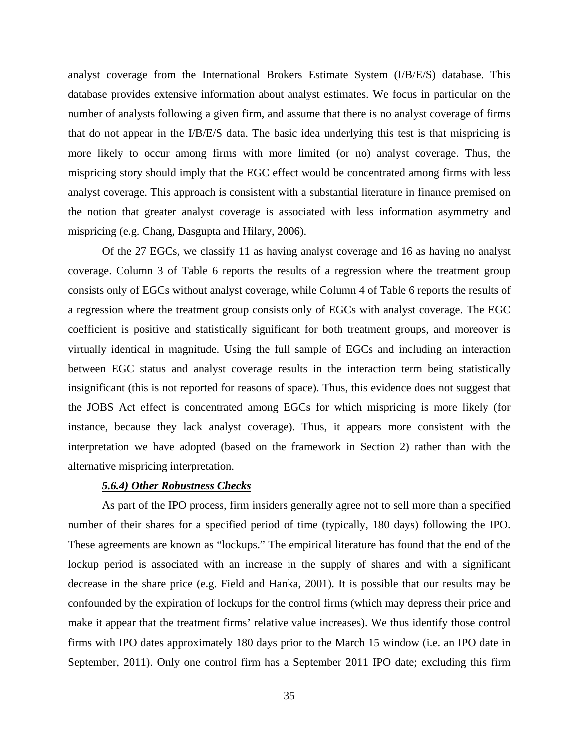analyst coverage from the International Brokers Estimate System (I/B/E/S) database. This database provides extensive information about analyst estimates. We focus in particular on the number of analysts following a given firm, and assume that there is no analyst coverage of firms that do not appear in the I/B/E/S data. The basic idea underlying this test is that mispricing is more likely to occur among firms with more limited (or no) analyst coverage. Thus, the mispricing story should imply that the EGC effect would be concentrated among firms with less analyst coverage. This approach is consistent with a substantial literature in finance premised on the notion that greater analyst coverage is associated with less information asymmetry and mispricing (e.g. Chang, Dasgupta and Hilary, 2006).

Of the 27 EGCs, we classify 11 as having analyst coverage and 16 as having no analyst coverage. Column 3 of Table 6 reports the results of a regression where the treatment group consists only of EGCs without analyst coverage, while Column 4 of Table 6 reports the results of a regression where the treatment group consists only of EGCs with analyst coverage. The EGC coefficient is positive and statistically significant for both treatment groups, and moreover is virtually identical in magnitude. Using the full sample of EGCs and including an interaction between EGC status and analyst coverage results in the interaction term being statistically insignificant (this is not reported for reasons of space). Thus, this evidence does not suggest that the JOBS Act effect is concentrated among EGCs for which mispricing is more likely (for instance, because they lack analyst coverage). Thus, it appears more consistent with the interpretation we have adopted (based on the framework in Section 2) rather than with the alternative mispricing interpretation.

#### ***5.6.4) Other Robustness Checks***

As part of the IPO process, firm insiders generally agree not to sell more than a specified number of their shares for a specified period of time (typically, 180 days) following the IPO. These agreements are known as "lockups." The empirical literature has found that the end of the lockup period is associated with an increase in the supply of shares and with a significant decrease in the share price (e.g. Field and Hanka, 2001). It is possible that our results may be confounded by the expiration of lockups for the control firms (which may depress their price and make it appear that the treatment firms' relative value increases). We thus identify those control firms with IPO dates approximately 180 days prior to the March 15 window (i.e. an IPO date in September, 2011). Only one control firm has a September 2011 IPO date; excluding this firm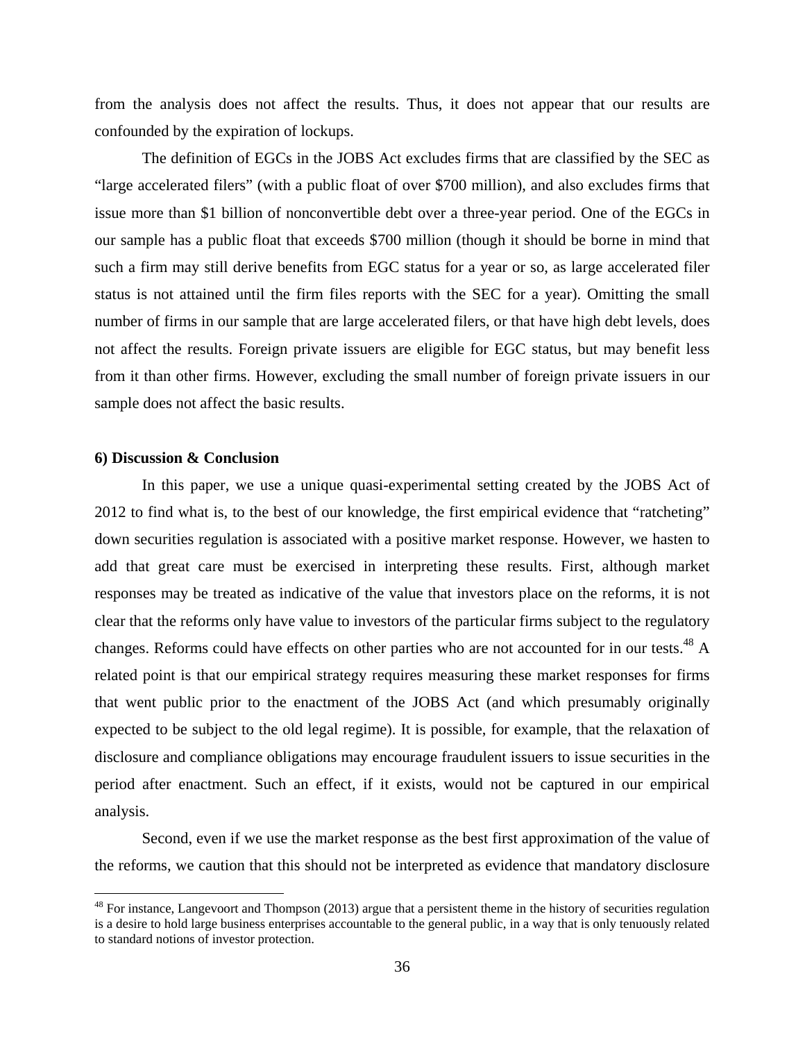from the analysis does not affect the results. Thus, it does not appear that our results are confounded by the expiration of lockups.

The definition of EGCs in the JOBS Act excludes firms that are classified by the SEC as "large accelerated filers" (with a public float of over $700 million), and also excludes firms that issue more than $1 billion of nonconvertible debt over a three-year period. One of the EGCs in our sample has a public float that exceeds $700 million (though it should be borne in mind that such a firm may still derive benefits from EGC status for a year or so, as large accelerated filer status is not attained until the firm files reports with the SEC for a year). Omitting the small number of firms in our sample that are large accelerated filers, or that have high debt levels, does not affect the results. Foreign private issuers are eligible for EGC status, but may benefit less from it than other firms. However, excluding the small number of foreign private issuers in our sample does not affect the basic results.

**6) Discussion & Conclusion**

In this paper, we use a unique quasi-experimental setting created by the JOBS Act of 2012 to find what is, to the best of our knowledge, the first empirical evidence that "ratcheting" down securities regulation is associated with a positive market response. However, we hasten to add that great care must be exercised in interpreting these results. First, although market responses may be treated as indicative of the value that investors place on the reforms, it is not clear that the reforms only have value to investors of the particular firms subject to the regulatory changes. Reforms could have effects on other parties who are not accounted for in our tests.[48] A related point is that our empirical strategy requires measuring these market responses for firms that went public prior to the enactment of the JOBS Act (and which presumably originally expected to be subject to the old legal regime). It is possible, for example, that the relaxation of disclosure and compliance obligations may encourage fraudulent issuers to issue securities in the period after enactment. Such an effect, if it exists, would not be captured in our empirical analysis.

Second, even if we use the market response as the best first approximation of the value of the reforms, we caution that this should not be interpreted as evidence that mandatory disclosure

[48] For instance, Langevoort and Thompson (2013) argue that a persistent theme in the history of securities regulation is a desire to hold large business enterprises accountable to the general public, in a way that is only tenuously related to standard notions of investor protection.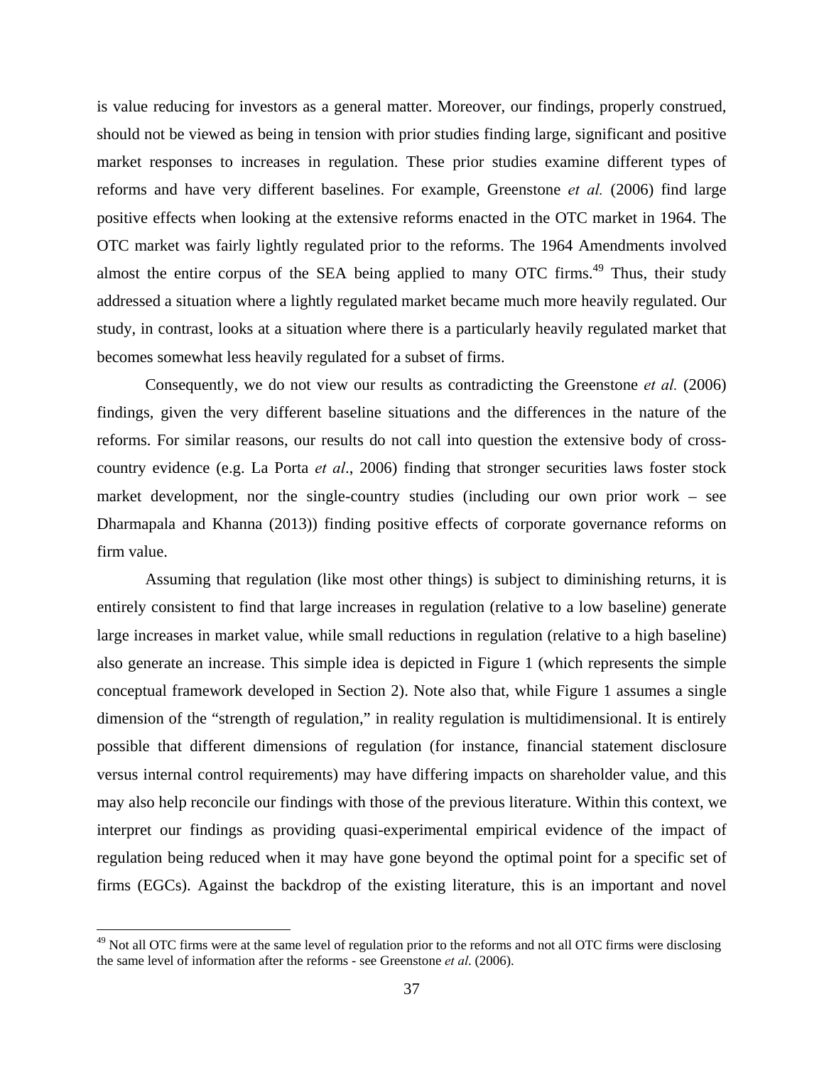is value reducing for investors as a general matter. Moreover, our findings, properly construed, should not be viewed as being in tension with prior studies finding large, significant and positive market responses to increases in regulation. These prior studies examine different types of reforms and have very different baselines. For example, Greenstone *et al.* (2006) find large positive effects when looking at the extensive reforms enacted in the OTC market in 1964. The OTC market was fairly lightly regulated prior to the reforms. The 1964 Amendments involved almost the entire corpus of the SEA being applied to many OTC firms.[49] Thus, their study addressed a situation where a lightly regulated market became much more heavily regulated. Our study, in contrast, looks at a situation where there is a particularly heavily regulated market that becomes somewhat less heavily regulated for a subset of firms.

Consequently, we do not view our results as contradicting the Greenstone *et al.* (2006) findings, given the very different baseline situations and the differences in the nature of the reforms. For similar reasons, our results do not call into question the extensive body of cross-country evidence (e.g. La Porta *et al*., 2006) finding that stronger securities laws foster stock market development, nor the single-country studies (including our own prior work – see Dharmapala and Khanna (2013)) finding positive effects of corporate governance reforms on firm value.

Assuming that regulation (like most other things) is subject to diminishing returns, it is entirely consistent to find that large increases in regulation (relative to a low baseline) generate large increases in market value, while small reductions in regulation (relative to a high baseline) also generate an increase. This simple idea is depicted in Figure 1 (which represents the simple conceptual framework developed in Section 2). Note also that, while Figure 1 assumes a single dimension of the "strength of regulation," in reality regulation is multidimensional. It is entirely possible that different dimensions of regulation (for instance, financial statement disclosure versus internal control requirements) may have differing impacts on shareholder value, and this may also help reconcile our findings with those of the previous literature. Within this context, we interpret our findings as providing quasi-experimental empirical evidence of the impact of regulation being reduced when it may have gone beyond the optimal point for a specific set of firms (EGCs). Against the backdrop of the existing literature, this is an important and novel

---

[49] Not all OTC firms were at the same level of regulation prior to the reforms and not all OTC firms were disclosing the same level of information after the reforms - see Greenstone *et al.* (2006).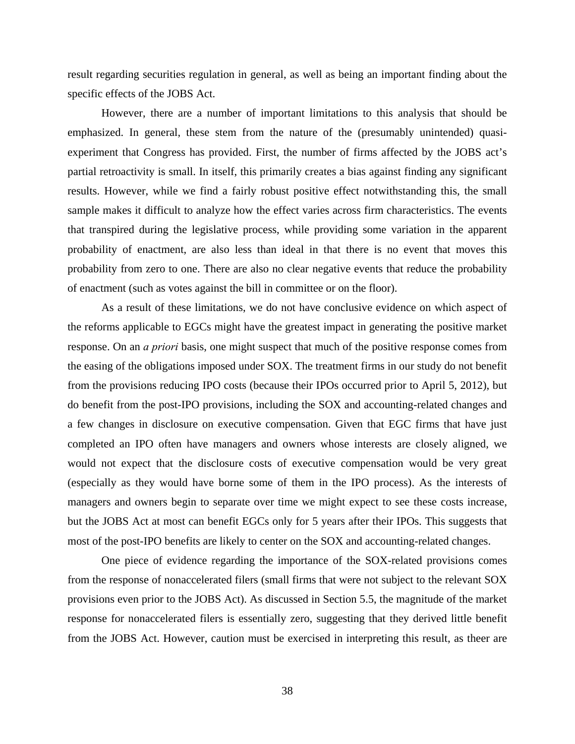result regarding securities regulation in general, as well as being an important finding about the specific effects of the JOBS Act.

However, there are a number of important limitations to this analysis that should be emphasized. In general, these stem from the nature of the (presumably unintended) quasi-experiment that Congress has provided. First, the number of firms affected by the JOBS act's partial retroactivity is small. In itself, this primarily creates a bias against finding any significant results. However, while we find a fairly robust positive effect notwithstanding this, the small sample makes it difficult to analyze how the effect varies across firm characteristics. The events that transpired during the legislative process, while providing some variation in the apparent probability of enactment, are also less than ideal in that there is no event that moves this probability from zero to one. There are also no clear negative events that reduce the probability of enactment (such as votes against the bill in committee or on the floor).

As a result of these limitations, we do not have conclusive evidence on which aspect of the reforms applicable to EGCs might have the greatest impact in generating the positive market response. On an *a priori* basis, one might suspect that much of the positive response comes from the easing of the obligations imposed under SOX. The treatment firms in our study do not benefit from the provisions reducing IPO costs (because their IPOs occurred prior to April 5, 2012), but do benefit from the post-IPO provisions, including the SOX and accounting-related changes and a few changes in disclosure on executive compensation. Given that EGC firms that have just completed an IPO often have managers and owners whose interests are closely aligned, we would not expect that the disclosure costs of executive compensation would be very great (especially as they would have borne some of them in the IPO process). As the interests of managers and owners begin to separate over time we might expect to see these costs increase, but the JOBS Act at most can benefit EGCs only for 5 years after their IPOs. This suggests that most of the post-IPO benefits are likely to center on the SOX and accounting-related changes.

One piece of evidence regarding the importance of the SOX-related provisions comes from the response of nonaccelerated filers (small firms that were not subject to the relevant SOX provisions even prior to the JOBS Act). As discussed in Section 5.5, the magnitude of the market response for nonaccelerated filers is essentially zero, suggesting that they derived little benefit from the JOBS Act. However, caution must be exercised in interpreting this result, as theer are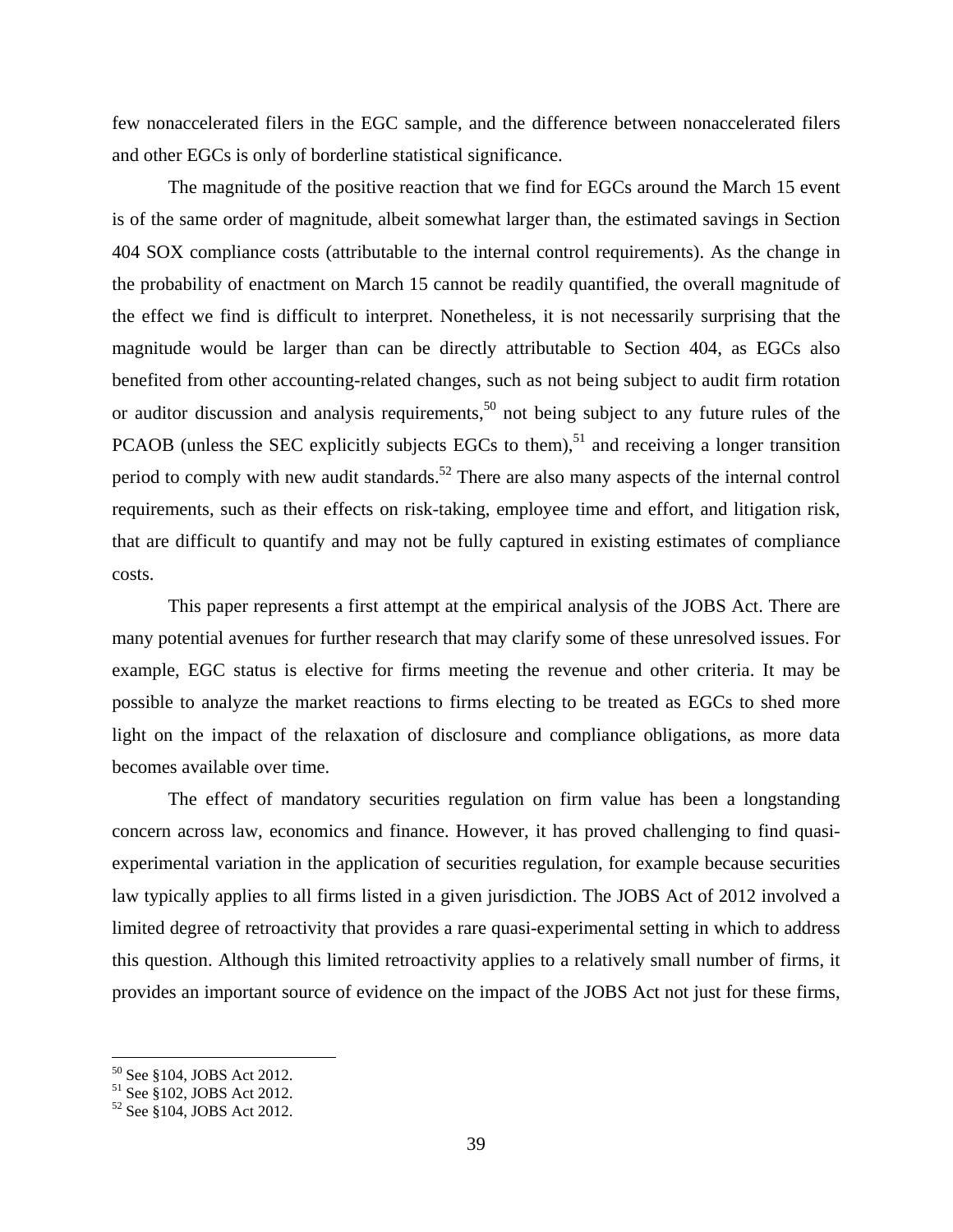few nonaccelerated filers in the EGC sample, and the difference between nonaccelerated filers and other EGCs is only of borderline statistical significance.

The magnitude of the positive reaction that we find for EGCs around the March 15 event is of the same order of magnitude, albeit somewhat larger than, the estimated savings in Section 404 SOX compliance costs (attributable to the internal control requirements). As the change in the probability of enactment on March 15 cannot be readily quantified, the overall magnitude of the effect we find is difficult to interpret. Nonetheless, it is not necessarily surprising that the magnitude would be larger than can be directly attributable to Section 404, as EGCs also benefited from other accounting-related changes, such as not being subject to audit firm rotation or auditor discussion and analysis requirements,[50] not being subject to any future rules of the PCAOB (unless the SEC explicitly subjects EGCs to them),[51] and receiving a longer transition period to comply with new audit standards.[52] There are also many aspects of the internal control requirements, such as their effects on risk-taking, employee time and effort, and litigation risk, that are difficult to quantify and may not be fully captured in existing estimates of compliance costs.

This paper represents a first attempt at the empirical analysis of the JOBS Act. There are many potential avenues for further research that may clarify some of these unresolved issues. For example, EGC status is elective for firms meeting the revenue and other criteria. It may be possible to analyze the market reactions to firms electing to be treated as EGCs to shed more light on the impact of the relaxation of disclosure and compliance obligations, as more data becomes available over time.

The effect of mandatory securities regulation on firm value has been a longstanding concern across law, economics and finance. However, it has proved challenging to find quasi-experimental variation in the application of securities regulation, for example because securities law typically applies to all firms listed in a given jurisdiction. The JOBS Act of 2012 involved a limited degree of retroactivity that provides a rare quasi-experimental setting in which to address this question. Although this limited retroactivity applies to a relatively small number of firms, it provides an important source of evidence on the impact of the JOBS Act not just for these firms,

[50] See §104, JOBS Act 2012.

[51] See §102, JOBS Act 2012.

[52] See §104, JOBS Act 2012.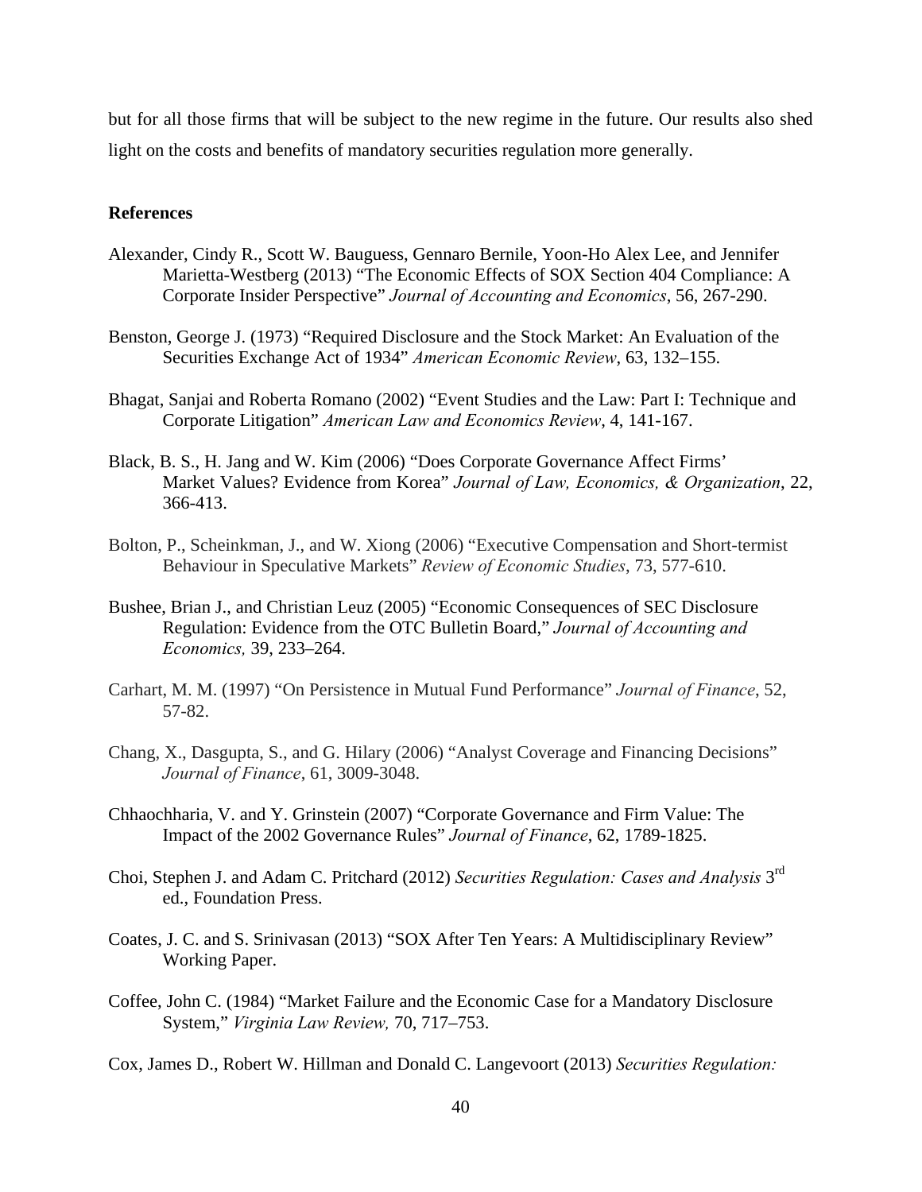but for all those firms that will be subject to the new regime in the future. Our results also shed light on the costs and benefits of mandatory securities regulation more generally.

**References**

Alexander, Cindy R., Scott W. Bauguess, Gennaro Bernile, Yoon-Ho Alex Lee, and Jennifer Marietta-Westberg (2013) "The Economic Effects of SOX Section 404 Compliance: A Corporate Insider Perspective" *Journal of Accounting and Economics*, 56, 267-290.

Benston, George J. (1973) "Required Disclosure and the Stock Market: An Evaluation of the Securities Exchange Act of 1934" *American Economic Review*, 63, 132–155.

Bhagat, Sanjai and Roberta Romano (2002) "Event Studies and the Law: Part I: Technique and Corporate Litigation" *American Law and Economics Review*, 4, 141-167.

Black, B. S., H. Jang and W. Kim (2006) "Does Corporate Governance Affect Firms' Market Values? Evidence from Korea" *Journal of Law, Economics, & Organization*, 22, 366-413.

Bolton, P., Scheinkman, J., and W. Xiong (2006) "Executive Compensation and Short-termist Behaviour in Speculative Markets" *Review of Economic Studies*, 73, 577-610.

Bushee, Brian J., and Christian Leuz (2005) "Economic Consequences of SEC Disclosure Regulation: Evidence from the OTC Bulletin Board," *Journal of Accounting and Economics,* 39, 233–264.

Carhart, M. M. (1997) "On Persistence in Mutual Fund Performance" *Journal of Finance*, 52, 57-82.

Chang, X., Dasgupta, S., and G. Hilary (2006) "Analyst Coverage and Financing Decisions" *Journal of Finance*, 61, 3009-3048.

Chhaochharia, V. and Y. Grinstein (2007) "Corporate Governance and Firm Value: The Impact of the 2002 Governance Rules" *Journal of Finance*, 62, 1789-1825.

Choi, Stephen J. and Adam C. Pritchard (2012) *Securities Regulation: Cases and Analysis* 3rd ed., Foundation Press.

Coates, J. C. and S. Srinivasan (2013) "SOX After Ten Years: A Multidisciplinary Review" Working Paper.

Coffee, John C. (1984) "Market Failure and the Economic Case for a Mandatory Disclosure System," *Virginia Law Review,* 70, 717–753.

Cox, James D., Robert W. Hillman and Donald C. Langevoort (2013) *Securities Regulation:*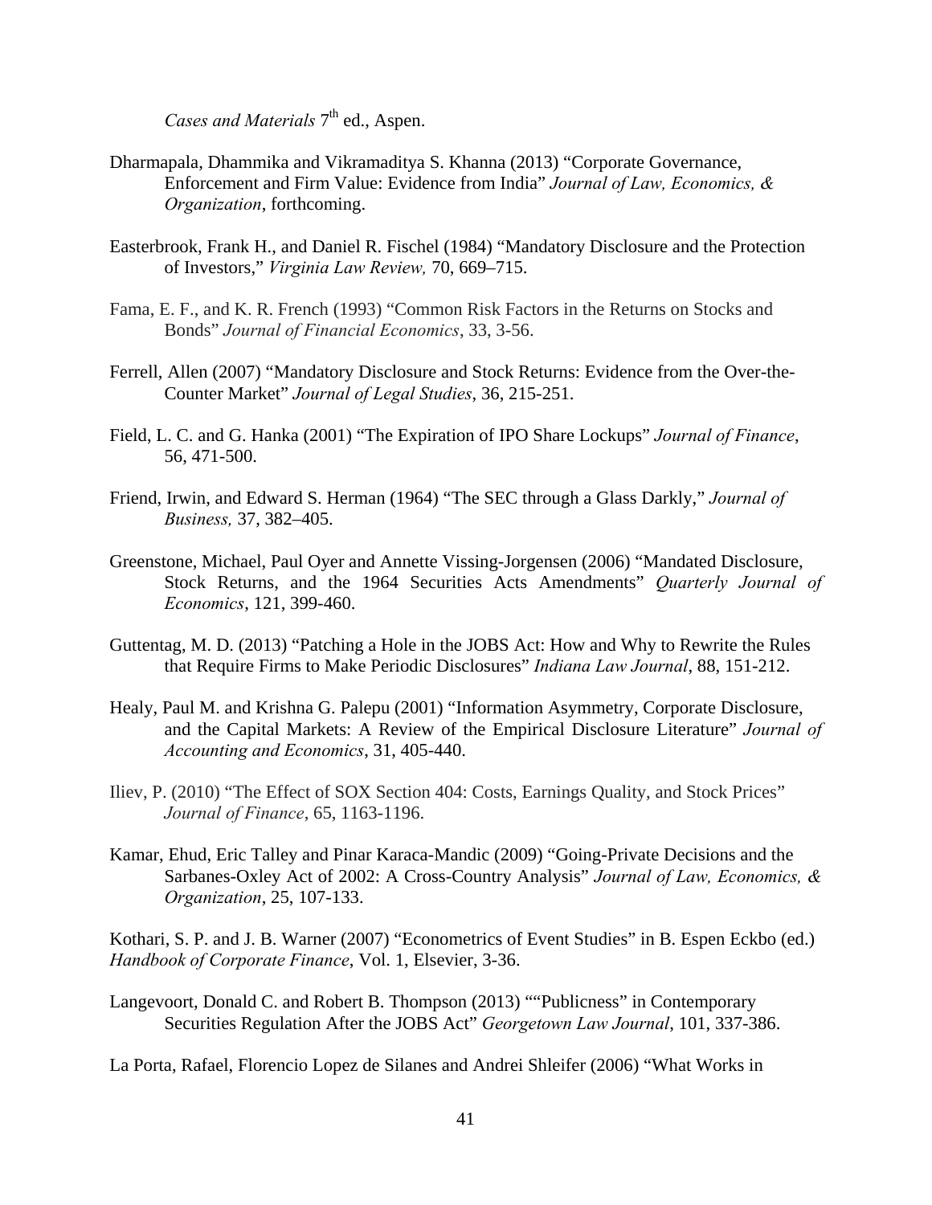*Cases and Materials* 7th ed., Aspen.

Dharmapala, Dhammika and Vikramaditya S. Khanna (2013) "Corporate Governance, Enforcement and Firm Value: Evidence from India" *Journal of Law, Economics, & Organization*, forthcoming.

Easterbrook, Frank H., and Daniel R. Fischel (1984) "Mandatory Disclosure and the Protection of Investors," *Virginia Law Review,* 70, 669–715.

Fama, E. F., and K. R. French (1993) "Common Risk Factors in the Returns on Stocks and Bonds" *Journal of Financial Economics*, 33, 3-56.

Ferrell, Allen (2007) "Mandatory Disclosure and Stock Returns: Evidence from the Over-the-Counter Market" *Journal of Legal Studies*, 36, 215-251.

Field, L. C. and G. Hanka (2001) "The Expiration of IPO Share Lockups" *Journal of Finance*, 56, 471-500.

Friend, Irwin, and Edward S. Herman (1964) "The SEC through a Glass Darkly," *Journal of Business,* 37, 382–405.

Greenstone, Michael, Paul Oyer and Annette Vissing-Jorgensen (2006) "Mandated Disclosure, Stock Returns, and the 1964 Securities Acts Amendments" *Quarterly Journal of Economics*, 121, 399-460.

Guttentag, M. D. (2013) "Patching a Hole in the JOBS Act: How and Why to Rewrite the Rules that Require Firms to Make Periodic Disclosures" *Indiana Law Journal*, 88, 151-212.

Healy, Paul M. and Krishna G. Palepu (2001) "Information Asymmetry, Corporate Disclosure, and the Capital Markets: A Review of the Empirical Disclosure Literature" *Journal of Accounting and Economics*, 31, 405-440.

Iliev, P. (2010) "The Effect of SOX Section 404: Costs, Earnings Quality, and Stock Prices" *Journal of Finance*, 65, 1163-1196.

Kamar, Ehud, Eric Talley and Pinar Karaca-Mandic (2009) "Going-Private Decisions and the Sarbanes-Oxley Act of 2002: A Cross-Country Analysis" *Journal of Law, Economics, & Organization*, 25, 107-133.

Kothari, S. P. and J. B. Warner (2007) "Econometrics of Event Studies" in B. Espen Eckbo (ed.) *Handbook of Corporate Finance*, Vol. 1, Elsevier, 3-36.

Langevoort, Donald C. and Robert B. Thompson (2013) ""Publicness" in Contemporary Securities Regulation After the JOBS Act" *Georgetown Law Journal*, 101, 337-386.

La Porta, Rafael, Florencio Lopez de Silanes and Andrei Shleifer (2006) "What Works in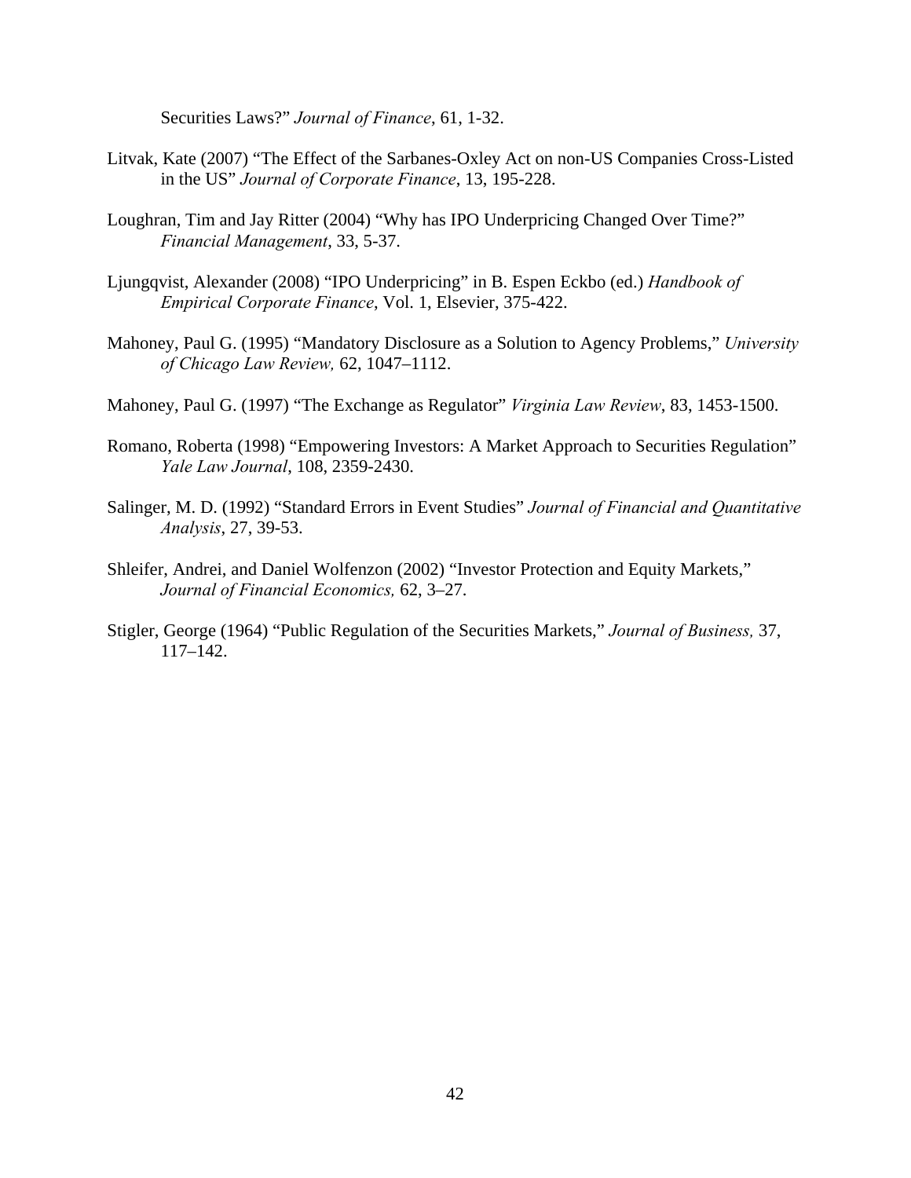Securities Laws?" *Journal of Finance*, 61, 1-32.

Litvak, Kate (2007) "The Effect of the Sarbanes-Oxley Act on non-US Companies Cross-Listed in the US" *Journal of Corporate Finance*, 13, 195-228.

Loughran, Tim and Jay Ritter (2004) "Why has IPO Underpricing Changed Over Time?" *Financial Management*, 33, 5-37.

Ljungqvist, Alexander (2008) "IPO Underpricing" in B. Espen Eckbo (ed.) *Handbook of Empirical Corporate Finance*, Vol. 1, Elsevier, 375-422.

Mahoney, Paul G. (1995) "Mandatory Disclosure as a Solution to Agency Problems," *University of Chicago Law Review,* 62, 1047–1112.

Mahoney, Paul G. (1997) "The Exchange as Regulator" *Virginia Law Review*, 83, 1453-1500.

Romano, Roberta (1998) "Empowering Investors: A Market Approach to Securities Regulation" *Yale Law Journal*, 108, 2359-2430.

Salinger, M. D. (1992) "Standard Errors in Event Studies" *Journal of Financial and Quantitative Analysis*, 27, 39-53.

Shleifer, Andrei, and Daniel Wolfenzon (2002) "Investor Protection and Equity Markets," *Journal of Financial Economics,* 62, 3–27.

Stigler, George (1964) "Public Regulation of the Securities Markets," *Journal of Business,* 37, 117–142.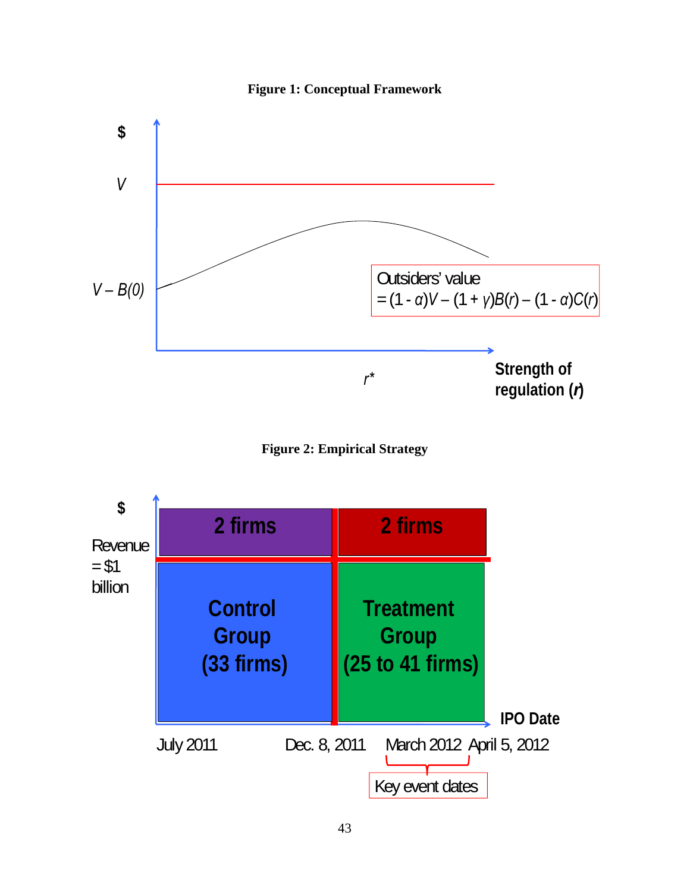**Figure 1: Conceptual Framework**

$

$V$

$V – B(0)$

Outsiders' value
$= (1 - \alpha)V – (1 + \gamma)B(r) – (1 - \alpha)C(r)$

$r^*$

Strength of regulation (*r*)

**Figure 2: Empirical Strategy**

$

Revenue = $1 billion

2 firms

2 firms

Control Group (33 firms)

Treatment Group (25 to 41 firms)

IPO Date

July 2011

Dec. 8, 2011

March 2012 April 5, 2012

Key event dates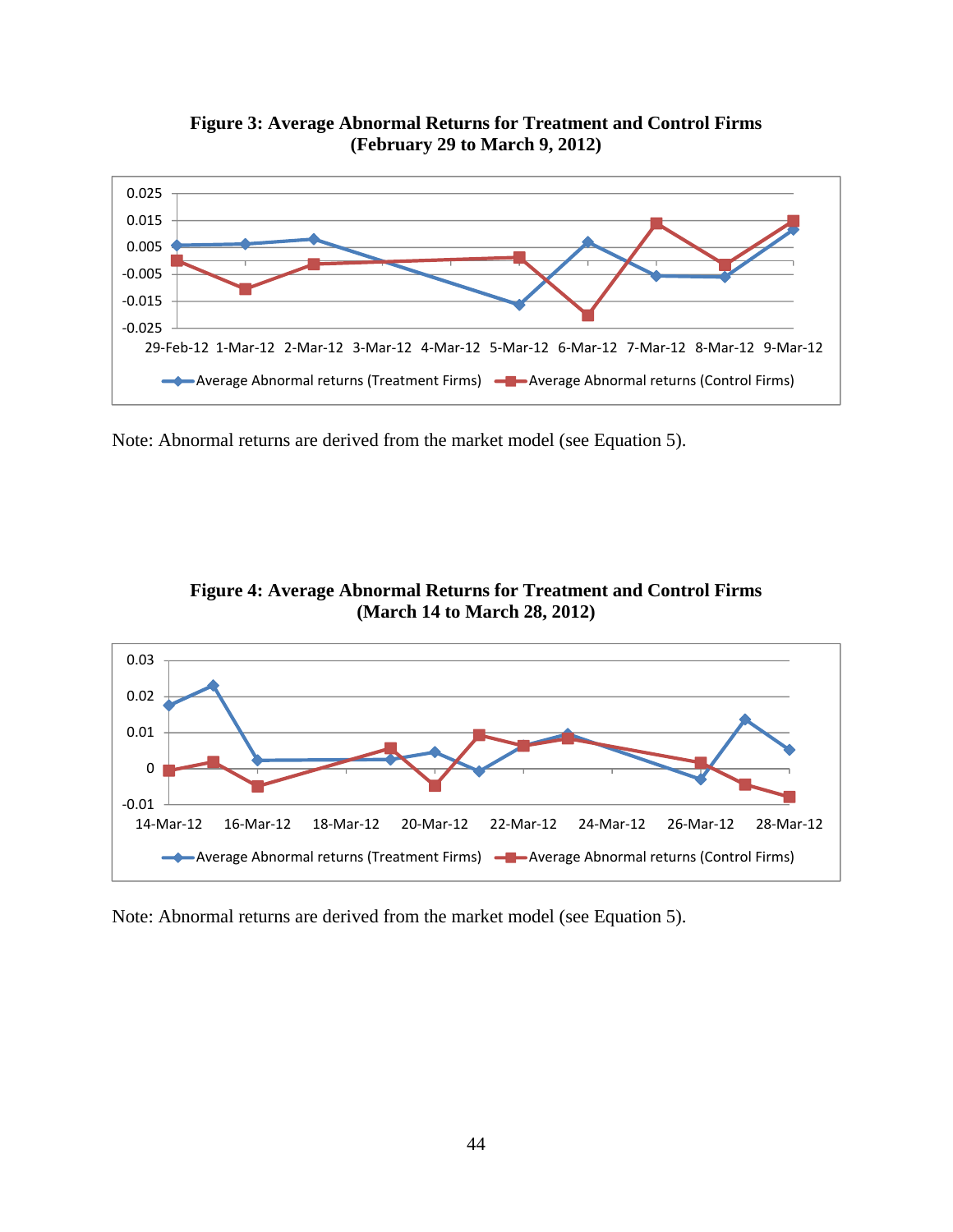**Figure 3: Average Abnormal Returns for Treatment and Control Firms (February 29 to March 9, 2012)**

Note: Abnormal returns are derived from the market model (see Equation 5).

**Figure 4: Average Abnormal Returns for Treatment and Control Firms (March 14 to March 28, 2012)**

Note: Abnormal returns are derived from the market model (see Equation 5).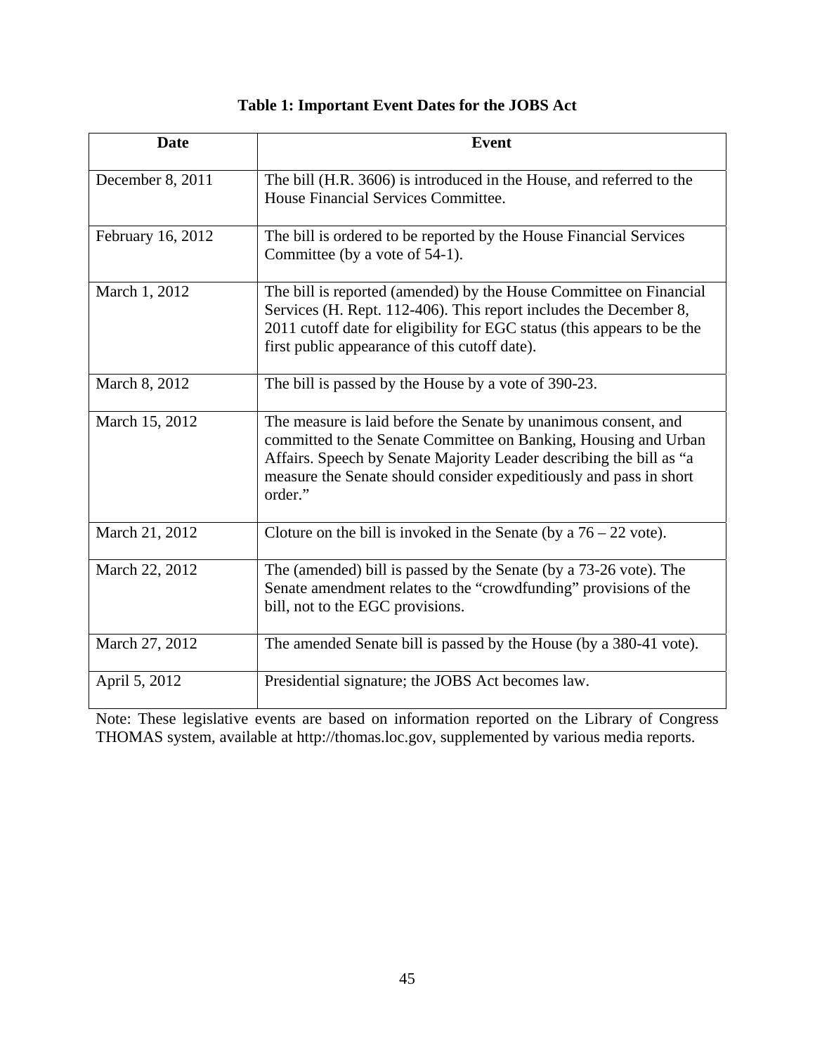**Table 1: Important Event Dates for the JOBS Act**

| Date | Event |
|---|---|
| December 8, 2011 | The bill (H.R. 3606) is introduced in the House, and referred to the House Financial Services Committee. |
| February 16, 2012 | The bill is ordered to be reported by the House Financial Services Committee (by a vote of 54-1). |
| March 1, 2012 | The bill is reported (amended) by the House Committee on Financial Services (H. Rept. 112-406). This report includes the December 8, 2011 cutoff date for eligibility for EGC status (this appears to be the first public appearance of this cutoff date). |
| March 8, 2012 | The bill is passed by the House by a vote of 390-23. |
| March 15, 2012 | The measure is laid before the Senate by unanimous consent, and committed to the Senate Committee on Banking, Housing and Urban Affairs. Speech by Senate Majority Leader describing the bill as "a measure the Senate should consider expeditiously and pass in short order." |
| March 21, 2012 | Cloture on the bill is invoked in the Senate (by a 76 – 22 vote). |
| March 22, 2012 | The (amended) bill is passed by the Senate (by a 73-26 vote). The Senate amendment relates to the "crowdfunding" provisions of the bill, not to the EGC provisions. |
| March 27, 2012 | The amended Senate bill is passed by the House (by a 380-41 vote). |
| April 5, 2012 | Presidential signature; the JOBS Act becomes law. |

Note: These legislative events are based on information reported on the Library of Congress THOMAS system, available at http://thomas.loc.gov, supplemented by various media reports.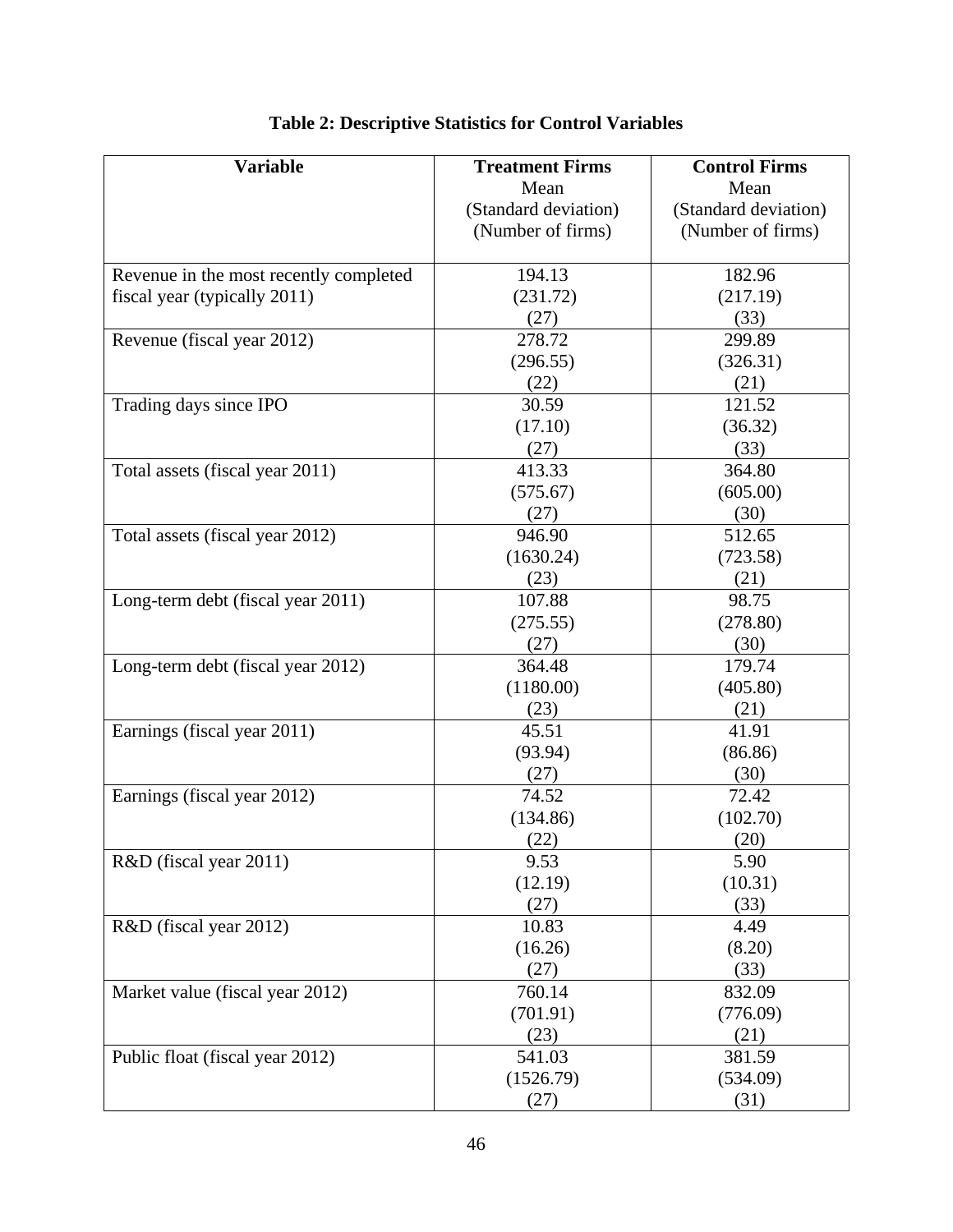**Table 2: Descriptive Statistics for Control Variables**

| Variable | Treatment Firms<br>Mean<br>(Standard deviation)<br>(Number of firms) | Control Firms<br>Mean<br>(Standard deviation)<br>(Number of firms) |
|---|---|---|
| Revenue in the most recently completed fiscal year (typically 2011) | 194.13<br>(231.72)<br>(27) | 182.96<br>(217.19)<br>(33) |
| Revenue (fiscal year 2012) | 278.72<br>(296.55)<br>(22) | 299.89<br>(326.31)<br>(21) |
| Trading days since IPO | 30.59<br>(17.10)<br>(27) | 121.52<br>(36.32)<br>(33) |
| Total assets (fiscal year 2011) | 413.33<br>(575.67)<br>(27) | 364.80<br>(605.00)<br>(30) |
| Total assets (fiscal year 2012) | 946.90<br>(1630.24)<br>(23) | 512.65<br>(723.58)<br>(21) |
| Long-term debt (fiscal year 2011) | 107.88<br>(275.55)<br>(27) | 98.75<br>(278.80)<br>(30) |
| Long-term debt (fiscal year 2012) | 364.48<br>(1180.00)<br>(23) | 179.74<br>(405.80)<br>(21) |
| Earnings (fiscal year 2011) | 45.51<br>(93.94)<br>(27) | 41.91<br>(86.86)<br>(30) |
| Earnings (fiscal year 2012) | 74.52<br>(134.86)<br>(22) | 72.42<br>(102.70)<br>(20) |
| R&D (fiscal year 2011) | 9.53<br>(12.19)<br>(27) | 5.90<br>(10.31)<br>(33) |
| R&D (fiscal year 2012) | 10.83<br>(16.26)<br>(27) | 4.49<br>(8.20)<br>(33) |
| Market value (fiscal year 2012) | 760.14<br>(701.91)<br>(23) | 832.09<br>(776.09)<br>(21) |
| Public float (fiscal year 2012) | 541.03<br>(1526.79)<br>(27) | 381.59<br>(534.09)<br>(31) |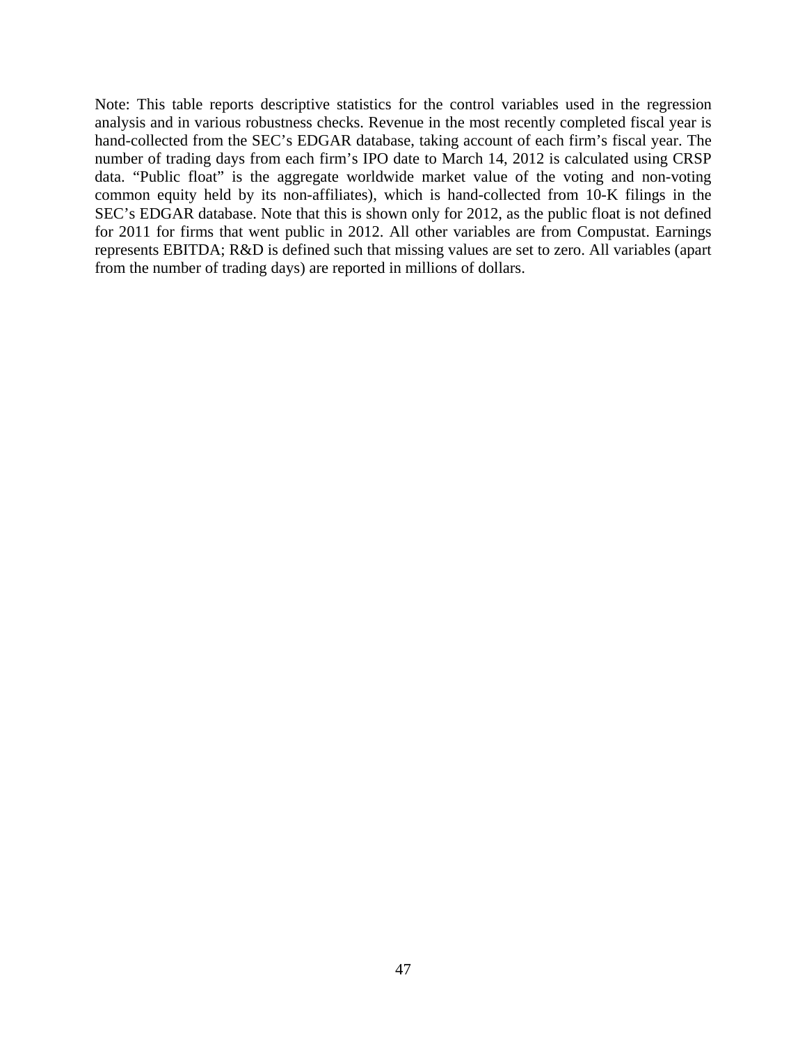Note: This table reports descriptive statistics for the control variables used in the regression analysis and in various robustness checks. Revenue in the most recently completed fiscal year is hand-collected from the SEC's EDGAR database, taking account of each firm's fiscal year. The number of trading days from each firm's IPO date to March 14, 2012 is calculated using CRSP data. "Public float" is the aggregate worldwide market value of the voting and non-voting common equity held by its non-affiliates), which is hand-collected from 10-K filings in the SEC's EDGAR database. Note that this is shown only for 2012, as the public float is not defined for 2011 for firms that went public in 2012. All other variables are from Compustat. Earnings represents EBITDA; R&D is defined such that missing values are set to zero. All variables (apart from the number of trading days) are reported in millions of dollars.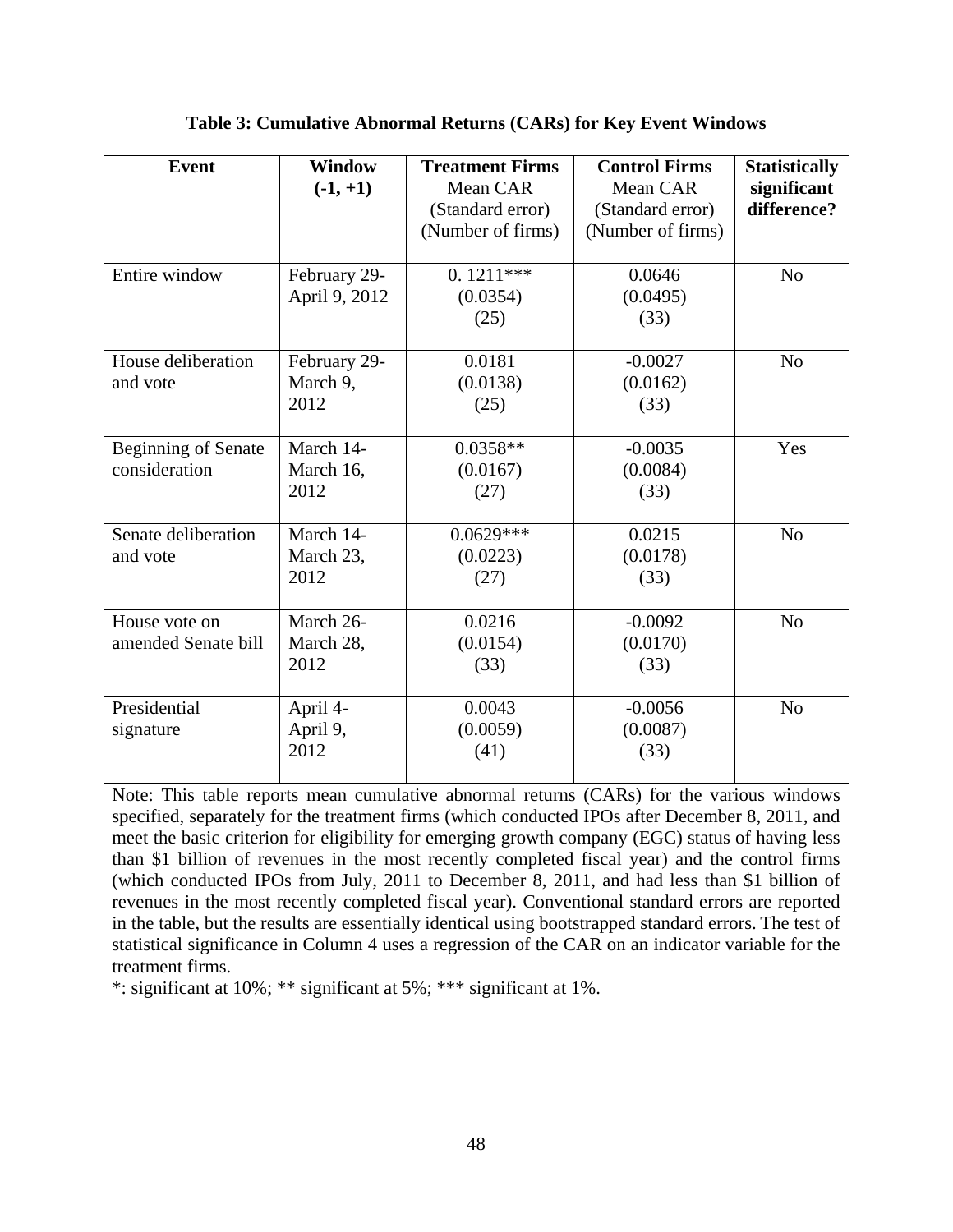**Table 3: Cumulative Abnormal Returns (CARs) for Key Event Windows**

| Event | Window (-1, +1) | Treatment Firms Mean CAR (Standard error) (Number of firms) | Control Firms Mean CAR (Standard error) (Number of firms) | Statistically significant difference? |
|---|---|---|---|---|
| Entire window | February 29-April 9, 2012 | 0. 1211*** (0.0354) (25) | 0.0646 (0.0495) (33) | No |
| House deliberation and vote | February 29-March 9, 2012 | 0.0181 (0.0138) (25) | -0.0027 (0.0162) (33) | No |
| Beginning of Senate consideration | March 14-March 16, 2012 | 0.0358** (0.0167) (27) | -0.0035 (0.0084) (33) | Yes |
| Senate deliberation and vote | March 14-March 23, 2012 | 0.0629*** (0.0223) (27) | 0.0215 (0.0178) (33) | No |
| House vote on amended Senate bill | March 26-March 28, 2012 | 0.0216 (0.0154) (33) | -0.0092 (0.0170) (33) | No |
| Presidential signature | April 4-April 9, 2012 | 0.0043 (0.0059) (41) | -0.0056 (0.0087) (33) | No |

Note: This table reports mean cumulative abnormal returns (CARs) for the various windows specified, separately for the treatment firms (which conducted IPOs after December 8, 2011, and meet the basic criterion for eligibility for emerging growth company (EGC) status of having less than $1 billion of revenues in the most recently completed fiscal year) and the control firms (which conducted IPOs from July, 2011 to December 8, 2011, and had less than $1 billion of revenues in the most recently completed fiscal year). Conventional standard errors are reported in the table, but the results are essentially identical using bootstrapped standard errors. The test of statistical significance in Column 4 uses a regression of the CAR on an indicator variable for the treatment firms.

*: significant at 10%; ** significant at 5%; *** significant at 1%.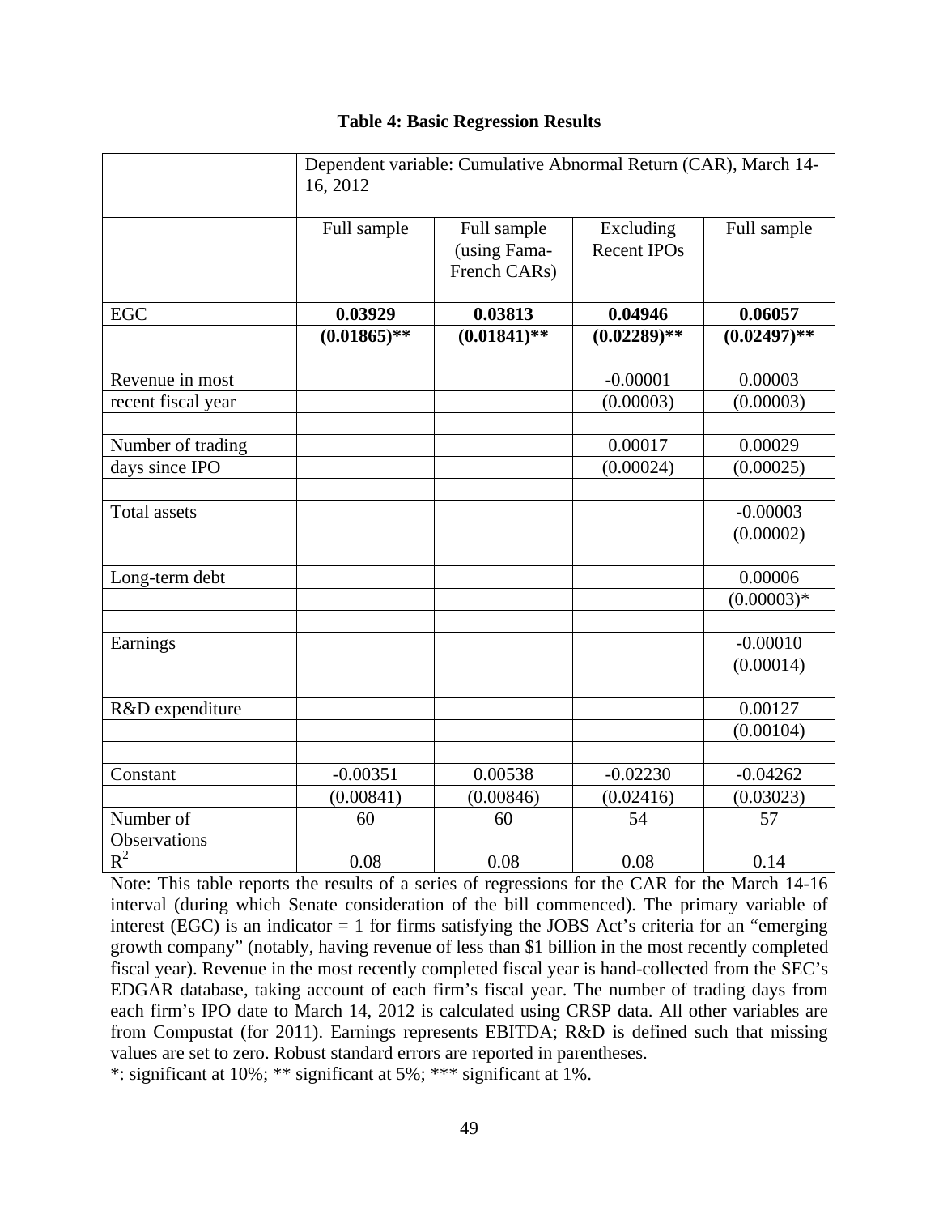**Table 4: Basic Regression Results**

| | Dependent variable: Cumulative Abnormal Return (CAR), March 14-16, 2012 | | | |
|---|---|---|---|---|
| | Full sample | Full sample (using Fama-French CARs) | Excluding Recent IPOs | Full sample |
| EGC | **0.03929** | **0.03813** | **0.04946** | **0.06057** |
| | **(0.01865)\*\*** | **(0.01841)\*\*** | **(0.02289)\*\*** | **(0.02497)\*\*** |
| | | | | |
| Revenue in most recent fiscal year | | | -0.00001 | 0.00003 |
| | | | (0.00003) | (0.00003) |
| | | | | |
| Number of trading days since IPO | | | 0.00017 | 0.00029 |
| | | | (0.00024) | (0.00025) |
| | | | | |
| Total assets | | | | -0.00003 |
| | | | | (0.00002) |
| | | | | |
| Long-term debt | | | | 0.00006 |
| | | | | (0.00003)\* |
| | | | | |
| Earnings | | | | -0.00010 |
| | | | | (0.00014) |
| | | | | |
| R&D expenditure | | | | 0.00127 |
| | | | | (0.00104) |
| | | | | |
| Constant | -0.00351 | 0.00538 | -0.02230 | -0.04262 |
| | (0.00841) | (0.00846) | (0.02416) | (0.03023) |
| Number of Observations | 60 | 60 | 54 | 57 |
| $R^2$ | 0.08 | 0.08 | 0.08 | 0.14 |

Note: This table reports the results of a series of regressions for the CAR for the March 14-16 interval (during which Senate consideration of the bill commenced). The primary variable of interest (EGC) is an indicator = 1 for firms satisfying the JOBS Act's criteria for an "emerging growth company" (notably, having revenue of less than \$1 billion in the most recently completed fiscal year). Revenue in the most recently completed fiscal year is hand-collected from the SEC's EDGAR database, taking account of each firm's fiscal year. The number of trading days from each firm's IPO date to March 14, 2012 is calculated using CRSP data. All other variables are from Compustat (for 2011). Earnings represents EBITDA; R&D is defined such that missing values are set to zero. Robust standard errors are reported in parentheses.

*: significant at 10%; ** significant at 5%; *** significant at 1%.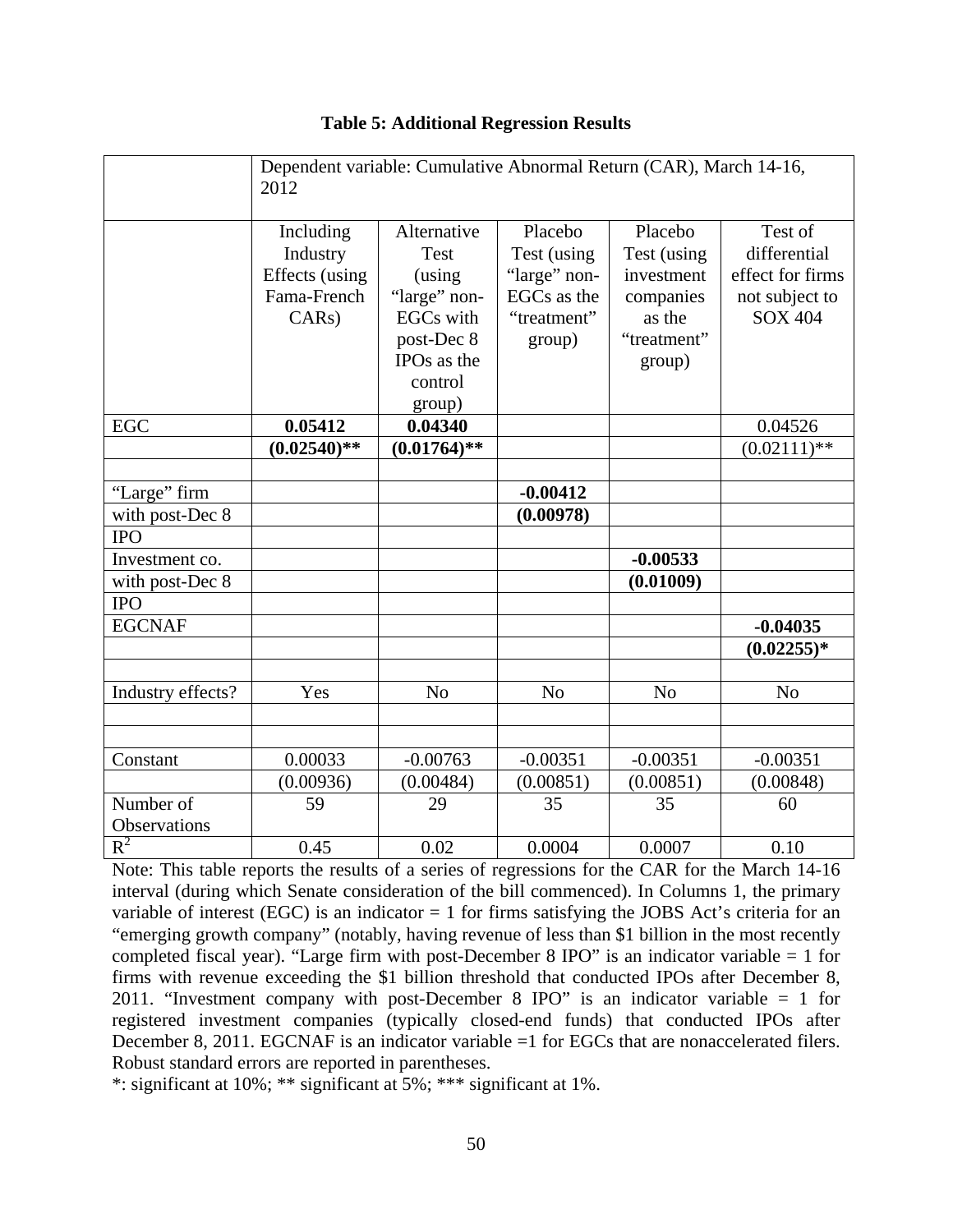**Table 5: Additional Regression Results**

| | Dependent variable: Cumulative Abnormal Return (CAR), March 14-16, 2012 | | | | |
|---|---|---|---|---|---|
| | Including Industry Effects (using Fama-French CARs) | Alternative Test (using "large" non-EGCs with post-Dec 8 IPOs as the control group) | Placebo Test (using "large" non-EGCs as the "treatment" group) | Placebo Test (using investment companies as the "treatment" group) | Test of differential effect for firms not subject to SOX 404 |
| EGC | **0.05412** | **0.04340** | | | 0.04526 |
| | **(0.02540)\*\*** | **(0.01764)\*\*** | | | (0.02111)\*\* |
| | | | | | |
| "Large" firm with post-Dec 8 IPO | | | **-0.00412** | | |
| | | | **(0.00978)** | | |
| Investment co. with post-Dec 8 IPO | | | | **-0.00533** | |
| | | | | **(0.01009)** | |
| EGCNAF | | | | | **-0.04035** |
| | | | | | **(0.02255)\*** |
| | | | | | |
| Industry effects? | Yes | No | No | No | No |
| | | | | | |
| | | | | | |
| Constant | 0.00033 | -0.00763 | -0.00351 | -0.00351 | -0.00351 |
| | (0.00936) | (0.00484) | (0.00851) | (0.00851) | (0.00848) |
| Number of Observations | 59 | 29 | 35 | 35 | 60 |
| $R^2$ | 0.45 | 0.02 | 0.0004 | 0.0007 | 0.10 |

Note: This table reports the results of a series of regressions for the CAR for the March 14-16 interval (during which Senate consideration of the bill commenced). In Columns 1, the primary variable of interest (EGC) is an indicator = 1 for firms satisfying the JOBS Act's criteria for an "emerging growth company" (notably, having revenue of less than $1 billion in the most recently completed fiscal year). "Large firm with post-December 8 IPO" is an indicator variable = 1 for firms with revenue exceeding the $1 billion threshold that conducted IPOs after December 8, 2011. "Investment company with post-December 8 IPO" is an indicator variable = 1 for registered investment companies (typically closed-end funds) that conducted IPOs after December 8, 2011. EGCNAF is an indicator variable =1 for EGCs that are nonaccelerated filers. Robust standard errors are reported in parentheses.

*: significant at 10%; ** significant at 5%; *** significant at 1%.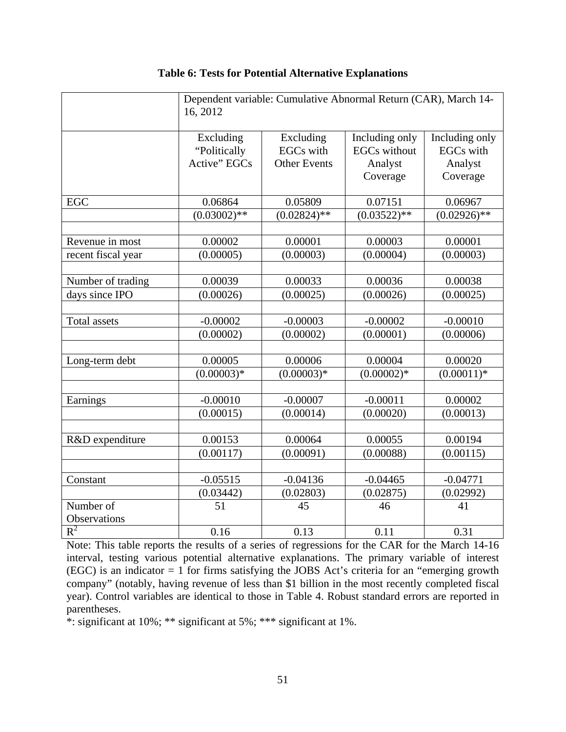**Table 6: Tests for Potential Alternative Explanations**

| | Dependent variable: Cumulative Abnormal Return (CAR), March 14-16, 2012 | | | |
|---|---|---|---|---|
| | Excluding "Politically Active" EGCs | Excluding EGCs with Other Events | Including only EGCs without Analyst Coverage | Including only EGCs with Analyst Coverage |
| EGC | 0.06864 | 0.05809 | 0.07151 | 0.06967 |
| | (0.03002)** | (0.02824)** | (0.03522)** | (0.02926)** |
| | | | | |
| Revenue in most recent fiscal year | 0.00002 | 0.00001 | 0.00003 | 0.00001 |
| | (0.00005) | (0.00003) | (0.00004) | (0.00003) |
| | | | | |
| Number of trading days since IPO | 0.00039 | 0.00033 | 0.00036 | 0.00038 |
| | (0.00026) | (0.00025) | (0.00026) | (0.00025) |
| | | | | |
| Total assets | -0.00002 | -0.00003 | -0.00002 | -0.00010 |
| | (0.00002) | (0.00002) | (0.00001) | (0.00006) |
| | | | | |
| Long-term debt | 0.00005 | 0.00006 | 0.00004 | 0.00020 |
| | (0.00003)* | (0.00003)* | (0.00002)* | (0.00011)* |
| | | | | |
| Earnings | -0.00010 | -0.00007 | -0.00011 | 0.00002 |
| | (0.00015) | (0.00014) | (0.00020) | (0.00013) |
| | | | | |
| R&D expenditure | 0.00153 | 0.00064 | 0.00055 | 0.00194 |
| | (0.00117) | (0.00091) | (0.00088) | (0.00115) |
| | | | | |
| Constant | -0.05515 | -0.04136 | -0.04465 | -0.04771 |
| | (0.03442) | (0.02803) | (0.02875) | (0.02992) |
| Number of Observations | 51 | 45 | 46 | 41 |
| $R^2$ | 0.16 | 0.13 | 0.11 | 0.31 |

Note: This table reports the results of a series of regressions for the CAR for the March 14-16 interval, testing various potential alternative explanations. The primary variable of interest (EGC) is an indicator = 1 for firms satisfying the JOBS Act's criteria for an "emerging growth company" (notably, having revenue of less than $1 billion in the most recently completed fiscal year). Control variables are identical to those in Table 4. Robust standard errors are reported in parentheses.

*: significant at 10%; ** significant at 5%; *** significant at 1%.